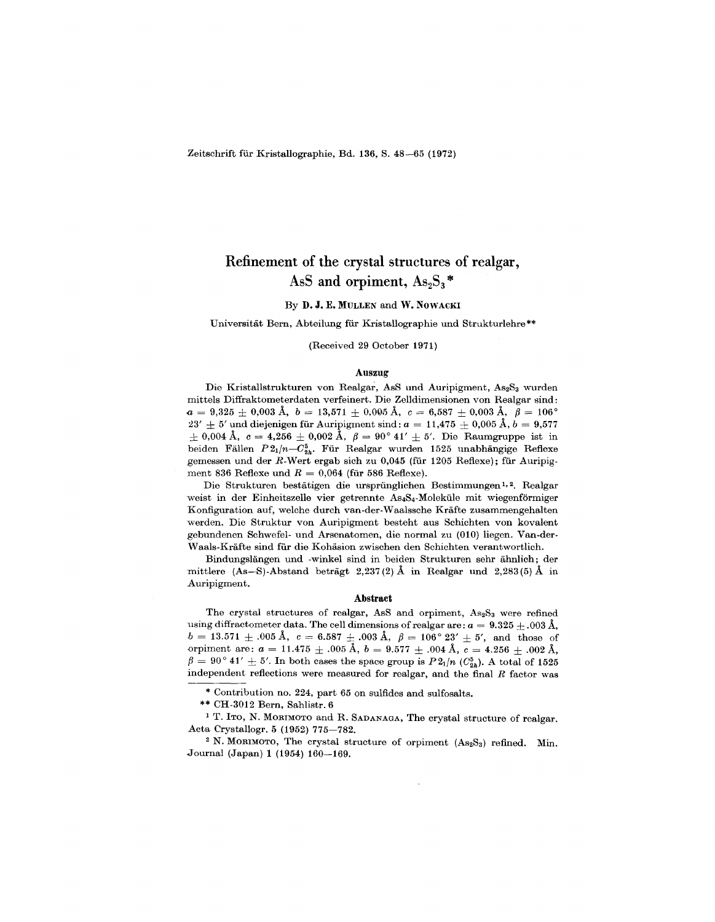Zeitschrift für Kristallographie, Bd. 136, S. 48–65 (1972)

# Refinement of the crystal structures of realgar, AsS and orpiment, $As_2S_3$*

By **D. J. E. Mullen** and **W. Nowacki**

Universität Bern, Abteilung für Kristallographie und Strukturlehre**

(Received 29 October 1971)

## Auszug

Die Kristallstrukturen von Realgar, AsS und Auripigment, $As_2S_3$ wurden mittels Diffraktometerdaten verfeinert. Die Zelldimensionen von Realgar sind: $a = 9{,}325 \pm 0{,}003$ Å, $b = 13{,}571 \pm 0{,}005$ Å, $c = 6{,}587 \pm 0{,}003$ Å, $\beta = 106°\ 23' \pm 5'$ und diejenigen für Auripigment sind: $a = 11{,}475 \pm 0{,}005$ Å, $b = 9{,}577 \pm 0{,}004$ Å, $c = 4{,}256 \pm 0{,}002$ Å, $\beta = 90°\ 41' \pm 5'$. Die Raumgruppe ist in beiden Fällen $P2_1/n - C_{2h}^5$. Für Realgar wurden 1525 unabhängige Reflexe gemessen und der $R$-Wert ergab sich zu 0,045 (für 1205 Reflexe); für Auripigment 836 Reflexe und $R = 0{,}064$ (für 586 Reflexe).

Die Strukturen bestätigen die ursprünglichen Bestimmungen[1,2]. Realgar weist in der Einheitszelle vier getrennte $As_4S_4$-Moleküle mit wiegenförmiger Konfiguration auf, welche durch van-der-Waalssche Kräfte zusammengehalten werden. Die Struktur von Auripigment besteht aus Schichten von kovalent gebundenen Schwefel- und Arsenatomen, die normal zu (010) liegen. Van-der-Waals-Kräfte sind für die Kohäsion zwischen den Schichten verantwortlich.

Bindungslängen und -winkel sind in beiden Strukturen sehr ähnlich; der mittlere (As–S)-Abstand beträgt 2,237(2) Å in Realgar und 2,283(5) Å in Auripigment.

## Abstract

The crystal structures of realgar, AsS and orpiment, $As_2S_3$ were refined using diffractometer data. The cell dimensions of realgar are: $a = 9.325 \pm .003$ Å, $b = 13.571 \pm .005$ Å, $c = 6.587 \pm .003$ Å, $\beta = 106°\ 23' \pm 5'$, and those of orpiment are: $a = 11.475 \pm .005$ Å, $b = 9.577 \pm .004$ Å, $c = 4.256 \pm .002$ Å, $\beta = 90°\ 41' \pm 5'$. In both cases the space group is $P2_1/n$ ($C_{2h}^5$). A total of 1525 independent reflections were measured for realgar, and the final $R$ factor was

---

* Contribution no. 224, part 65 on sulfides and sulfosalts.

** CH-3012 Bern, Sahlistr. 6

[1] T. Ito, N. Morimoto and R. Sadanaga, The crystal structure of realgar. Acta Crystallogr. 5 (1952) 775–782.

[2] N. Morimoto, The crystal structure of orpiment ($As_2S_3$) refined. Min. Journal (Japan) 1 (1954) 160–169.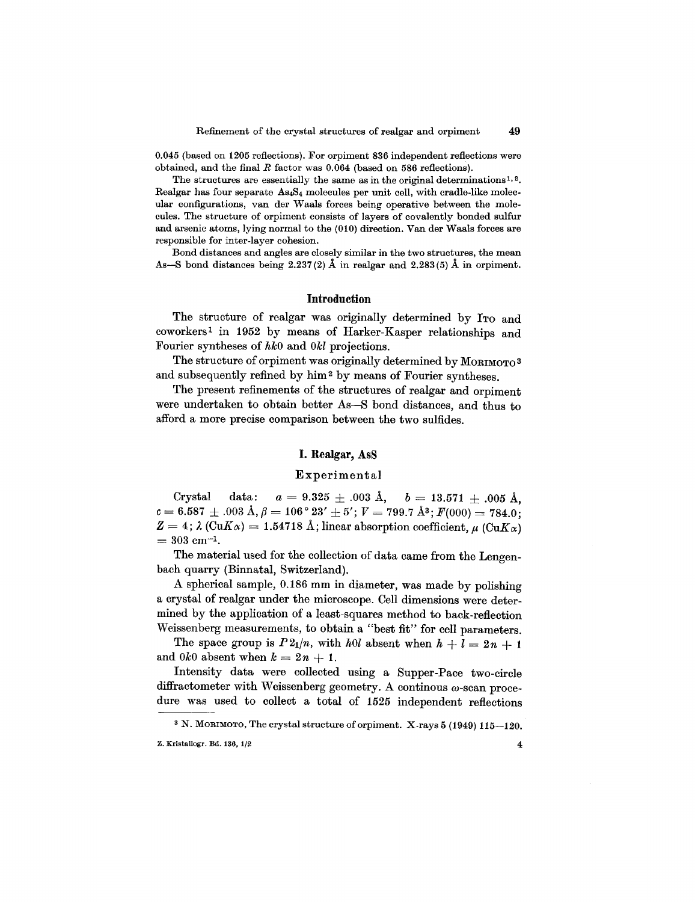0.045 (based on 1205 reflections). For orpiment 836 independent reflections were obtained, and the final $R$ factor was 0.064 (based on 586 reflections).

The structures are essentially the same as in the original determinations[1,2]. Realgar has four separate $As_4S_4$ molecules per unit cell, with cradle-like molecular configurations, van der Waals forces being operative between the molecules. The structure of orpiment consists of layers of covalently bonded sulfur and arsenic atoms, lying normal to the (010) direction. Van der Waals forces are responsible for inter-layer cohesion.

Bond distances and angles are closely similar in the two structures, the mean As—S bond distances being 2.237(2) Å in realgar and 2.283(5) Å in orpiment.

## Introduction

The structure of realgar was originally determined by ITO and coworkers[1] in 1952 by means of Harker-Kasper relationships and Fourier syntheses of $hk0$ and $0kl$ projections.

The structure of orpiment was originally determined by MORIMOTO[3] and subsequently refined by him[2] by means of Fourier syntheses.

The present refinements of the structures of realgar and orpiment were undertaken to obtain better As—S bond distances, and thus to afford a more precise comparison between the two sulfides.

## I. Realgar, AsS

### Experimental

Crystal data: $a = 9.325 \pm .003$ Å, $b = 13.571 \pm .005$ Å, $c = 6.587 \pm .003$ Å, $\beta = 106° 23' \pm 5'$; $V = 799.7$ Å$^3$; $F(000) = 784.0$; $Z = 4$; $\lambda$ (Cu$K\alpha$) = 1.54718 Å; linear absorption coefficient, $\mu$ (Cu$K\alpha$) = 303 cm$^{-1}$.

The material used for the collection of data came from the Lengenbach quarry (Binnatal, Switzerland).

A spherical sample, 0.186 mm in diameter, was made by polishing a crystal of realgar under the microscope. Cell dimensions were determined by the application of a least-squares method to back-reflection Weissenberg measurements, to obtain a "best fit" for cell parameters.

The space group is $P2_1/n$, with $h0l$ absent when $h + l = 2n + 1$ and $0k0$ absent when $k = 2n + 1$.

Intensity data were collected using a Supper-Pace two-circle diffractometer with Weissenberg geometry. A continous $\omega$-scan procedure was used to collect a total of 1525 independent reflections

[3] N. MORIMOTO, The crystal structure of orpiment. X-rays 5 (1949) 115—120.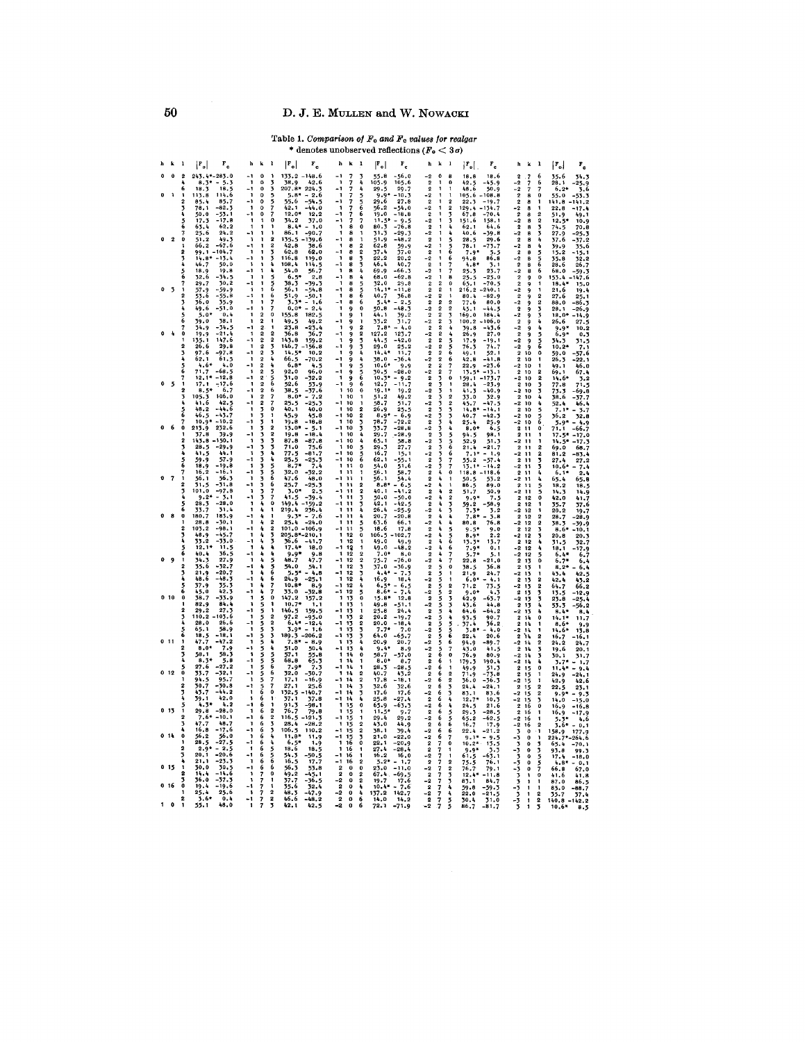Table 1. *Comparison of $F_o$ and $F_c$ values for realgar*

\* denotes unobserved reflections ($F_o < 3\sigma$)

| h | k | l | $\|F_o\|$ | $F_c$ |
|---|---|---|---|---|
| 0 | 0 | 2 | 243.4* | -283.0 |
| | | 4 | 8.3* | -5.3 |
| | | 6 | 18.3 | 18.5 |
| 0 | 1 | 1 | 113.8 | 114.6 |
| | | 2 | 85.4 | 85.7 |
| | | 3 | 78.1 | -82.3 |
| | | 4 | 50.0 | -53.1 |
| | | 5 | 17.3 | -17.8 |
| | | 6 | 63.4 | 62.2 |
| | | 7 | 25.6 | 24.2 |
| 0 | 2 | 0 | 51.2 | 49.3 |
| | | 1 | 66.2 | -67.6 |
| | | 2 | 99.1 | -104.7 |
| | | 3 | 14.8* | -13.4 |
| | | 4 | 46.7 | 50.0 |
| | | 5 | 18.9 | 19.8 |
| | | 6 | 32.6 | -34.5 |
| | | 7 | 29.7 | 30.2 |
| 0 | 3 | 1 | 57.9 | -59.9 |
| | | 2 | 53.6 | -55.8 |
| | | 3 | 36.0 | 35.9 |
| | | 4 | 49.6 | -51.0 |
| | | 5 | 5.0* | 0.4 |
| | | 6 | 39.0 | 38.1 |
| | | 7 | 34.9 | -34.5 |
| 0 | 4 | 0 | 19.9 | -21.4 |
| | | 1 | 135.1 | 147.6 |
| | | 2 | 26.6 | 29.8 |
| | | 3 | 97.6 | -97.8 |
| | | 4 | 62.1 | 61.5 |
| | | 5 | 4.6* | 4.0 |
| | | 6 | 71.7 | -68.5 |
| | | 7 | 12.1* | -12.8 |
| 0 | 5 | 1 | 17.1 | -17.6 |
| | | 2 | 8.5* | 6.7 |
| | | 3 | 105.3 | 106.0 |
| | | 4 | 41.6 | 42.5 |
| | | 5 | 48.2 | -44.6 |
| | | 6 | 46.5 | -43.7 |
| | | 7 | 10.9* | -10.2 |
| 0 | 6 | 0 | 213.9 | 232.6 |
| | | 1 | 37.8 | 39.9 |
| | | 2 | 143.8 | -150.1 |
| | | 3 | 28.5 | -29.9 |
| | | 4 | 41.5 | 44.1 |
| | | 5 | 59.9 | 57.9 |
| | | 6 | 18.9 | -19.8 |
| | | 7 | 16.2 | -16.1 |
| 0 | 7 | 1 | 56.1 | 56.3 |
| | | 2 | 31.5 | -31.8 |
| | | 3 | 101.0 | -97.8 |
| | | 4 | 9.2* | -3.1 |
| | | 5 | 28.3 | -28.0 |
| | | 6 | 33.7 | 31.4 |
| 0 | 8 | 0 | 180.7 | 185.9 |
| | | 1 | 28.8 | -30.1 |
| | | 2 | 103.2 | -98.1 |
| | | 3 | 48.9 | -45.7 |
| | | 4 | 33.2 | -33.0 |
| | | 5 | 12.1* | 11.5 |
| | | 6 | 40.4 | 36.5 |
| 0 | 9 | 1 | 34.3 | 27.9 |
| | | 2 | 35.6 | -32.7 |
| | | 3 | 21.9 | -20.7 |
| | | 4 | 48.6 | -48.3 |
| | | 5 | 37.9 | 35.3 |
| | | 6 | 45.0 | 42.3 |
| 0 | 10 | 0 | 38.7 | -33.9 |
| | | 1 | 82.9 | 84.4 |
| | | 2 | 29.2 | 27.3 |
| | | 3 | 110.2 | -103.6 |
| | | 4 | 28.0 | 26.6 |
| | | 5 | 65.1 | 58.9 |
| | | 6 | 18.5 | -18.1 |
| 0 | 11 | 1 | 47.7 | -47.2 |
| | | 2 | 8.0* | 7.9 |
| | | 3 | 58.1 | 58.3 |
| | | 4 | 8.3* | 5.8 |
| | | 5 | 27.6 | -27.2 |
| 0 | 12 | 0 | 33.7 | -32.1 |
| | | 1 | 94.5 | 95.7 |
| | | 2 | 30.7 | -30.8 |
| | | 3 | 43.7 | -44.2 |
| | | 4 | 39.1 | 42.0 |
| | | 5 | 4.3* | 4.2 |
| 0 | 13 | 1 | 29.8 | -28.0 |
| | | 2 | 7.6* | -10.1 |
| | | 3 | 47.7 | 48.7 |
| | | 4 | 16.8 | -17.6 |
| 0 | 14 | 0 | 56.2 | 56.0 |
| | | 1 | 28.5 | -27.5 |
| | | 2 | 2.9* | -2.5 |
| | | 3 | 20.1 | -20.6 |
| | | 4 | 21.1 | -23.3 |
| 0 | 15 | 1 | 30.0 | 30.5 |
| | | 2 | 14.4 | -14.6 |
| | | 3 | 36.0 | -37.3 |
| 0 | 16 | 0 | 19.4 | -19.6 |
| | | 1 | 25.4 | 25.6 |
| | | 2 | 3.6* | 0.4 |
| 1 | 0 | 1 | 55.1 | 48.0 |
| -1 | 0 | 1 | 133.2 | -148.6 |
| 1 | 0 | 3 | 38.9 | 42.6 |
| -1 | 0 | 3 | 207.8* | 224.3 |
| 1 | 0 | 5 | 5.8* | -2.6 |
| -1 | 0 | 5 | 55.6 | -54.5 |
| 1 | 0 | 7 | 42.1 | -44.0 |
| -1 | 0 | 7 | 12.0* | 12.2 |
| 1 | 1 | 0 | 34.2 | 37.0 |
| 1 | 1 | 1 | 8.4* | -1.0 |
| -1 | 1 | 1 | 86.1 | -90.7 |
| 1 | 1 | 2 | 135.5 | -139.6 |
| -1 | 1 | 2 | 42.8 | 38.6 |
| 1 | 1 | 3 | 62.8 | 62.0 |
| -1 | 1 | 3 | 116.8 | 119.0 |
| 1 | 1 | 4 | 108.4 | 114.5 |
| -1 | 1 | 4 | 54.0 | 56.7 |
| 1 | 1 | 5 | 6.5* | 2.8 |
| -1 | 1 | 5 | 38.5 | -39.3 |
| 1 | 1 | 6 | 56.1 | -54.8 |
| -1 | 1 | 6 | 51.9 | -50.1 |
| 1 | 1 | 7 | 3.3* | -1.6 |
| -1 | 1 | 7 | 0.0* | -2.4 |
| 1 | 2 | 0 | 155.8 | 182.5 |
| 1 | 2 | 1 | 49.5 | 49.2 |
| -1 | 2 | 1 | 23.8 | -23.4 |
| 1 | 2 | 2 | 36.8 | 36.7 |
| -1 | 2 | 2 | 143.8 | 159.2 |
| 1 | 2 | 3 | 146.7 | -156.8 |
| -1 | 2 | 3 | 14.5* | 10.2 |
| 1 | 2 | 4 | 66.5 | -70.2 |
| -1 | 2 | 4 | 6.8* | 4.5 |
| 1 | 2 | 5 | 92.0 | 96.0 |
| -1 | 2 | 5 | 31.0 | -32.2 |
| 1 | 2 | 6 | 52.6 | 53.9 |
| -1 | 2 | 6 | 38.5 | -37.6 |
| 1 | 2 | 7 | 8.0* | -7.2 |
| -1 | 2 | 7 | 25.5 | -25.3 |
| 1 | 3 | 0 | 40.1 | 40.0 |
| 1 | 3 | 1 | 45.9 | 45.8 |
| -1 | 3 | 1 | 19.8 | -18.8 |
| 1 | 3 | 2 | 13.0* | -5.1 |
| -1 | 3 | 2 | 19.8 | -18.4 |
| 1 | 3 | 3 | 87.8 | -87.8 |
| -1 | 3 | 3 | 71.0 | 75.6 |
| 1 | 3 | 4 | 77.5 | -81.7 |
| -1 | 3 | 4 | 25.5 | -25.3 |
| 1 | 3 | 5 | 8.7* | 7.4 |
| -1 | 3 | 5 | 32.0 | -32.2 |
| 1 | 3 | 6 | 47.6 | 48.0 |
| -1 | 3 | 6 | 25.7 | -25.3 |
| 1 | 3 | 7 | 3.0* | 2.5 |
| -1 | 3 | 7 | 41.5 | -39.4 |
| 1 | 4 | 0 | 149.4 | -159.2 |
| 1 | 4 | 1 | 219.4 | 236.4 |
| -1 | 4 | 1 | 9.3* | -7.6 |
| 1 | 4 | 2 | 25.4 | -24.0 |
| -1 | 4 | 2 | 101.0 | -106.9 |
| 1 | 4 | 3 | 205.8* | -210.1 |
| -1 | 4 | 3 | 36.6 | -41.7 |
| 1 | 4 | 4 | 17.4* | 18.0 |
| -1 | 4 | 4 | 9.9* | 9.8 |
| 1 | 4 | 5 | 48.7 | 47.7 |
| -1 | 4 | 5 | 54.0 | 54.1 |
| 1 | 4 | 6 | 5.5* | -4.8 |
| -1 | 4 | 6 | 24.9 | -25.1 |
| 1 | 4 | 7 | 10.8* | 8.9 |
| -1 | 4 | 7 | 33.0 | -32.8 |
| 1 | 5 | 0 | 147.2 | 157.2 |
| 1 | 5 | 1 | 10.7* | 1.1 |
| -1 | 5 | 1 | 146.5 | 159.5 |
| 1 | 5 | 2 | 97.2 | -95.0 |
| -1 | 5 | 2 | 6.4* | -12.4 |
| 1 | 5 | 3 | 3.9* | -1.6 |
| -1 | 5 | 3 | 189.3 | -206.2 |
| 1 | 5 | 4 | 7.8* | -8.9 |
| -1 | 5 | 4 | 51.0 | 50.4 |
| 1 | 5 | 5 | 57.1 | 55.8 |
| -1 | 5 | 5 | 66.8 | 65.3 |
| 1 | 5 | 6 | 7.9* | 7.3 |
| -1 | 5 | 6 | 32.0 | -30.7 |
| 1 | 5 | 7 | 17.1 | -16.9 |
| -1 | 5 | 7 | 27.1 | 25.6 |
| 1 | 6 | 0 | 132.5 | -140.7 |
| 1 | 6 | 1 | 37.1 | 37.8 |
| -1 | 6 | 1 | 91.3 | -98.1 |
| 1 | 6 | 2 | 76.7 | 79.8 |
| -1 | 6 | 2 | 116.5 | -121.3 |
| 1 | 6 | 3 | 28.4 | -28.2 |
| -1 | 6 | 3 | 106.5 | 110.2 |
| 1 | 6 | 4 | 11.8* | 11.9 |
| -1 | 6 | 4 | 6.5* | 1.9 |
| 1 | 6 | 5 | 18.6 | 18.5 |
| -1 | 6 | 5 | 54.3 | -50.5 |
| 1 | 6 | 6 | 16.5 | 17.7 |
| -1 | 6 | 6 | 56.3 | 53.8 |
| 1 | 7 | 0 | 49.2 | -45.1 |
| 1 | 7 | 1 | 37.7 | -36.5 |
| -1 | 7 | 1 | 35.6 | 32.4 |
| 1 | 7 | 2 | 48.3 | -47.9 |
| -1 | 7 | 2 | 46.6 | -48.2 |
| 1 | 7 | 3 | 42.1 | 42.5 |
| -1 | 7 | 3 | 55.8 | -56.0 |
| 1 | 7 | 4 | 105.9 | 105.6 |
| -1 | 7 | 4 | 29.5 | 29.7 |
| 1 | 7 | 5 | 9.9* | -10.3 |
| -1 | 7 | 5 | 29.6 | 27.8 |
| 1 | 7 | 6 | 56.2 | -54.0 |
| -1 | 7 | 6 | 19.0 | -18.8 |
| -1 | 7 | 7 | 11.5* | -9.5 |
| 1 | 8 | 0 | 80.3 | -76.8 |
| 1 | 8 | 1 | 31.3 | -29.3 |
| -1 | 8 | 1 | 51.9 | -48.2 |
| 1 | 8 | 2 | 62.8 | 59.9 |
| -1 | 8 | 2 | 37.4 | 37.0 |
| 1 | 8 | 3 | 22.2 | 20.2 |
| -1 | 8 | 3 | 46.4 | 40.7 |
| 1 | 8 | 4 | 69.9 | -66.3 |
| -1 | 8 | 4 | 68.0 | -62.8 |
| 1 | 8 | 5 | 32.0 | 29.8 |
| -1 | 8 | 5 | 14.1* | -11.8 |
| 1 | 8 | 6 | 40.7 | 36.8 |
| -1 | 8 | 6 | 5.4* | -2.5 |
| 1 | 9 | 0 | 50.8 | -48.3 |
| 1 | 9 | 1 | 44.1 | 39.2 |
| -1 | 9 | 1 | 33.2 | 31.7 |
| 1 | 9 | 2 | 7.8* | -4.0 |
| -1 | 9 | 2 | 127.2 | 123.7 |
| 1 | 9 | 3 | 44.3 | -42.0 |
| -1 | 9 | 3 | 29.0 | 25.2 |
| 1 | 9 | 4 | 14.4* | 11.7 |
| -1 | 9 | 4 | 38.0 | -36.4 |
| 1 | 9 | 5 | 10.6* | 9.9 |
| -1 | 9 | 5 | 30.5 | -28.0 |
| 1 | 9 | 6 | 10.3* | 9.2 |
| -1 | 9 | 6 | 12.7 | -11.7 |
| 1 | 10 | 0 | 19.1* | 19.2 |
| 1 | 10 | 1 | 51.2 | 49.2 |
| -1 | 10 | 1 | 58.7 | 51.7 |
| 1 | 10 | 2 | 26.9 | 25.5 |
| -1 | 10 | 2 | 8.9* | -6.9 |
| 1 | 10 | 3 | 78.7 | -72.2 |
| -1 | 10 | 3 | 33.7 | -28.6 |
| 1 | 10 | 4 | 29.7 | -28.9 |
| -1 | 10 | 4 | 65.1 | 58.8 |
| 1 | 10 | 5 | 29.3 | 27.7 |
| -1 | 10 | 5 | 16.7 | 15.1 |
| -1 | 10 | 6 | 62.1 | -55.1 |
| 1 | 11 | 0 | 54.0 | 51.6 |
| 1 | 11 | 1 | 56.1 | 58.7 |
| -1 | 11 | 1 | 56.1 | 54.4 |
| 1 | 11 | 2 | 8.8* | -6.3 |
| -1 | 11 | 2 | 40.1 | -41.2 |
| 1 | 11 | 3 | 50.0 | -50.0 |
| -1 | 11 | 3 | 42.1 | -42.5 |
| 1 | 11 | 4 | 26.4 | -25.9 |
| -1 | 11 | 4 | 20.7 | -20.8 |
| 1 | 11 | 5 | 63.6 | 66.1 |
| -1 | 11 | 5 | 18.6 | 17.8 |
| 1 | 12 | 0 | 106.3 | -102.7 |
| 1 | 12 | 1 | 49.0 | 49.9 |
| -1 | 12 | 1 | 49.0 | -48.2 |
| 1 | 12 | 2 | 7.0* | 8.0 |
| -1 | 12 | 2 | 75.7 | -76.0 |
| 1 | 12 | 3 | 37.0 | -36.9 |
| -1 | 12 | 3 | 4.4* | -7.3 |
| 1 | 12 | 4 | 16.9 | 18.4 |
| -1 | 12 | 4 | 6.5* | -6.5 |
| -1 | 12 | 5 | 8.6* | -7.4 |
| 1 | 13 | 0 | 15.8* | 12.8 |
| 1 | 13 | 1 | 49.8 | -51.1 |
| -1 | 13 | 1 | 25.8 | 24.4 |
| 1 | 13 | 2 | 20.2 | -19.7 |
| -1 | 13 | 2 | 20.0 | -18.4 |
| 1 | 13 | 3 | 7.7* | 7.0 |
| -1 | 13 | 3 | 64.0 | -65.7 |
| 1 | 13 | 4 | 20.9 | 20.7 |
| -1 | 13 | 4 | 9.4* | 8.9 |
| 1 | 14 | 0 | 58.7 | -57.0 |
| 1 | 14 | 1 | 8.0* | 8.7 |
| -1 | 14 | 1 | 28.3 | -28.5 |
| 1 | 14 | 2 | 40.7 | 43.2 |
| -1 | 14 | 2 | 17.8 | -18.1 |
| 1 | 14 | 3 | 32.6 | 32.6 |
| -1 | 14 | 3 | 17.6 | 17.6 |
| -1 | 14 | 4 | 25.8 | -27.4 |
| 1 | 15 | 0 | 65.9 | -63.3 |
| 1 | 15 | 1 | 11.5* | 9.7 |
| -1 | 15 | 1 | 29.4 | 29.2 |
| 1 | 15 | 2 | 43.0 | 44.9 |
| -1 | 15 | 2 | 38.1 | 39.4 |
| -1 | 15 | 3 | 21.0 | -22.0 |
| 1 | 16 | 0 | 22.1 | -20.9 |
| 1 | 16 | 1 | 27.4 | -28.4 |
| -1 | 16 | 1 | 16.2 | 16.0 |
| -1 | 16 | 2 | 5.2* | -1.7 |
| 2 | 0 | 0 | 23.0 | -11.0 |
| 2 | 0 | 2 | 67.4 | -69.5 |
| -2 | 0 | 2 | 19.7 | 17.6 |
| 2 | 0 | 4 | 10.4* | -7.6 |
| -2 | 0 | 4 | 137.2 | 142.7 |
| 2 | 0 | 6 | 14.0 | 14.2 |
| -2 | 0 | 6 | 72.1 | -71.9 |
| -2 | 0 | 8 | 18.8 | 18.6 |
| 2 | 1 | 0 | 42.5 | -45.9 |
| 2 | 1 | 1 | 48.6 | 50.9 |
| -2 | 1 | 1 | 105.6 | -108.8 |
| 2 | 1 | 2 | 22.3 | -19.7 |
| -2 | 1 | 2 | 129.4 | -134.7 |
| 2 | 1 | 3 | 67.8 | -70.4 |
| -2 | 1 | 3 | 151.6 | 158.1 |
| 2 | 1 | 4 | 62.1 | 64.6 |
| -2 | 1 | 4 | 40.6 | -39.8 |
| 2 | 1 | 5 | 28.5 | 29.6 |
| -2 | 1 | 5 | 78.1 | -73.7 |
| 2 | 1 | 6 | 7.9* | 5.5 |
| -2 | 1 | 6 | 94.8 | 86.8 |
| 2 | 1 | 7 | 4.8* | 3.1 |
| -2 | 1 | 7 | 25.3 | 23.7 |
| -2 | 1 | 8 | 25.5 | -25.0 |
| 2 | 2 | 0 | 65.1 | -70.5 |
| 2 | 2 | 1 | 216.2 | -240.1 |
| -2 | 2 | 1 | 80.4 | -82.9 |
| 2 | 2 | 2 | 77.6 | 80.0 |
| -2 | 2 | 2 | 43.1 | -44.3 |
| 2 | 2 | 3 | 169.0 | 184.4 |
| -2 | 2 | 3 | 100.2 | -106.0 |
| 2 | 2 | 4 | 39.8 | -43.6 |
| -2 | 2 | 4 | 26.9 | 27.0 |
| 2 | 2 | 5 | 17.9 | -19.1 |
| -2 | 2 | 5 | 76.3 | 74.7 |
| 2 | 2 | 6 | 49.1 | 52.1 |
| -2 | 2 | 6 | 42.8 | -41.8 |
| 2 | 2 | 7 | 22.9 | -23.6 |
| -2 | 2 | 7 | 13.5* | -13.1 |
| 2 | 3 | 0 | 159.1 | -173.7 |
| 2 | 3 | 1 | 28.4 | -23.9 |
| -2 | 3 | 1 | 41.3 | -40.9 |
| 2 | 3 | 2 | 33.0 | 32.9 |
| -2 | 3 | 2 | 45.7 | -47.5 |
| 2 | 3 | 3 | 14.8* | -14.1 |
| -2 | 3 | 3 | 40.7 | -42.3 |
| 2 | 3 | 4 | 25.4 | 25.9 |
| -2 | 3 | 4 | 8.0* | 6.5 |
| 2 | 3 | 5 | 94.5 | 98.1 |
| -2 | 3 | 5 | 52.9 | 51.3 |
| 2 | 3 | 6 | 21.4 | -21.7 |
| -2 | 3 | 6 | 7.1* | -1.9 |
| 2 | 3 | 7 | 55.2 | -57.4 |
| -2 | 3 | 7 | 13.1* | -14.2 |
| 2 | 4 | 0 | 118.8 | -118.6 |
| 2 | 4 | 1 | 50.5 | 53.2 |
| -2 | 4 | 1 | 86.5 | 89.0 |
| 2 | 4 | 2 | 51.7 | 50.9 |
| -2 | 4 | 2 | 9.9* | 7.5 |
| 2 | 4 | 3 | 59.2 | -58.9 |
| -2 | 4 | 3 | 7.3* | 3.2 |
| 2 | 4 | 4 | 7.8* | -3.8 |
| -2 | 4 | 4 | 80.8 | 76.8 |
| 2 | 4 | 5 | 9.5* | 9.0 |
| -2 | 4 | 5 | 8.9* | 2.2 |
| 2 | 4 | 6 | 13.3* | 13.7 |
| -2 | 4 | 6 | 7.9* | 0.1 |
| 2 | 4 | 7 | 5.7* | 5.1 |
| -2 | 4 | 7 | 22.8 | -21.0 |
| 2 | 5 | 0 | 38.5 | 36.8 |
| 2 | 5 | 1 | 21.9 | 24.7 |
| -2 | 5 | 1 | 6.0* | -4.1 |
| 2 | 5 | 2 | 71.2 | 73.5 |
| -2 | 5 | 2 | 9.0* | 4.3 |
| 2 | 5 | 3 | 62.9 | -63.7 |
| -2 | 5 | 3 | 43.6 | 44.8 |
| 2 | 5 | 4 | 64.6 | -64.2 |
| -2 | 5 | 4 | 93.5 | 90.7 |
| 2 | 5 | 5 | 37.4 | 36.2 |
| -2 | 5 | 5 | 3.8* | -4.0 |
| 2 | 5 | 6 | 22.4 | 20.6 |
| -2 | 5 | 6 | 94.9 | -89.7 |
| -2 | 5 | 7 | 43.0 | 41.5 |
| 2 | 6 | 0 | 76.9 | 80.9 |
| 2 | 6 | 1 | 179.3 | 190.4 |
| -2 | 6 | 1 | 49.9 | 51.3 |
| 2 | 6 | 2 | 71.9 | -73.8 |
| -2 | 6 | 2 | 36.0 | -36.3 |
| 2 | 6 | 3 | 24.4 | -24.1 |
| -2 | 6 | 3 | 83.1 | 83.6 |
| 2 | 6 | 4 | 12.7* | 10.3 |
| -2 | 6 | 4 | 24.5 | 21.6 |
| 2 | 6 | 5 | 29.3 | -28.5 |
| -2 | 6 | 5 | 65.2 | -62.5 |
| 2 | 6 | 6 | 16.7 | 17.9 |
| -2 | 6 | 6 | 22.4 | -21.2 |
| -2 | 6 | 7 | 9.1* | -9.5 |
| 2 | 7 | 0 | 10.2* | 13.5 |
| 2 | 7 | 1 | 9.9* | 3.3 |
| -2 | 7 | 1 | 61.5 | -63.1 |
| 2 | 7 | 2 | 75.5 | 76.1 |
| -2 | 7 | 2 | 76.7 | 79.1 |
| 2 | 7 | 3 | 12.4* | -11.8 |
| -2 | 7 | 3 | 83.1 | 84.7 |
| 2 | 7 | 4 | 59.8 | -59.3 |
| -2 | 7 | 4 | 22.0 | -21.5 |
| 2 | 7 | 5 | 30.4 | 31.0 |
| -2 | 7 | 5 | 86.7 | -81.7 |
| 2 | 7 | 6 | 35.6 | 34.3 |
| -2 | 7 | 6 | 28.1 | -25.9 |
| -2 | 7 | 7 | 6.2* | 3.6 |
| 2 | 8 | 0 | 55.0 | -53.3 |
| 2 | 8 | 1 | 141.8 | -141.2 |
| -2 | 8 | 1 | 22.8 | -17.4 |
| 2 | 8 | 2 | 51.9 | 49.1 |
| -2 | 8 | 2 | 12.5* | 10.9 |
| 2 | 8 | 3 | 74.5 | 70.8 |
| -2 | 8 | 3 | 27.9 | -25.3 |
| 2 | 8 | 4 | 37.6 | -37.2 |
| -2 | 8 | 4 | 39.9 | 35.6 |
| 2 | 8 | 5 | 15.2 | -15.1 |
| -2 | 8 | 5 | 35.8 | 32.2 |
| 2 | 8 | 6 | 28.6 | 26.7 |
| -2 | 8 | 6 | 68.0 | -59.3 |
| 2 | 9 | 0 | 153.4 | -147.6 |
| 2 | 9 | 1 | 18.4* | 15.0 |
| -2 | 9 | 1 | 21.6 | 19.4 |
| 2 | 9 | 2 | 27.6 | 25.1 |
| -2 | 9 | 2 | 88.0 | -86.3 |
| 2 | 9 | 3 | 28.1 | -26.9 |
| -2 | 9 | 3 | 18.0* | -14.9 |
| 2 | 9 | 4 | 26.6 | 27.5 |
| -2 | 9 | 4 | 9.9* | 10.2 |
| 2 | 9 | 5 | 6.9* | 0.3 |
| -2 | 9 | 5 | 34.3 | 31.5 |
| -2 | 9 | 6 | 10.2* | 7.1 |
| 2 | 10 | 0 | 59.0 | -57.6 |
| 2 | 10 | 1 | 26.3 | -22.1 |
| -2 | 10 | 1 | 49.1 | 46.0 |
| 2 | 10 | 2 | 69.1 | 67.4 |
| -2 | 10 | 2 | 14.6* | 3.2 |
| 2 | 10 | 3 | 77.8 | 71.5 |
| -2 | 10 | 3 | 73.3 | -69.8 |
| 2 | 10 | 4 | 38.6 | -37.7 |
| -2 | 10 | 4 | 52.4 | 46.4 |
| 2 | 10 | 5 | 7.1* | -3.7 |
| -2 | 10 | 5 | 36.2 | 32.8 |
| -2 | 10 | 6 | 5.9* | -4.9 |
| 2 | 11 | 0 | 71.1 | -66.2 |
| 2 | 11 | 1 | 17.5* | -17.0 |
| -2 | 11 | 1 | 14.5* | -17.3 |
| 2 | 11 | 2 | 69.0 | 68.7 |
| -2 | 11 | 2 | 81.2 | -83.4 |
| 2 | 11 | 3 | 27.4 | 27.2 |
| -2 | 11 | 3 | 10.6* | -7.4 |
| 2 | 11 | 4 | 6.1* | 2.4 |
| -2 | 11 | 4 | 65.4 | 65.8 |
| 2 | 11 | 5 | 18.2 | 18.5 |
| -2 | 11 | 5 | 14.3 | 14.9 |
| 2 | 12 | 0 | 42.0 | 41.7 |
| 2 | 12 | 1 | 35.7 | 37.6 |
| -2 | 12 | 1 | 20.2 | 19.7 |
| 2 | 12 | 2 | 28.7 | -28.9 |
| -2 | 12 | 2 | 38.3 | -39.9 |
| 2 | 12 | 3 | 8.6* | -10.1 |
| -2 | 12 | 3 | 20.8 | 20.3 |
| 2 | 12 | 4 | 31.5 | 32.7 |
| -2 | 12 | 4 | 18.1 | -17.9 |
| -2 | 12 | 5 | 6.4* | 6.7 |
| 2 | 13 | 0 | 6.7* | 6.4 |
| 2 | 13 | 1 | 8.2* | -6.4 |
| -2 | 13 | 1 | 43.4 | 42.5 |
| 2 | 13 | 2 | 42.4 | 43.2 |
| -2 | 13 | 2 | 64.7 | 66.2 |
| 2 | 13 | 3 | 13.5 | -12.9 |
| -2 | 13 | 3 | 23.8 | -25.4 |
| 2 | 13 | 4 | 53.3 | -56.2 |
| -2 | 13 | 4 | 8.4* | 8.4 |
| 2 | 14 | 0 | 14.1* | 11.7 |
| 2 | 14 | 1 | 8.6* | 9.9 |
| -2 | 14 | 1 | 14.6* | 13.8 |
| 2 | 14 | 2 | 16.7 | -16.1 |
| -2 | 14 | 2 | 24.2 | 24.7 |
| 2 | 14 | 3 | 19.6 | 20.1 |
| -2 | 14 | 3 | 30.1 | 31.7 |
| -2 | 14 | 4 | 3.7* | -1.7 |
| 2 | 15 | 0 | 11.4* | -9.4 |
| 2 | 15 | 1 | 24.9 | -24.1 |
| -2 | 15 | 1 | 42.9 | 42.6 |
| 2 | 15 | 2 | 22.5 | 23.1 |
| -2 | 15 | 2 | 9.9* | -9.3 |
| -2 | 15 | 3 | 14.0 | -15.0 |
| 2 | 16 | 0 | 16.9 | -16.8 |
| 2 | 16 | 1 | 16.9 | -17.9 |
| -2 | 16 | 1 | 5.3* | 4.6 |
| -2 | 16 | 2 | 3.6* | -0.1 |
| 3 | 0 | 1 | 158.9 | 177.9 |
| -3 | 0 | 1 | 224.7* | -264.6 |
| 3 | 0 | 3 | 65.4 | -70.1 |
| -3 | 0 | 3 | 93.8 | 99.3 |
| 3 | 0 | 5 | 17.4 | -18.0 |
| -3 | 0 | 5 | 4.8* | -0.1 |
| -3 | 0 | 7 | 66.8 | 67.0 |
| 3 | 1 | 0 | 41.6 | 41.8 |
| 3 | 1 | 1 | 87.0 | 86.5 |
| -3 | 1 | 1 | 85.0 | -88.7 |
| 3 | 1 | 2 | 33.7 | 37.4 |
| -3 | 1 | 2 | 140.8 | -142.2 |
| 3 | 1 | 3 | 10.6* | 8.5 |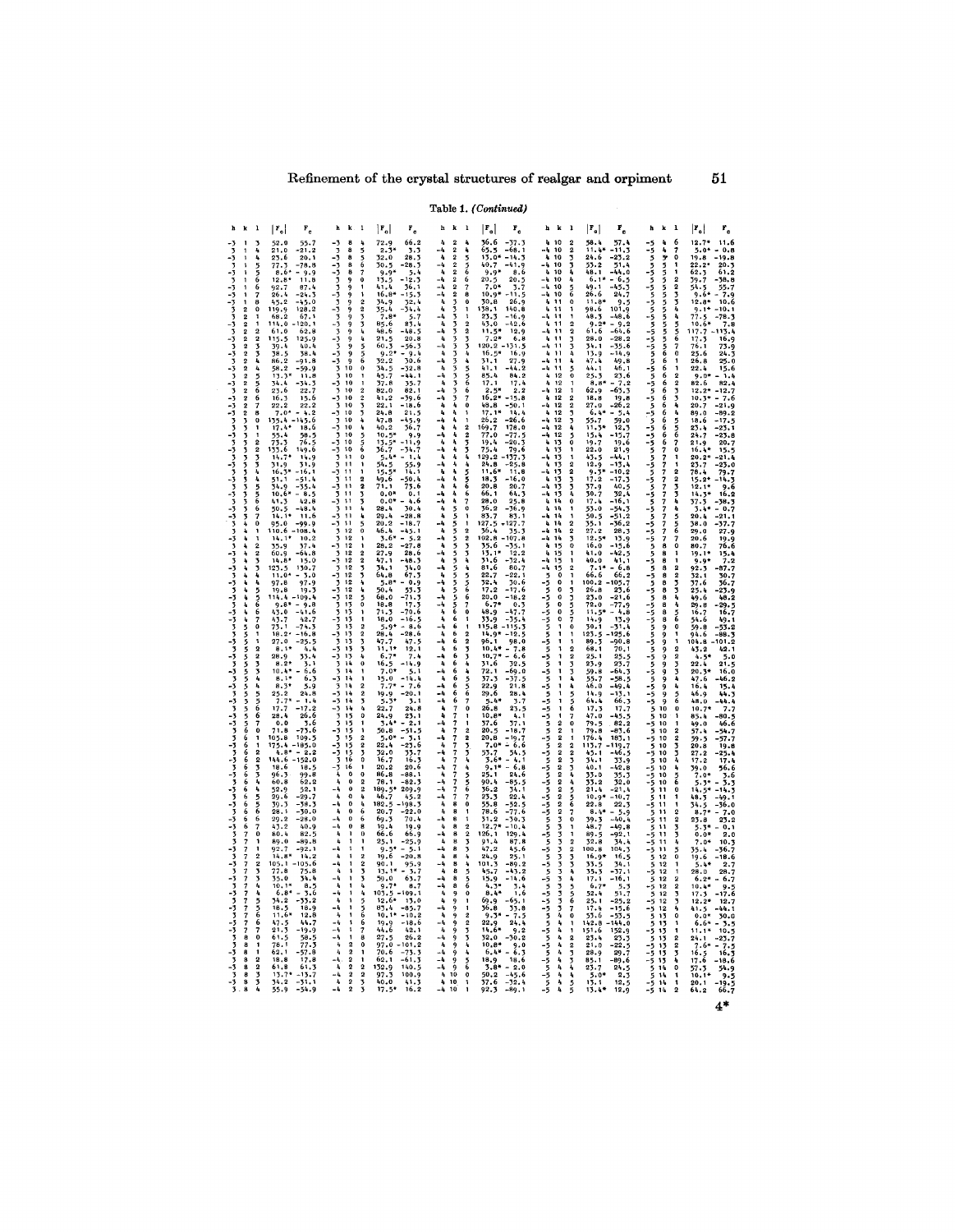Table 1. *(Continued)*

| h | k | l | $\lvert F_o \rvert$ | $F_c$ |
|---|---|---|---|---|
| -3 | 1 | 3 | 52.0 | 55.7 |
| 3 | 1 | 4 | 21.0 | -21.2 |
| -3 | 1 | 4 | 23.6 | 20.1 |
| 3 | 1 | 5 | 77.3 | -78.8 |
| -3 | 1 | 5 | 8.6* | -9.9 |
| 3 | 1 | 6 | 12.8* | 11.8 |
| -3 | 1 | 6 | 92.7 | 87.4 |
| -3 | 1 | 7 | 26.4 | -24.3 |
| -3 | 1 | 8 | 45.2 | -45.0 |
| 3 | 2 | 0 | 119.9 | 128.2 |
| 3 | 2 | 1 | 68.2 | 67.1 |
| -3 | 2 | 1 | 114.0 | -120.1 |
| 3 | 2 | 2 | 61.0 | 62.8 |
| -3 | 2 | 2 | 115.5 | 125.9 |
| 3 | 2 | 3 | 39.4 | 40.4 |
| -3 | 2 | 3 | 38.5 | 38.4 |
| 3 | 2 | 4 | 86.2 | -91.8 |
| -3 | 2 | 4 | 58.2 | -59.9 |
| 3 | 2 | 5 | 13.3* | 11.8 |
| -3 | 2 | 5 | 34.4 | -34.3 |
| 3 | 2 | 6 | 23.6 | 22.7 |
| -3 | 2 | 6 | 16.3 | 15.6 |
| -3 | 2 | 7 | 22.2 | 22.2 |
| -3 | 2 | 8 | 7.0* | -4.2 |
| 3 | 3 | 0 | 135.4 | -145.6 |
| 3 | 3 | 1 | 17.4* | 18.6 |
| -3 | 3 | 1 | 55.4 | 58.5 |
| 3 | 3 | 2 | 73.3 | 76.5 |
| -3 | 3 | 2 | 135.6 | 149.6 |
| 3 | 3 | 3 | 14.7* | 14.9 |
| -3 | 3 | 3 | 31.9 | 31.9 |
| 3 | 3 | 4 | 16.3* | -16.1 |
| -3 | 3 | 4 | 51.1 | -51.4 |
| 3 | 3 | 5 | 34.9 | -35.4 |
| -3 | 3 | 5 | 10.6* | -8.5 |
| 3 | 3 | 6 | 41.3 | 42.8 |
| -3 | 3 | 6 | 50.5 | -48.8 |
| -3 | 3 | 7 | 14.1* | 11.6 |
| 3 | 4 | 0 | 95.0 | -99.9 |
| 3 | 4 | 1 | 110.6 | -108.4 |
| -3 | 4 | 1 | 14.1* | 10.2 |
| 3 | 4 | 2 | 35.9 | 37.4 |
| -3 | 4 | 2 | 60.9 | -64.8 |
| 3 | 4 | 3 | 14.8* | 15.0 |
| -3 | 4 | 3 | 123.5 | 130.7 |
| 3 | 4 | 4 | 11.0* | -3.0 |
| -3 | 4 | 4 | 97.8 | 97.9 |
| 3 | 4 | 5 | 19.8 | 19.3 |
| -3 | 4 | 5 | 114.4 | -109.4 |
| 3 | 4 | 6 | 9.8* | -9.8 |
| -3 | 4 | 6 | 43.0 | -41.6 |
| -3 | 4 | 7 | 43.7 | 42.7 |
| 3 | 5 | 0 | 73.1 | -74.3 |
| 3 | 5 | 1 | 18.2* | -16.8 |
| -3 | 5 | 1 | 27.0 | -25.5 |
| 3 | 5 | 2 | 8.1* | 4.4 |
| -3 | 5 | 2 | 28.9 | 33.4 |
| 3 | 5 | 3 | 8.2* | 3.1 |
| -3 | 5 | 3 | 10.4* | -6.6 |
| 3 | 5 | 4 | 8.1* | 6.3 |
| -3 | 5 | 4 | 8.3* | 5.9 |
| 3 | 5 | 5 | 25.2 | 24.8 |
| -3 | 5 | 5 | 7.7* | -1.4 |
| 3 | 5 | 6 | 17.7 | -17.2 |
| -3 | 5 | 6 | 28.4 | 26.6 |
| -3 | 5 | 7 | 0.0 | 3.6 |
| 3 | 6 | 0 | 71.8 | -73.6 |
| 3 | 6 | 1 | 105.8 | 109.5 |
| -3 | 6 | 1 | 175.4 | -185.0 |
| 3 | 6 | 2 | 4.8* | -2.2 |
| -3 | 6 | 2 | 144.6 | -152.0 |
| 3 | 6 | 3 | 18.6 | 18.5 |
| -3 | 6 | 3 | 96.3 | 99.8 |
| 3 | 6 | 4 | 60.8 | 62.2 |
| -3 | 6 | 4 | 52.9 | 52.1 |
| 3 | 6 | 5 | 29.6 | -29.7 |
| -3 | 6 | 5 | 39.3 | -38.3 |
| 3 | 6 | 6 | 28.1 | -30.0 |
| -3 | 6 | 6 | 29.2 | -28.0 |
| -3 | 6 | 7 | 43.2 | 40.9 |
| 3 | 7 | 0 | 80.4 | 82.5 |
| 3 | 7 | 1 | 89.0 | -89.8 |
| -3 | 7 | 1 | 92.7 | -92.1 |
| 3 | 7 | 2 | 14.8* | 14.2 |
| -3 | 7 | 2 | 105.1 | -105.6 |
| 3 | 7 | 3 | 77.8 | 75.8 |
| -3 | 7 | 3 | 35.0 | 34.4 |
| 3 | 7 | 4 | 10.1* | 8.5 |
| -3 | 7 | 4 | 6.8* | -3.6 |
| 3 | 7 | 5 | 34.2 | -33.2 |
| -3 | 7 | 5 | 18.5 | 18.9 |
| 3 | 7 | 6 | 11.6* | 12.8 |
| -3 | 7 | 6 | 47.5 | 44.7 |
| -3 | 7 | 7 | 21.3 | -19.9 |
| 3 | 8 | 0 | 61.5 | 58.5 |
| 3 | 8 | 1 | 78.7 | 77.3 |
| -3 | 8 | 1 | 62.1 | -57.8 |
| 3 | 8 | 2 | 18.8 | 17.8 |
| -3 | 8 | 2 | 61.8 | 61.3 |
| 3 | 8 | 3 | 13.7* | -13.7 |
| -3 | 8 | 3 | 34.2 | -31.1 |
| 3 | 8 | 4 | 55.9 | -54.9 |
| -3 | 8 | 4 | 72.9 | 66.2 |
| 3 | 8 | 5 | 2.3* | 3.3 |
| -3 | 8 | 5 | 32.0 | 28.3 |
| -3 | 8 | 6 | 30.5 | -28.3 |
| 3 | 9 | 0 | 9.9* | 5.4 |
| 3 | 9 | 1 | 13.5 | -12.3 |
| -3 | 9 | 1 | 41.4 | 36.1 |
| 3 | 9 | 2 | 16.8* | -15.3 |
| -3 | 9 | 2 | 34.9 | 32.4 |
| 3 | 9 | 3 | 35.4 | -34.4 |
| -3 | 9 | 3 | 7.8* | 5.7 |
| 3 | 9 | 4 | 85.6 | 83.4 |
| -3 | 9 | 4 | 48.6 | -48.5 |
| 3 | 9 | 5 | 21.5 | 20.8 |
| -3 | 9 | 5 | 60.5 | -56.3 |
| -3 | 9 | 6 | 9.2* | -9.4 |
| 3 | 10 | 0 | 32.2 | 30.6 |
| 3 | 10 | 1 | 34.5 | -32.8 |
| -3 | 10 | 1 | 45.7 | -44.1 |
| 3 | 10 | 2 | 37.8 | 35.7 |
| -3 | 10 | 2 | 82.0 | 82.1 |
| 3 | 10 | 3 | 41.2 | -39.6 |
| -3 | 10 | 3 | 22.1 | -18.6 |
| 3 | 10 | 4 | 24.8 | 21.5 |
| -3 | 10 | 4 | 47.8 | -45.9 |
| 3 | 10 | 5 | 40.2 | 36.7 |
| -3 | 10 | 5 | 10.5* | 9.9 |
| -3 | 10 | 6 | 13.5* | -11.9 |
| 3 | 11 | 0 | 36.7 | -34.7 |
| 3 | 11 | 1 | 5.4* | -1.4 |
| -3 | 11 | 1 | 54.5 | 55.9 |
| 3 | 11 | 2 | 15.5* | 14.1 |
| -3 | 11 | 2 | 49.6 | -50.4 |
| 3 | 11 | 3 | 71.1 | 73.6 |
| -3 | 11 | 3 | 0.0* | 0.1 |
| 3 | 11 | 4 | 0.0* | -4.6 |
| -3 | 11 | 4 | 28.4 | 30.4 |
| -3 | 11 | 5 | 29.4 | -28.8 |
| 3 | 12 | 0 | 20.2 | -18.7 |
| 3 | 12 | 1 | 46.4 | -45.1 |
| -3 | 12 | 1 | 3.6* | -5.2 |
| 3 | 12 | 2 | 28.2 | -27.8 |
| -3 | 12 | 2 | 27.9 | 28.6 |
| 3 | 12 | 3 | 47.1 | -48.3 |
| -3 | 12 | 3 | 34.1 | 34.0 |
| 3 | 12 | 4 | 64.8 | 67.3 |
| -3 | 12 | 4 | 5.8* | -0.9 |
| -3 | 12 | 5 | 50.4 | 53.3 |
| 3 | 13 | 0 | 68.0 | -71.3 |
| 3 | 13 | 1 | 18.8 | 17.3 |
| -3 | 13 | 1 | 71.3 | -70.6 |
| 3 | 13 | 2 | 18.0 | -16.5 |
| -3 | 13 | 2 | 5.9* | -8.6 |
| 3 | 13 | 3 | 28.4 | -28.6 |
| -3 | 13 | 3 | 47.7 | 47.5 |
| -3 | 13 | 4 | 11.1* | 12.1 |
| 3 | 14 | 0 | 6.7* | 7.4 |
| 3 | 14 | 1 | 16.5 | -14.9 |
| -3 | 14 | 1 | 7.0* | 5.1 |
| 3 | 14 | 2 | 15.0 | -14.4 |
| -3 | 14 | 2 | 7.7* | -7.6 |
| 3 | 14 | 3 | 19.9 | -20.1 |
| -3 | 14 | 3 | 5.3* | 3.1 |
| -3 | 14 | 4 | 22.7 | 24.8 |
| 3 | 15 | 0 | 24.9 | 23.1 |
| 3 | 15 | 1 | 3.4* | -2.1 |
| -3 | 15 | 1 | 50.8 | -51.5 |
| 3 | 15 | 2 | 5.0* | -3.1 |
| -3 | 15 | 2 | 22.4 | -23.6 |
| -3 | 15 | 3 | 32.0 | 33.7 |
| 3 | 16 | 0 | 16.7 | 16.3 |
| -3 | 16 | 1 | 20.2 | 20.6 |
| 4 | 0 | 0 | 86.8 | -88.1 |
| 4 | 0 | 2 | 78.1 | -82.3 |
| -4 | 0 | 2 | 189.5* | 209.9 |
| 4 | 0 | 4 | 46.7 | 45.2 |
| -4 | 0 | 4 | 182.5 | -198.3 |
| 4 | 0 | 6 | 20.7 | -22.0 |
| -4 | 0 | 6 | 69.3 | 70.4 |
| -4 | 0 | 8 | 19.4 | 19.9 |
| 4 | 1 | 0 | 66.6 | 66.9 |
| 4 | 1 | 1 | 25.1 | -25.9 |
| -4 | 1 | 1 | 9.5* | -5.1 |
| 4 | 1 | 2 | 19.6 | -20.8 |
| -4 | 1 | 2 | 90.1 | 95.9 |
| 4 | 1 | 3 | 13.1* | -3.7 |
| -4 | 1 | 3 | 59.0 | 63.7 |
| 4 | 1 | 4 | 9.7* | 8.7 |
| -4 | 1 | 4 | 103.5 | -109.1 |
| 4 | 1 | 5 | 12.6* | 13.0 |
| -4 | 1 | 5 | 83.4 | -85.7 |
| 4 | 1 | 6 | 10.1* | -10.2 |
| -4 | 1 | 6 | 19.9 | -18.6 |
| -4 | 1 | 7 | 44.6 | 42.1 |
| -4 | 1 | 8 | 27.5 | 26.2 |
| 4 | 2 | 0 | 97.0 | -101.2 |
| 4 | 2 | 1 | 70.6 | -73.3 |
| -4 | 2 | 1 | 62.1 | -61.3 |
| 4 | 2 | 2 | 132.9 | 140.5 |
| -4 | 2 | 2 | 97.3 | 100.9 |
| 4 | 2 | 3 | 40.0 | 41.3 |
| -4 | 2 | 3 | 17.5* | 16.2 |
| 4 | 2 | 4 | 36.6 | -37.3 |
| -4 | 2 | 4 | 55.5 | -68.1 |
| 4 | 2 | 5 | 13.0* | -14.3 |
| -4 | 2 | 5 | 40.7 | -41.9 |
| 4 | 2 | 6 | 9.9* | 8.6 |
| -4 | 2 | 6 | 20.5 | 20.5 |
| -4 | 2 | 7 | 7.0* | 3.7 |
| -4 | 2 | 8 | 10.9* | -11.5 |
| 4 | 3 | 0 | 30.8 | 26.9 |
| 4 | 3 | 1 | 138.1 | 140.8 |
| -4 | 3 | 1 | 23.3 | -16.9 |
| 4 | 3 | 2 | 43.0 | -42.6 |
| -4 | 3 | 2 | 11.5* | 12.9 |
| 4 | 3 | 3 | 7.2* | 6.8 |
| -4 | 3 | 3 | 120.2 | -131.5 |
| 4 | 3 | 4 | 16.5* | 16.9 |
| -4 | 3 | 4 | 31.1 | 27.9 |
| 4 | 3 | 5 | 41.1 | -44.2 |
| -4 | 3 | 5 | 85.4 | 84.2 |
| 4 | 3 | 6 | 17.1 | 17.4 |
| -4 | 3 | 6 | 2.9* | 2.2 |
| -4 | 3 | 7 | 16.2* | -15.8 |
| 4 | 4 | 0 | 48.8 | -50.1 |
| 4 | 4 | 1 | 17.4 | 14.4 |
| -4 | 4 | 1 | 26.2 | -26.6 |
| 4 | 4 | 2 | 169.7 | 178.0 |
| -4 | 4 | 2 | 77.0 | -77.5 |
| 4 | 4 | 3 | 19.4 | -20.3 |
| -4 | 4 | 3 | 75.4 | 79.6 |
| 4 | 4 | 4 | 129.2 | -137.3 |
| -4 | 4 | 4 | 24.8 | -25.8 |
| 4 | 4 | 5 | 11.6* | 11.8 |
| -4 | 4 | 5 | 18.5 | -16.0 |
| 4 | 4 | 6 | 20.8 | 20.7 |
| -4 | 4 | 6 | 66.1 | 64.3 |
| -4 | 4 | 7 | 28.0 | 25.8 |
| 4 | 5 | 0 | 36.2 | -36.9 |
| 4 | 5 | 1 | 83.7 | 83.1 |
| -4 | 5 | 1 | 127.5 | -127.7 |
| 4 | 5 | 2 | 36.4 | 35.3 |
| -4 | 5 | 2 | 102.8 | -107.8 |
| 4 | 5 | 3 | 35.6 | -35.1 |
| -4 | 5 | 3 | 13.1* | 12.2 |
| 4 | 5 | 4 | 31.6 | -32.4 |
| -4 | 5 | 4 | 81.6 | 80.7 |
| 4 | 5 | 5 | 22.7 | -22.1 |
| -4 | 5 | 5 | 32.4 | 30.6 |
| 4 | 5 | 6 | 17.2 | -17.6 |
| -4 | 5 | 6 | 20.0 | -18.2 |
| -4 | 5 | 7 | 6.7* | 0.3 |
| 4 | 6 | 0 | 48.9 | -47.7 |
| 4 | 6 | 1 | 33.9 | -35.4 |
| -4 | 6 | 1 | 115.8 | -115.3 |
| 4 | 6 | 2 | 14.9* | -12.5 |
| -4 | 6 | 2 | 96.1 | 98.0 |
| 4 | 6 | 3 | 10.4* | -7.8 |
| -4 | 6 | 3 | 10.7* | -6.6 |
| 4 | 6 | 4 | 31.6 | 32.5 |
| -4 | 6 | 4 | 72.1 | -69.0 |
| 4 | 6 | 5 | 37.3 | -37.5 |
| -4 | 6 | 5 | 22.9 | 21.8 |
| 4 | 6 | 6 | 29.6 | 28.4 |
| -4 | 6 | 6 | 5.4* | 3.7 |
| -4 | 6 | 7 | 26.8 | 23.5 |
| 4 | 7 | 0 | 10.8* | 4.1 |
| 4 | 7 | 1 | 37.6 | 37.1 |
| -4 | 7 | 1 | 20.5 | -18.7 |
| 4 | 7 | 2 | 20.8 | -19.7 |
| -4 | 7 | 2 | 7.0* | -6.6 |
| 4 | 7 | 3 | 33.7 | 34.5 |
| -4 | 7 | 3 | 3.6* | -4.1 |
| 4 | 7 | 4 | 9.1* | 6.8 |
| -4 | 7 | 4 | 25.1 | 24.6 |
| 4 | 7 | 5 | 90.4 | -85.5 |
| -4 | 7 | 5 | 36.2 | 34.1 |
| -4 | 7 | 6 | 23.3 | 22.4 |
| 4 | 8 | 0 | 55.8 | -52.5 |
| 4 | 8 | 1 | 78.6 | -77.6 |
| -4 | 8 | 1 | 31.2 | -30.3 |
| 4 | 8 | 2 | 12.7* | -10.4 |
| -4 | 8 | 2 | 126.1 | 129.4 |
| 4 | 8 | 3 | 91.4 | 87.8 |
| -4 | 8 | 3 | 47.2 | 45.6 |
| 4 | 8 | 4 | 24.9 | 25.1 |
| -4 | 8 | 4 | 101.3 | -89.2 |
| -4 | 8 | 5 | 45.7 | -43.2 |
| -4 | 8 | 6 | 15.9 | -14.6 |
| 4 | 9 | 0 | 4.3* | 3.4 |
| 4 | 9 | 1 | 8.4* | 1.6 |
| -4 | 9 | 1 | 69.9 | -65.1 |
| 4 | 9 | 2 | 36.8 | 33.8 |
| -4 | 9 | 2 | 9.3* | -7.5 |
| 4 | 9 | 3 | 22.9 | 24.4 |
| -4 | 9 | 3 | 14.6* | 9.2 |
| 4 | 9 | 4 | 32.0 | -30.2 |
| -4 | 9 | 4 | 10.8* | 9.0 |
| 4 | 9 | 5 | 6.4* | -6.3 |
| -4 | 9 | 5 | 18.9 | 18.6 |
| -4 | 9 | 6 | 3.8* | -2.0 |
| 4 | 10 | 0 | 50.2 | -45.6 |
| 4 | 10 | 1 | 37.6 | -32.4 |
| -4 | 10 | 1 | 92.3 | -89.1 |
| 4 | 10 | 2 | 58.4 | 57.4 |
| -4 | 10 | 2 | 11.4* | -11.3 |
| 4 | 10 | 3 | 24.6 | -23.2 |
| -4 | 10 | 3 | 53.2 | 51.4 |
| 4 | 10 | 4 | 48.1 | -44.0 |
| -4 | 10 | 4 | 6.1* | -6.5 |
| -4 | 10 | 5 | 49.1 | -45.3 |
| -4 | 10 | 6 | 26.6 | 24.7 |
| 4 | 11 | 0 | 11.8* | 9.5 |
| 4 | 11 | 1 | 98.6 | 101.9 |
| -4 | 11 | 1 | 48.3 | -48.6 |
| 4 | 11 | 2 | 9.2* | -9.2 |
| -4 | 11 | 2 | 61.6 | -64.6 |
| 4 | 11 | 3 | 28.0 | -28.2 |
| -4 | 11 | 3 | 34.1 | -35.6 |
| 4 | 11 | 4 | 13.9 | -14.9 |
| -4 | 11 | 4 | 47.4 | 49.8 |
| -4 | 11 | 5 | 44.1 | 46.1 |
| 4 | 12 | 0 | 25.3 | 23.6 |
| 4 | 12 | 1 | 8.8* | -7.2 |
| -4 | 12 | 1 | 62.9 | -63.3 |
| 4 | 12 | 2 | 18.8 | 19.8 |
| -4 | 12 | 2 | 27.0 | -26.2 |
| 4 | 12 | 3 | 6.4* | -5.4 |
| -4 | 12 | 3 | 55.7 | 59.0 |
| 4 | 12 | 4 | 11.3* | 12.3 |
| -4 | 12 | 4 | 15.4 | -15.7 |
| -4 | 12 | 5 | 19.7 | 19.6 |
| 4 | 13 | 0 | 22.0 | 21.9 |
| 4 | 13 | 1 | 43.5 | -44.1 |
| -4 | 13 | 1 | 12.9 | -13.4 |
| 4 | 13 | 2 | 9.3* | -10.2 |
| -4 | 13 | 2 | 17.2 | -17.3 |
| -4 | 13 | 3 | 37.9 | 40.5 |
| -4 | 13 | 4 | 30.7 | 32.4 |
| 4 | 14 | 0 | 17.4 | -16.1 |
| 4 | 14 | 1 | 53.0 | -54.3 |
| -4 | 14 | 1 | 50.5 | -51.2 |
| 4 | 14 | 2 | 35.1 | -36.2 |
| -4 | 14 | 2 | 27.2 | 28.3 |
| -4 | 14 | 3 | 12.5* | 13.9 |
| 4 | 15 | 0 | 16.0 | -15.6 |
| 4 | 15 | 1 | 41.0 | -42.5 |
| -4 | 15 | 1 | 40.0 | 41.1 |
| -4 | 15 | 2 | 7.1* | -6.8 |
| 5 | 0 | 1 | 66.6 | 66.2 |
| -5 | 0 | 1 | 100.2 | -105.7 |
| 5 | 0 | 3 | 26.8 | 23.6 |
| -5 | 0 | 3 | 23.0 | -21.6 |
| 5 | 0 | 5 | 72.0 | -77.9 |
| -5 | 0 | 5 | 11.5* | -4.8 |
| -5 | 0 | 7 | 14.9 | 13.9 |
| 5 | 1 | 0 | 30.1 | -31.4 |
| 5 | 1 | 1 | 123.5 | -125.6 |
| -5 | 1 | 1 | 89.3 | -90.8 |
| 5 | 1 | 2 | 68.1 | 70.1 |
| -5 | 1 | 2 | 25.1 | 25.5 |
| 5 | 1 | 3 | 23.9 | 23.7 |
| -5 | 1 | 3 | 59.8 | -64.3 |
| 5 | 1 | 4 | 55.7 | -58.5 |
| -5 | 1 | 4 | 46.0 | -49.4 |
| 5 | 1 | 5 | 14.9 | -13.1 |
| -5 | 1 | 5 | 64.4 | 66.3 |
| -5 | 1 | 6 | 17.3 | 17.7 |
| -5 | 1 | 7 | 47.0 | -45.5 |
| 5 | 2 | 0 | 79.5 | 82.2 |
| 5 | 2 | 1 | 79.8 | -83.6 |
| -5 | 2 | 1 | 176.4 | 183.1 |
| 5 | 2 | 2 | 113.7 | -119.7 |
| -5 | 2 | 2 | 45.1 | -46.5 |
| 5 | 2 | 3 | 34.1 | 33.9 |
| -5 | 2 | 3 | 40.1 | -42.8 |
| 5 | 2 | 4 | 33.0 | 35.3 |
| -5 | 2 | 4 | 33.2 | 32.0 |
| 5 | 2 | 5 | 21.4 | -21.4 |
| -5 | 2 | 5 | 10.9* | -10.7 |
| -5 | 2 | 6 | 22.8 | 22.3 |
| -5 | 2 | 7 | 8.4* | -5.9 |
| 5 | 3 | 0 | 39.3 | -40.4 |
| 5 | 3 | 1 | 48.7 | -49.8 |
| -5 | 3 | 1 | 89.5 | -92.1 |
| 5 | 3 | 2 | 32.8 | 34.4 |
| -5 | 3 | 2 | 100.8 | 104.3 |
| 5 | 3 | 3 | 16.9* | 16.5 |
| -5 | 3 | 3 | 33.5 | 34.1 |
| 5 | 3 | 4 | 35.3 | -37.1 |
| -5 | 3 | 4 | 17.1 | -16.1 |
| 5 | 3 | 5 | 6.7* | 5.3 |
| -5 | 3 | 5 | 52.4 | 51.7 |
| -5 | 3 | 6 | 25.1 | -25.2 |
| -5 | 3 | 7 | 17.4 | -15.6 |
| 5 | 4 | 0 | 53.6 | -53.5 |
| 5 | 4 | 1 | 142.8 | -144.0 |
| -5 | 4 | 1 | 151.6 | 152.9 |
| 5 | 4 | 2 | 23.4 | 23.3 |
| -5 | 4 | 2 | 21.0 | -22.5 |
| 5 | 4 | 3 | 28.9 | 29.7 |
| -5 | 4 | 3 | 85.1 | -89.6 |
| 5 | 4 | 4 | 23.7 | 24.5 |
| -5 | 4 | 4 | 5.0* | 2.3 |
| 5 | 4 | 5 | 13.1 | 12.5 |
| -5 | 4 | 5 | 13.4* | 12.9 |
| -5 | 4 | 6 | 12.7* | 11.6 |
| -5 | 4 | 7 | 5.0* | -0.8 |
| 5 | 5 | 0 | 19.8 | -19.8 |
| 5 | 5 | 1 | 22.2* | 20.3 |
| -5 | 5 | 1 | 62.3 | 61.2 |
| 5 | 5 | 2 | 39.7 | -38.8 |
| -5 | 5 | 2 | 54.5 | 55.7 |
| 5 | 5 | 3 | 9.6* | -7.9 |
| -5 | 5 | 3 | 12.8* | 10.6 |
| 5 | 5 | 4 | 9.1* | -10.1 |
| -5 | 5 | 4 | 77.5 | -78.3 |
| 5 | 5 | 5 | 10.6* | 7.8 |
| -5 | 5 | 5 | 117.7 | -113.4 |
| -5 | 5 | 6 | 17.3 | 16.9 |
| -5 | 5 | 7 | 76.1 | 73.9 |
| 5 | 6 | 0 | 25.6 | 24.3 |
| 5 | 6 | 1 | 26.8 | 25.0 |
| -5 | 6 | 1 | 22.4 | 15.6 |
| 5 | 6 | 2 | 9.0* | -1.4 |
| -5 | 6 | 2 | 82.6 | 82.4 |
| 5 | 6 | 3 | 12.2* | -12.7 |
| -5 | 6 | 3 | 10.3* | -7.6 |
| 5 | 6 | 4 | 20.7 | -21.9 |
| -5 | 6 | 4 | 89.0 | -89.2 |
| 5 | 6 | 5 | 18.6 | -17.5 |
| -5 | 6 | 5 | 23.4 | -23.1 |
| -5 | 6 | 6 | 24.7 | -23.8 |
| -5 | 6 | 7 | 21.9 | 20.7 |
| 5 | 7 | 0 | 16.4* | 15.5 |
| 5 | 7 | 1 | 20.2* | -21.4 |
| -5 | 7 | 1 | 23.7 | -23.0 |
| 5 | 7 | 2 | 78.4 | 79.7 |
| -5 | 7 | 2 | 15.2* | -14.3 |
| 5 | 7 | 3 | 12.1* | 9.6 |
| -5 | 7 | 3 | 14.3* | 16.2 |
| 5 | 7 | 4 | 37.5 | -38.3 |
| -5 | 7 | 4 | 3.4* | -0.7 |
| 5 | 7 | 5 | 20.4 | -21.1 |
| -5 | 7 | 5 | 38.0 | -37.7 |
| -5 | 7 | 6 | 29.0 | 27.9 |
| -5 | 7 | 7 | 20.6 | 19.9 |
| 5 | 8 | 0 | 80.7 | 76.6 |
| 5 | 8 | 1 | 19.1* | 15.4 |
| -5 | 8 | 1 | 9.9* | 7.2 |
| 5 | 8 | 2 | 92.5 | -87.7 |
| -5 | 8 | 2 | 32.1 | 30.7 |
| 5 | 8 | 3 | 37.6 | 36.7 |
| -5 | 8 | 3 | 25.4 | -23.9 |
| 5 | 8 | 4 | 49.6 | 48.2 |
| -5 | 8 | 4 | 29.8 | -29.5 |
| -5 | 8 | 5 | 16.7 | 16.7 |
| -5 | 8 | 6 | 54.6 | 49.1 |
| 5 | 9 | 0 | 59.8 | -53.2 |
| 5 | 9 | 1 | 94.6 | -88.3 |
| -5 | 9 | 1 | 104.8 | -101.2 |
| 5 | 9 | 2 | 43.2 | 42.1 |
| -5 | 9 | 2 | 4.5* | 5.0 |
| 5 | 9 | 3 | 22.4 | 21.5 |
| -5 | 9 | 3 | 20.3* | 16.0 |
| 5 | 9 | 4 | 47.6 | -46.2 |
| -5 | 9 | 4 | 16.4 | 15.4 |
| -5 | 9 | 5 | 46.9 | 44.3 |
| -5 | 9 | 6 | 48.0 | -44.4 |
| 5 | 10 | 0 | 10.7* | 7.7 |
| 5 | 10 | 1 | 85.4 | -80.5 |
| -5 | 10 | 1 | 49.0 | 46.6 |
| 5 | 10 | 2 | 57.4 | -54.7 |
| -5 | 10 | 2 | 59.5 | -57.7 |
| 5 | 10 | 3 | 20.8 | 19.8 |
| -5 | 10 | 3 | 27.2 | -25.4 |
| 5 | 10 | 4 | 17.2 | 17.4 |
| -5 | 10 | 4 | 39.0 | 36.6 |
| -5 | 10 | 5 | 7.0* | 3.6 |
| -5 | 10 | 6 | 5.3* | -3.3 |
| 5 | 11 | 0 | 14.5* | -14.3 |
| 5 | 11 | 1 | 48.3 | -49.1 |
| -5 | 11 | 1 | 34.5 | -36.0 |
| 5 | 11 | 2 | 8.7* | -7.0 |
| -5 | 11 | 2 | 23.8 | 23.2 |
| 5 | 11 | 3 | 5.3* | -0.1 |
| -5 | 11 | 3 | 0.0* | 2.0 |
| -5 | 11 | 4 | 7.0* | 10.3 |
| -5 | 11 | 5 | 35.4 | -36.7 |
| 5 | 12 | 0 | 19.6 | -18.6 |
| 5 | 12 | 1 | 5.4* | 2.7 |
| -5 | 12 | 1 | 28.0 | 28.7 |
| 5 | 12 | 2 | 6.2* | -6.7 |
| -5 | 12 | 2 | 10.4* | 9.5 |
| -5 | 12 | 3 | 17.3 | -17.6 |
| 5 | 12 | 3 | 12.2* | 12.7 |
| -5 | 12 | 4 | 41.5 | -44.1 |
| 5 | 13 | 0 | 0.0* | 30.0 |
| 5 | 13 | 1 | 6.6* | -3.5 |
| -5 | 13 | 1 | 11.1* | 10.5 |
| 5 | 13 | 2 | 24.1 | -23.7 |
| -5 | 13 | 2 | 7.6* | -7.5 |
| -5 | 13 | 3 | 16.5 | 16.3 |
| -5 | 13 | 4 | 17.6 | -18.6 |
| 5 | 14 | 0 | 57.3 | 54.9 |
| 5 | 14 | 1 | 10.1* | 9.5 |
| -5 | 14 | 1 | 20.1 | -19.5 |
| -5 | 14 | 2 | 64.2 | 66.7 |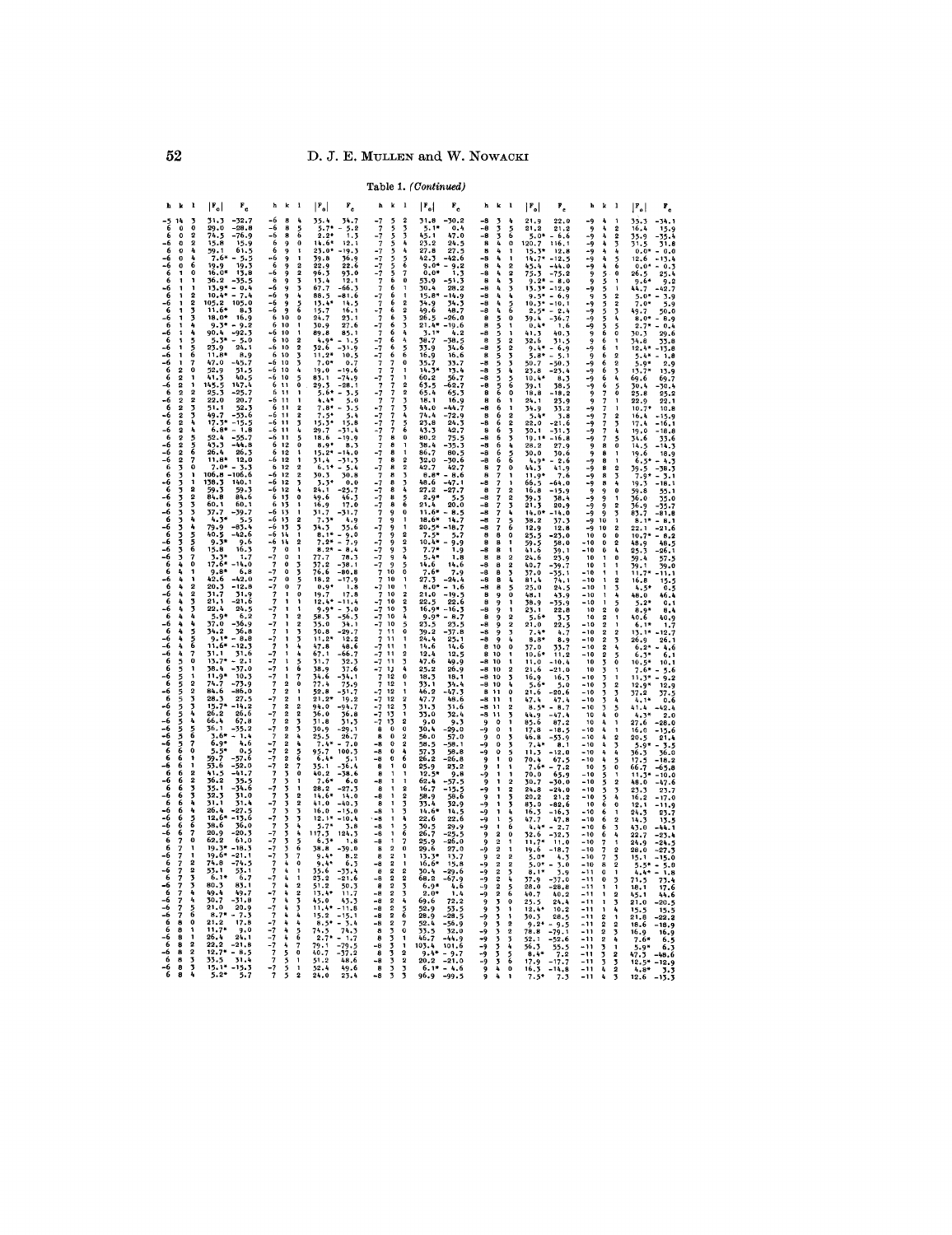Table 1. *(Continued)*

| h | k | l | $\|F_o\|$ | $F_c$ |
|---|---|---|---|---|
| -5 | 14 | 3 | 31.3 | -32.7 |
| 6 | 0 | 0 | 29.0 | -28.8 |
| 6 | 0 | 2 | 74.5 | -76.9 |
| -6 | 0 | 2 | 15.8 | 15.9 |
| 6 | 0 | 4 | 59.1 | 61.5 |
| -6 | 0 | 4 | 7.6* | -5.5 |
| 6 | 0 | 6 | 19.9 | 19.3 |
| -6 | 0 | 6 | 16.0* | 13.8 |
| 6 | 1 | 0 | 36.2 | -35.5 |
| 6 | 1 | 1 | 13.9* | -0.4 |
| -6 | 1 | 1 | 10.4* | -7.4 |
| 6 | 1 | 2 | 105.2 | 105.0 |
| -6 | 1 | 2 | 11.6* | 8.3 |
| 6 | 1 | 3 | 18.0* | 16.9 |
| -6 | 1 | 3 | 9.3* | -9.2 |
| 6 | 1 | 4 | 90.4 | -92.3 |
| -6 | 1 | 4 | 5.3* | -5.0 |
| -6 | 1 | 5 | 23.9 | 24.1 |
| -6 | 1 | 6 | 11.8* | 8.9 |
| -6 | 1 | 7 | 47.0 | -45.7 |
| 6 | 2 | 0 | 52.9 | 51.5 |
| 6 | 2 | 1 | 41.3 | 40.5 |
| -6 | 2 | 1 | 145.5 | 147.4 |
| 6 | 2 | 2 | 25.3 | -25.7 |
| -6 | 2 | 2 | 22.0 | 20.7 |
| 6 | 2 | 3 | 51.1 | 52.3 |
| -6 | 2 | 3 | 49.7 | -53.6 |
| 6 | 2 | 4 | 17.3* | -15.5 |
| -6 | 2 | 4 | 6.8* | -1.8 |
| 6 | 2 | 5 | 52.4 | -55.7 |
| -6 | 2 | 5 | 43.3 | -44.8 |
| -6 | 2 | 6 | 26.4 | 26.3 |
| -6 | 2 | 7 | 11.8* | 12.0 |
| 6 | 3 | 0 | 7.0* | -3.3 |
| 6 | 3 | 1 | 106.8 | -106.6 |
| -6 | 3 | 1 | 138.3 | 140.1 |
| 6 | 3 | 2 | 59.3 | 59.3 |
| -6 | 3 | 2 | 84.8 | 84.6 |
| 6 | 3 | 3 | 60.1 | 60.1 |
| -6 | 3 | 3 | 37.7 | -39.7 |
| 6 | 3 | 4 | 4.3* | 5.5 |
| -6 | 3 | 4 | 79.9 | -83.4 |
| 6 | 3 | 5 | 40.5 | -42.6 |
| -6 | 3 | 5 | 9.3* | 9.6 |
| -6 | 3 | 6 | 15.8 | 16.3 |
| -6 | 3 | 7 | 3.3* | 1.7 |
| 6 | 4 | 0 | 17.6* | -14.0 |
| 6 | 4 | 1 | 9.8* | 6.8 |
| -6 | 4 | 1 | 42.6 | -42.0 |
| 6 | 4 | 2 | 20.3 | -12.8 |
| -6 | 4 | 2 | 31.7 | 31.9 |
| 6 | 4 | 3 | 21.1 | -21.6 |
| -6 | 4 | 3 | 22.4 | 24.5 |
| 6 | 4 | 4 | 5.9* | 6.2 |
| -6 | 4 | 4 | 37.0 | -36.9 |
| 6 | 4 | 5 | 34.2 | 36.8 |
| -6 | 4 | 5 | 9.1* | -8.8 |
| -6 | 4 | 6 | 11.6* | -12.3 |
| -6 | 4 | 7 | 31.1 | 31.6 |
| 6 | 5 | 0 | 13.7* | -2.1 |
| 6 | 5 | 1 | 38.4 | -37.0 |
| -6 | 5 | 1 | 11.9* | 10.3 |
| 6 | 5 | 2 | 74.7 | -73.9 |
| -6 | 5 | 2 | 84.6 | -86.0 |
| 6 | 5 | 3 | 28.3 | 27.5 |
| -6 | 5 | 3 | 15.7* | -14.2 |
| 6 | 5 | 4 | 26.2 | 26.6 |
| -6 | 5 | 4 | 66.4 | 67.8 |
| -6 | 5 | 5 | 36.1 | -35.2 |
| -6 | 5 | 6 | 3.6* | -1.4 |
| -6 | 5 | 7 | 6.9* | 4.6 |
| 6 | 6 | 0 | 5.5* | 0.5 |
| 6 | 6 | 1 | 59.7 | -57.6 |
| -6 | 6 | 1 | 53.6 | -52.0 |
| 6 | 6 | 2 | 41.5 | -41.7 |
| -6 | 6 | 2 | 36.2 | 35.5 |
| 6 | 6 | 3 | 35.1 | -35.4 |
| -6 | 6 | 3 | 32.3 | 31.0 |
| 6 | 6 | 4 | 31.1 | 31.4 |
| -6 | 6 | 4 | 26.4 | -27.5 |
| -6 | 6 | 5 | 12.6* | -13.6 |
| -6 | 6 | 6 | 38.6 | 36.0 |
| -6 | 6 | 7 | 20.9 | -20.3 |
| 6 | 7 | 0 | 62.2 | 61.0 |
| 6 | 7 | 1 | 19.3* | -18.3 |
| -6 | 7 | 1 | 19.6* | -21.1 |
| 6 | 7 | 2 | 74.8 | -74.3 |
| -6 | 7 | 2 | 53.1 | 53.1 |
| 6 | 7 | 3 | 6.1* | 6.7 |
| -6 | 7 | 3 | 80.3 | 83.1 |
| -6 | 7 | 4 | 49.4 | 49.7 |
| -6 | 7 | 5 | 30.7 | -31.8 |
| -6 | 7 | 6 | 21.0 | 20.9 |
| -6 | 7 | 7 | 8.7* | -7.3 |
| 6 | 8 | 0 | 21.2 | 17.8 |
| 6 | 8 | 1 | 11.7* | 9.0 |
| -6 | 8 | 1 | 26.4 | 24.1 |
| 6 | 8 | 2 | 22.2 | -21.8 |
| -6 | 8 | 2 | 12.7* | -8.5 |
| 6 | 8 | 3 | 33.5 | 31.4 |
| -6 | 8 | 3 | 15.1* | -15.3 |
| 6 | 8 | 4 | 5.2* | 5.7 |
| -6 | 8 | 4 | 35.4 | 34.7 |
| -6 | 8 | 5 | 5.7* | -5.2 |
| -6 | 8 | 6 | 2.2* | 1.3 |
| 6 | 9 | 0 | 14.6* | 12.1 |
| 6 | 9 | 1 | 23.0* | -19.3 |
| -6 | 9 | 1 | 39.8 | 36.9 |
| 6 | 9 | 2 | 22.9 | 22.6 |
| -6 | 9 | 2 | 96.3 | 93.0 |
| 6 | 9 | 3 | 13.4 | 12.1 |
| -6 | 9 | 3 | 67.7 | -66.3 |
| -6 | 9 | 4 | 88.5 | -81.6 |
| -6 | 9 | 5 | 13.4* | 14.5 |
| -6 | 9 | 6 | 15.7 | 16.1 |
| 6 | 10 | 0 | 24.7 | 23.1 |
| 6 | 10 | 1 | 30.9 | 27.6 |
| -6 | 10 | 1 | 89.8 | 85.1 |
| 6 | 10 | 2 | 4.9* | -1.5 |
| -6 | 10 | 2 | 32.6 | -31.9 |
| -6 | 10 | 3 | 11.2* | 10.5 |
| -6 | 10 | 4 | 7.0* | 0.7 |
| -6 | 10 | 5 | 19.0 | -19.6 |
| 6 | 11 | 0 | 83.1 | -74.9 |
| 6 | 11 | 1 | 29.3 | -28.1 |
| -6 | 11 | 1 | 5.6* | -3.5 |
| 6 | 11 | 2 | 4.4* | 5.0 |
| -6 | 11 | 2 | 7.8* | -3.5 |
| -6 | 11 | 3 | 7.5* | 3.4 |
| -6 | 11 | 4 | 15.3* | 15.8 |
| -6 | 11 | 5 | 29.7 | -31.4 |
| 6 | 12 | 0 | 18.6 | -19.9 |
| 6 | 12 | 1 | 8.9* | 8.3 |
| -6 | 12 | 1 | 15.2* | -14.0 |
| 6 | 12 | 2 | 31.4 | -31.3 |
| -6 | 12 | 2 | 6.1* | -5.5 |
| -6 | 12 | 3 | 30.3 | 30.8 |
| -6 | 12 | 4 | 3.3* | 0.0 |
| 6 | 13 | 0 | 24.1 | -25.7 |
| 6 | 13 | 1 | 49.6 | 46.3 |
| -6 | 13 | 1 | 16.9 | 17.0 |
| -6 | 13 | 2 | 31.7 | -31.7 |
| -6 | 13 | 3 | 7.3* | 4.9 |
| -6 | 14 | 1 | 34.3 | 35.6 |
| -6 | 14 | 2 | 8.1* | -9.0 |
| 7 | 0 | 1 | 7.2* | -7.9 |
| -7 | 0 | 1 | 8.2* | -8.4 |
| 7 | 0 | 3 | 77.7 | 78.3 |
| -7 | 0 | 3 | 37.2 | -38.1 |
| 7 | 0 | 5 | 76.6 | -80.8 |
| -7 | 0 | 5 | 18.2 | -17.9 |
| -7 | 0 | 7 | 0.9* | 1.8 |
| 7 | 1 | 0 | 19.7 | 17.8 |
| 7 | 1 | 1 | 12.4* | -11.4 |
| -7 | 1 | 1 | 9.9* | -3.0 |
| 7 | 1 | 2 | 58.3 | -56.3 |
| -7 | 1 | 2 | 35.0 | 34.1 |
| 7 | 1 | 3 | 30.8 | -29.7 |
| -7 | 1 | 3 | 11.2* | 12.2 |
| 7 | 1 | 4 | 47.8 | 48.6 |
| -7 | 1 | 4 | 67.1 | -66.7 |
| -7 | 1 | 5 | 31.7 | 32.3 |
| -7 | 1 | 6 | 38.9 | 37.6 |
| -7 | 1 | 7 | 34.6 | -34.1 |
| 7 | 2 | 0 | 77.4 | 75.9 |
| 7 | 2 | 1 | 52.8 | -51.7 |
| -7 | 2 | 1 | 21.2* | 19.2 |
| 7 | 2 | 2 | 94.0 | -94.7 |
| -7 | 2 | 2 | 36.0 | 36.8 |
| 7 | 2 | 3 | 31.8 | 31.3 |
| -7 | 2 | 3 | 30.9 | -29.1 |
| 7 | 2 | 4 | 25.5 | 26.7 |
| -7 | 2 | 4 | 7.4* | -7.0 |
| -7 | 2 | 5 | 95.7 | 100.3 |
| -7 | 2 | 6 | 6.4* | 5.1 |
| -7 | 2 | 7 | 35.1 | -36.4 |
| 7 | 3 | 0 | 40.2 | -38.6 |
| 7 | 3 | 1 | 7.6* | 6.0 |
| -7 | 3 | 1 | 28.2 | -27.3 |
| 7 | 3 | 2 | 14.6* | 14.0 |
| -7 | 3 | 2 | 41.0 | -40.3 |
| 7 | 3 | 3 | 16.0 | -15.0 |
| -7 | 3 | 3 | 12.1* | -10.4 |
| 7 | 3 | 4 | 5.7* | 3.8 |
| -7 | 3 | 4 | 117.3 | 124.3 |
| -7 | 3 | 5 | 6.3* | 1.8 |
| -7 | 3 | 6 | 38.8 | -39.0 |
| -7 | 3 | 7 | 9.4* | 8.2 |
| 7 | 4 | 0 | 9.4* | 6.3 |
| 7 | 4 | 1 | 35.6 | -33.4 |
| -7 | 4 | 1 | 23.2 | -21.6 |
| 7 | 4 | 2 | 51.2 | 50.3 |
| -7 | 4 | 2 | 13.4* | 11.7 |
| 7 | 4 | 3 | 43.0 | 43.3 |
| -7 | 4 | 3 | 11.4* | -11.8 |
| 7 | 4 | 4 | 15.2 | -15.1 |
| -7 | 4 | 4 | 8.5* | -3.4 |
| -7 | 4 | 5 | 74.5 | 74.3 |
| -7 | 4 | 6 | 2.7* | -1.7 |
| -7 | 4 | 7 | 79.1 | -79.5 |
| 7 | 5 | 0 | 40.7 | -37.2 |
| 7 | 5 | 1 | 51.2 | 48.6 |
| -7 | 5 | 1 | 52.4 | 49.6 |
| 7 | 5 | 2 | 24.0 | 23.4 |
| -7 | 5 | 2 | 31.8 | -30.2 |
| 7 | 5 | 3 | 5.1* | 0.4 |
| -7 | 5 | 3 | 45.1 | 47.0 |
| 7 | 5 | 4 | 23.2 | 24.5 |
| -7 | 5 | 4 | 27.8 | 27.5 |
| -7 | 5 | 5 | 42.3 | -42.6 |
| -7 | 5 | 6 | 9.0* | -9.2 |
| -7 | 5 | 7 | 0.0* | 1.3 |
| 7 | 6 | 0 | 53.9 | -51.3 |
| 7 | 6 | 1 | 30.4 | 28.2 |
| -7 | 6 | 1 | 15.8* | -14.9 |
| 7 | 6 | 2 | 34.9 | 34.3 |
| -7 | 6 | 2 | 49.6 | 48.7 |
| 7 | 6 | 3 | 26.5 | -26.0 |
| -7 | 6 | 3 | 21.4* | -19.6 |
| 7 | 6 | 4 | 3.1* | 4.2 |
| -7 | 6 | 4 | 38.7 | -38.5 |
| -7 | 6 | 5 | 33.9 | 34.6 |
| -7 | 6 | 6 | 15.9 | 16.6 |
| 7 | 7 | 0 | 35.7 | 33.7 |
| 7 | 7 | 1 | 14.3* | 13.4 |
| -7 | 7 | 1 | 60.2 | 56.7 |
| 7 | 7 | 2 | 63.5 | -62.7 |
| -7 | 7 | 2 | 65.4 | 65.3 |
| 7 | 7 | 3 | 18.1 | 18.1 |
| -7 | 7 | 3 | 44.0 | -44.7 |
| -7 | 7 | 4 | 74.4 | -72.9 |
| -7 | 7 | 5 | 23.8 | 24.3 |
| -7 | 7 | 6 | 43.3 | 42.7 |
| 7 | 8 | 0 | 80.2 | 75.5 |
| 7 | 8 | 1 | 38.4 | -35.3 |
| -7 | 8 | 1 | 86.7 | 80.5 |
| 7 | 8 | 2 | 32.0 | -30.6 |
| -7 | 8 | 2 | 42.7 | 42.7 |
| 7 | 8 | 3 | 8.8* | -8.6 |
| -7 | 8 | 3 | 48.6 | -47.1 |
| -7 | 8 | 4 | 27.2 | -27.7 |
| -7 | 8 | 5 | 2.9* | 5.5 |
| -7 | 8 | 6 | 21.4 | 20.0 |
| 7 | 9 | 0 | 11.6* | -8.5 |
| 7 | 9 | 1 | 18.6* | 14.7 |
| -7 | 9 | 1 | 20.5* | -18.7 |
| 7 | 9 | 2 | 7.5* | 5.7 |
| -7 | 9 | 2 | 10.4* | -9.9 |
| -7 | 9 | 3 | 7.7* | 7.9 |
| -7 | 9 | 4 | 5.4* | 1.8 |
| 7 | 10 | 0 | 14.6 | 14.6 |
| 7 | 10 | 1 | 7.6* | 7.9 |
| -7 | 10 | 1 | 27.3 | -24.4 |
| 7 | 10 | 2 | 8.0* | -1.6 |
| -7 | 10 | 2 | 21.0 | -19.5 |
| -7 | 10 | 3 | 22.5 | 22.6 |
| -7 | 10 | 4 | 16.9* | -16.3 |
| -7 | 10 | 5 | 9.9* | -8.7 |
| 7 | 11 | 0 | 23.5 | 23.5 |
| 7 | 11 | 1 | 39.2 | -37.8 |
| -7 | 11 | 1 | 24.4 | 25.1 |
| -7 | 11 | 2 | 14.6 | 14.6 |
| -7 | 11 | 3 | 12.4 | 12.5 |
| -7 | 11 | 4 | 47.6 | 49.9 |
| 7 | 12 | 0 | 25.2 | 26.9 |
| 7 | 12 | 1 | 18.3 | 18.1 |
| -7 | 12 | 1 | 33.1 | 34.4 |
| -7 | 12 | 2 | 46.2 | -47.3 |
| -7 | 12 | 3 | 47.7 | 48.6 |
| -7 | 13 | 1 | 31.3 | 31.6 |
| -7 | 13 | 2 | 33.0 | 32.4 |
| -7 | 13 | 3 | 9.0 | 9.3 |
| 8 | 0 | 0 | 30.4 | -29.0 |
| 8 | 0 | 2 | 56.0 | 57.0 |
| -8 | 0 | 2 | 58.5 | -58.1 |
| 8 | 0 | 4 | 57.3 | 58.8 |
| -8 | 0 | 4 | 26.2 | -26.8 |
| -8 | 0 | 6 | 25.9 | 23.2 |
| 8 | 1 | 0 | 12.5* | 9.8 |
| 8 | 1 | 1 | 62.4 | -57.5 |
| -8 | 1 | 1 | 16.7 | -15.5 |
| 8 | 1 | 2 | 58.9 | 58.6 |
| -8 | 1 | 2 | 33.4 | 32.9 |
| 8 | 1 | 3 | 14.6* | 14.5 |
| -8 | 1 | 3 | 22.6 | 22.6 |
| -8 | 1 | 4 | 37.5 | 39.9 |
| -8 | 1 | 5 | 26.7 | -25.5 |
| -8 | 1 | 6 | 25.9 | -26.0 |
| 8 | 2 | 0 | 29.6 | 27.0 |
| 8 | 2 | 1 | 13.3* | 13.7 |
| -8 | 2 | 1 | 16.6* | 15.8 |
| 8 | 2 | 2 | 30.4 | -29.6 |
| -8 | 2 | 2 | 68.2 | -67.9 |
| 8 | 2 | 3 | 6.9* | 4.6 |
| -8 | 2 | 3 | 2.0* | 1.4 |
| -8 | 2 | 4 | 69.6 | 72.2 |
| -8 | 2 | 5 | 52.9 | 53.5 |
| -8 | 2 | 6 | 28.9 | -28.5 |
| -8 | 2 | 7 | 52.4 | -56.9 |
| 8 | 3 | 0 | 33.5 | 32.0 |
| 8 | 3 | 1 | 46.7 | -44.9 |
| -8 | 3 | 1 | 103.4 | 101.6 |
| 8 | 3 | 2 | 9.4* | -9.7 |
| -8 | 3 | 2 | 20.2 | -21.0 |
| -8 | 3 | 3 | 6.1* | -4.6 |
| -8 | 3 | 3 | 96.9 | -99.5 |
| -8 | 3 | 4 | 21.9 | 22.0 |
| -8 | 3 | 5 | 21.2 | 21.2 |
| -8 | 3 | 6 | 5.0* | -6.6 |
| 8 | 4 | 0 | 120.7 | 116.1 |
| 8 | 4 | 1 | 15.3* | 12.8 |
| -8 | 4 | 1 | 14.7* | -12.5 |
| 8 | 4 | 2 | 45.4 | -44.0 |
| -8 | 4 | 2 | 73.3 | -75.2 |
| 8 | 4 | 3 | 9.2* | -8.0 |
| -8 | 4 | 3 | 13.3* | -12.9 |
| -8 | 4 | 4 | 9.5* | -6.9 |
| -8 | 4 | 5 | 10.3* | -10.1 |
| -8 | 4 | 6 | 2.5* | -2.4 |
| 8 | 5 | 0 | 39.4 | -36.7 |
| 8 | 5 | 1 | 0.4* | 1.6 |
| -8 | 5 | 1 | 41.3 | 40.3 |
| 8 | 5 | 2 | 32.6 | 31.5 |
| -8 | 5 | 2 | 9.4* | -6.9 |
| 8 | 5 | 3 | 5.8* | -5.1 |
| -8 | 5 | 3 | 50.7 | -50.3 |
| -8 | 5 | 4 | 23.8 | -23.4 |
| -8 | 5 | 5 | 10.4* | 8.3 |
| -8 | 5 | 6 | 39.1 | 38.5 |
| 8 | 6 | 0 | 18.8 | -18.2 |
| 8 | 6 | 1 | 24.1 | 23.9 |
| -8 | 6 | 1 | 34.9 | 33.2 |
| 8 | 6 | 2 | 5.4* | 3.8 |
| -8 | 6 | 2 | 22.0 | -21.6 |
| -8 | 6 | 3 | 30.1 | -31.3 |
| -8 | 6 | 4 | 19.1* | -16.8 |
| -8 | 6 | 5 | 28.2 | 27.9 |
| -8 | 6 | 6 | 30.0 | 30.6 |
| 8 | 7 | 0 | 4.9* | -2.6 |
| 8 | 7 | 1 | 44.3 | 41.9 |
| -8 | 7 | 1 | 11.9* | 7.6 |
| 8 | 7 | 2 | 66.5 | -64.0 |
| -8 | 7 | 2 | 16.8 | -15.9 |
| -8 | 7 | 3 | 39.3 | 38.4 |
| -8 | 7 | 4 | 21.3 | 20.9 |
| -8 | 7 | 5 | 14.0* | -14.0 |
| -8 | 7 | 6 | 38.2 | 37.3 |
| 8 | 8 | 0 | 12.9 | 12.8 |
| 8 | 8 | 1 | 25.3 | -23.0 |
| -8 | 8 | 1 | 59.5 | 58.0 |
| -8 | 8 | 2 | 41.6 | 39.1 |
| -8 | 8 | 3 | 24.6 | 23.9 |
| -8 | 8 | 4 | 40.7 | -39.7 |
| -8 | 8 | 5 | 37.0 | -35.1 |
| -8 | 8 | 6 | 81.4 | 74.1 |
| 8 | 9 | 0 | 25.0 | 24.5 |
| 8 | 9 | 1 | 48.1 | 43.9 |
| -8 | 9 | 1 | 38.9 | -35.9 |
| 8 | 9 | 2 | 23.1 | 22.8 |
| -8 | 9 | 2 | 5.6* | 3.3 |
| -8 | 9 | 3 | 21.0 | 22.5 |
| -8 | 9 | 4 | 7.4* | 4.7 |
| -8 | 9 | 5 | 8.8* | 8.9 |
| 8 | 10 | 0 | 37.0 | 33.7 |
| 8 | 10 | 1 | 10.6* | 11.2 |
| -8 | 10 | 1 | 11.0 | -10.4 |
| -8 | 10 | 2 | 21.6 | -21.0 |
| -8 | 10 | 3 | 16.9 | 16.3 |
| -8 | 10 | 4 | 5.6* | 5.0 |
| 8 | 11 | 0 | 21.6 | -20.6 |
| -8 | 11 | 1 | 47.4 | 47.4 |
| -8 | 11 | 2 | 8.5* | -8.7 |
| -8 | 11 | 3 | 44.9 | -47.4 |
| 9 | 0 | 1 | 85.6 | 87.2 |
| -9 | 0 | 1 | 17.8 | -18.5 |
| 9 | 0 | 3 | 46.8 | -53.9 |
| -9 | 0 | 3 | 7.4* | 8.1 |
| -9 | 0 | 5 | 11.3 | -12.0 |
| 9 | 1 | 0 | 70.4 | 67.5 |
| 9 | 1 | 1 | 7.6* | -7.2 |
| -9 | 1 | 1 | 70.0 | 65.9 |
| 9 | 1 | 2 | 30.7 | -30.0 |
| -9 | 1 | 2 | 24.8 | -24.0 |
| 9 | 1 | 3 | 20.2 | 21.2 |
| -9 | 1 | 3 | 83.0 | -82.6 |
| -9 | 1 | 4 | 16.3 | -16.3 |
| -9 | 1 | 5 | 47.7 | 47.8 |
| -9 | 1 | 6 | 4.4* | -2.7 |
| 9 | 2 | 0 | 32.6 | -32.3 |
| 9 | 2 | 1 | 11.7* | 11.0 |
| -9 | 2 | 1 | 19.6 | -18.7 |
| 9 | 2 | 2 | 5.0* | 4.3 |
| -9 | 2 | 2 | 5.0* | -3.0 |
| -9 | 2 | 3 | 8.1* | 3.9 |
| -9 | 2 | 4 | 37.9 | -37.0 |
| -9 | 2 | 5 | 28.0 | -28.8 |
| -9 | 2 | 6 | 40.7 | 40.2 |
| 9 | 3 | 0 | 25.5 | 24.4 |
| 9 | 3 | 1 | 12.4* | 10.2 |
| -9 | 3 | 1 | 30.3 | 28.5 |
| 9 | 3 | 2 | 9.2* | -9.5 |
| -9 | 3 | 2 | 78.8 | -79.1 |
| -9 | 3 | 3 | 52.1 | -52.6 |
| -9 | 3 | 4 | 56.3 | 55.5 |
| -9 | 3 | 5 | 8.4* | 7.2 |
| -9 | 3 | 6 | 17.9 | -17.7 |
| 9 | 4 | 0 | 16.3 | -14.8 |
| 9 | 4 | 1 | 7.5* | 7.3 |
| -9 | 4 | 1 | 35.3 | -34.1 |
| 9 | 4 | 2 | 16.4 | 15.9 |
| -9 | 4 | 2 | 35.9 | -35.4 |
| -9 | 4 | 3 | 31.5 | 31.8 |
| -9 | 4 | 4 | 0.0* | -0.0 |
| -9 | 4 | 5 | 12.6 | -13.4 |
| -9 | 4 | 6 | 0.0* | -0.3 |
| 9 | 5 | 0 | 26.5 | 25.4 |
| 9 | 5 | 1 | 9.6* | 9.2 |
| -9 | 5 | 1 | 44.7 | -42.7 |
| 9 | 5 | 2 | 5.0* | -3.9 |
| -9 | 5 | 2 | 7.0* | 5.9 |
| -9 | 5 | 3 | 49.7 | 50.0 |
| -9 | 5 | 4 | 8.0* | -8.9 |
| -9 | 5 | 5 | 2.7* | -0.4 |
| 9 | 6 | 0 | 30.3 | 29.6 |
| 9 | 6 | 1 | 34.8 | 33.8 |
| -9 | 6 | 1 | 12.4* | -13.8 |
| -9 | 6 | 2 | 5.4* | -1.8 |
| -9 | 6 | 3 | 5.9* | 2.9 |
| -9 | 6 | 4 | 13.7* | 13.9 |
| -9 | 6 | 5 | 69.6 | 69.7 |
| 9 | 7 | 0 | 30.4 | -30.4 |
| 9 | 7 | 1 | 25.8 | 25.2 |
| -9 | 7 | 1 | 22.0 | 22.1 |
| -9 | 7 | 2 | 10.7* | 10.8 |
| -9 | 7 | 3 | 14.6 | -15.9 |
| -9 | 7 | 4 | 17.4 | -16.1 |
| -9 | 7 | 5 | 19.0 | -18.8 |
| 9 | 8 | 0 | 34.6 | 33.6 |
| 9 | 8 | 1 | 14.5 | -14.3 |
| -9 | 8 | 1 | 19.6 | 18.9 |
| -9 | 8 | 2 | 6.5* | -4.3 |
| -9 | 8 | 3 | 39.5 | -38.3 |
| -9 | 8 | 4 | 7.9* | -3.1 |
| 9 | 9 | 0 | 19.3 | -18.1 |
| 9 | 9 | 1 | 59.8 | 55.1 |
| -9 | 9 | 1 | 36.0 | 35.0 |
| -9 | 9 | 2 | 36.9 | -35.7 |
| -9 | 9 | 3 | 83.7 | -81.8 |
| -9 | 10 | 1 | 8.1* | -8.1 |
| -9 | 10 | 2 | 22.1 | -21.6 |
| 10 | 0 | 0 | 10.7* | -8.2 |
| -10 | 0 | 2 | 48.9 | 48.5 |
| -10 | 0 | 4 | 25.3 | -26.1 |
| 10 | 1 | 0 | 59.4 | 57.5 |
| 10 | 1 | 1 | 39.1 | 39.0 |
| -10 | 1 | 1 | 11.7* | -11.1 |
| -10 | 1 | 2 | 16.8 | 15.5 |
| -10 | 1 | 3 | 4.5* | 0.5 |
| -10 | 1 | 4 | 48.0 | 46.4 |
| -10 | 1 | 5 | 5.2* | 0.1 |
| 10 | 2 | 0 | 8.9* | 8.4 |
| 10 | 2 | 1 | 40.6 | 40.9 |
| -10 | 2 | 1 | 6.1* | 1.7 |
| -10 | 2 | 2 | 13.1* | -12.7 |
| -10 | 2 | 3 | 26.9 | 26.1 |
| -10 | 2 | 4 | 6.2* | -4.6 |
| -10 | 2 | 5 | 6.3* | 6.1 |
| 10 | 3 | 0 | 10.5* | 10.1 |
| 10 | 3 | 1 | 7.6* | -5.6 |
| -10 | 3 | 1 | 11.3* | -9.2 |
| -10 | 3 | 2 | 12.9* | 12.9 |
| -10 | 3 | 3 | 37.2 | 37.5 |
| -10 | 3 | 4 | 4.1* | 0.6 |
| -10 | 3 | 5 | 41.4 | -42.4 |
| 10 | 4 | 0 | 4.3* | 2.0 |
| 10 | 4 | 1 | 27.6 | -28.0 |
| -10 | 4 | 1 | 16.0 | -15.6 |
| -10 | 4 | 2 | 20.5 | 21.4 |
| -10 | 4 | 3 | 5.9* | -3.5 |
| -10 | 4 | 4 | 36.3 | 36.0 |
| -10 | 4 | 5 | 17.5 | -18.2 |
| 10 | 5 | 0 | 66.7 | -65.8 |
| -10 | 5 | 1 | 11.3* | -10.0 |
| -10 | 5 | 2 | 48.0 | -47.6 |
| -10 | 5 | 3 | 23.3 | 23.7 |
| -10 | 5 | 4 | 16.2 | -17.0 |
| 10 | 6 | 0 | 12.1 | -11.9 |
| -10 | 6 | 1 | 24.3 | 23.7 |
| -10 | 6 | 2 | 14.3 | 13.5 |
| -10 | 6 | 3 | 43.0 | -44.1 |
| -10 | 6 | 4 | 22.7 | -23.4 |
| -10 | 7 | 1 | 24.9 | -24.9 |
| -10 | 7 | 2 | 28.0 | -27.3 |
| -10 | 7 | 3 | 15.1 | -15.0 |
| -10 | 8 | 2 | 5.5* | -5.0 |
| -11 | 0 | 1 | 4.4* | -1.8 |
| -11 | 0 | 3 | 71.5 | 73.4 |
| -11 | 1 | 1 | 18.1 | 17.6 |
| -11 | 1 | 2 | 45.1 | 44.6 |
| -11 | 1 | 3 | 21.4 | -20.5 |
| -11 | 1 | 4 | 15.5 | 15.5 |
| -11 | 2 | 1 | 21.8 | -22.2 |
| -11 | 2 | 2 | 18.6 | -18.9 |
| -11 | 2 | 3 | 16.9 | 16.9 |
| -11 | 2 | 4 | 7.6* | 6.5 |
| -11 | 3 | 1 | 5.9* | 6.3 |
| -11 | 3 | 2 | 47.3 | -48.6 |
| -11 | 3 | 3 | 12.5* | -12.9 |
| -11 | 4 | 2 | 4.8* | 3.3 |
| -11 | 4 | 3 | 12.6 | -13.3 |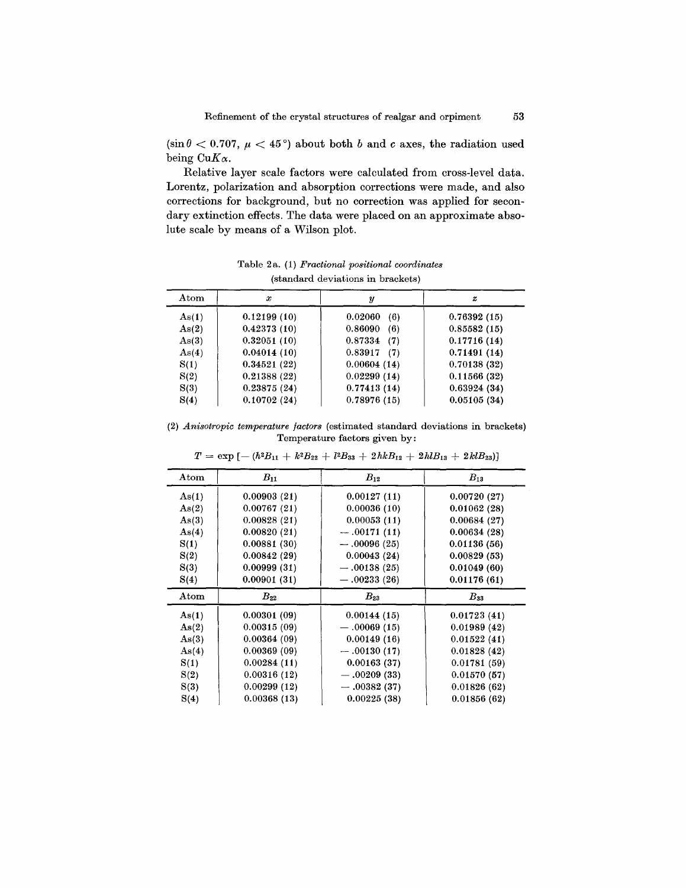($\sin\theta < 0.707$, $\mu < 45°$) about both $b$ and $c$ axes, the radiation used being Cu$K\alpha$.

Relative layer scale factors were calculated from cross-level data. Lorentz, polarization and absorption corrections were made, and also corrections for background, but no correction was applied for secondary extinction effects. The data were placed on an approximate absolute scale by means of a Wilson plot.

Table 2a. (1) *Fractional positional coordinates*
(standard deviations in brackets)

| Atom | $x$ | $y$ | $z$ |
|---|---|---|---|
| As(1) | 0.12199 (10) | 0.02060 (6) | 0.76392 (15) |
| As(2) | 0.42373 (10) | 0.86090 (6) | 0.85582 (15) |
| As(3) | 0.32051 (10) | 0.87334 (7) | 0.17716 (14) |
| As(4) | 0.04014 (10) | 0.83917 (7) | 0.71491 (14) |
| S(1) | 0.34521 (22) | 0.00604 (14) | 0.70138 (32) |
| S(2) | 0.21388 (22) | 0.02299 (14) | 0.11566 (32) |
| S(3) | 0.23875 (24) | 0.77413 (14) | 0.63924 (34) |
| S(4) | 0.10702 (24) | 0.78976 (15) | 0.05105 (34) |

(2) *Anisotropic temperature factors* (estimated standard deviations in brackets)
Temperature factors given by:

$$T = \exp\left[-\left(h^2B_{11} + k^2B_{22} + l^2B_{33} + 2hkB_{12} + 2hlB_{13} + 2klB_{23}\right)\right]$$

| Atom | $B_{11}$ | $B_{12}$ | $B_{13}$ |
|---|---|---|---|
| As(1) | 0.00903 (21) | 0.00127 (11) | 0.00720 (27) |
| As(2) | 0.00767 (21) | 0.00036 (10) | 0.01062 (28) |
| As(3) | 0.00828 (21) | 0.00053 (11) | 0.00684 (27) |
| As(4) | 0.00820 (21) | −.00171 (11) | 0.00634 (28) |
| S(1) | 0.00881 (30) | −.00096 (25) | 0.01136 (56) |
| S(2) | 0.00842 (29) | 0.00043 (24) | 0.00829 (53) |
| S(3) | 0.00999 (31) | −.00138 (25) | 0.01049 (60) |
| S(4) | 0.00901 (31) | −.00233 (26) | 0.01176 (61) |
| **Atom** | $B_{22}$ | $B_{23}$ | $B_{33}$ |
| As(1) | 0.00301 (09) | 0.00144 (15) | 0.01723 (41) |
| As(2) | 0.00315 (09) | −.00069 (15) | 0.01989 (42) |
| As(3) | 0.00364 (09) | 0.00149 (16) | 0.01522 (41) |
| As(4) | 0.00369 (09) | −.00130 (17) | 0.01828 (42) |
| S(1) | 0.00284 (11) | 0.00163 (37) | 0.01781 (59) |
| S(2) | 0.00316 (12) | −.00209 (33) | 0.01570 (57) |
| S(3) | 0.00299 (12) | −.00382 (37) | 0.01826 (62) |
| S(4) | 0.00368 (13) | 0.00225 (38) | 0.01856 (62) |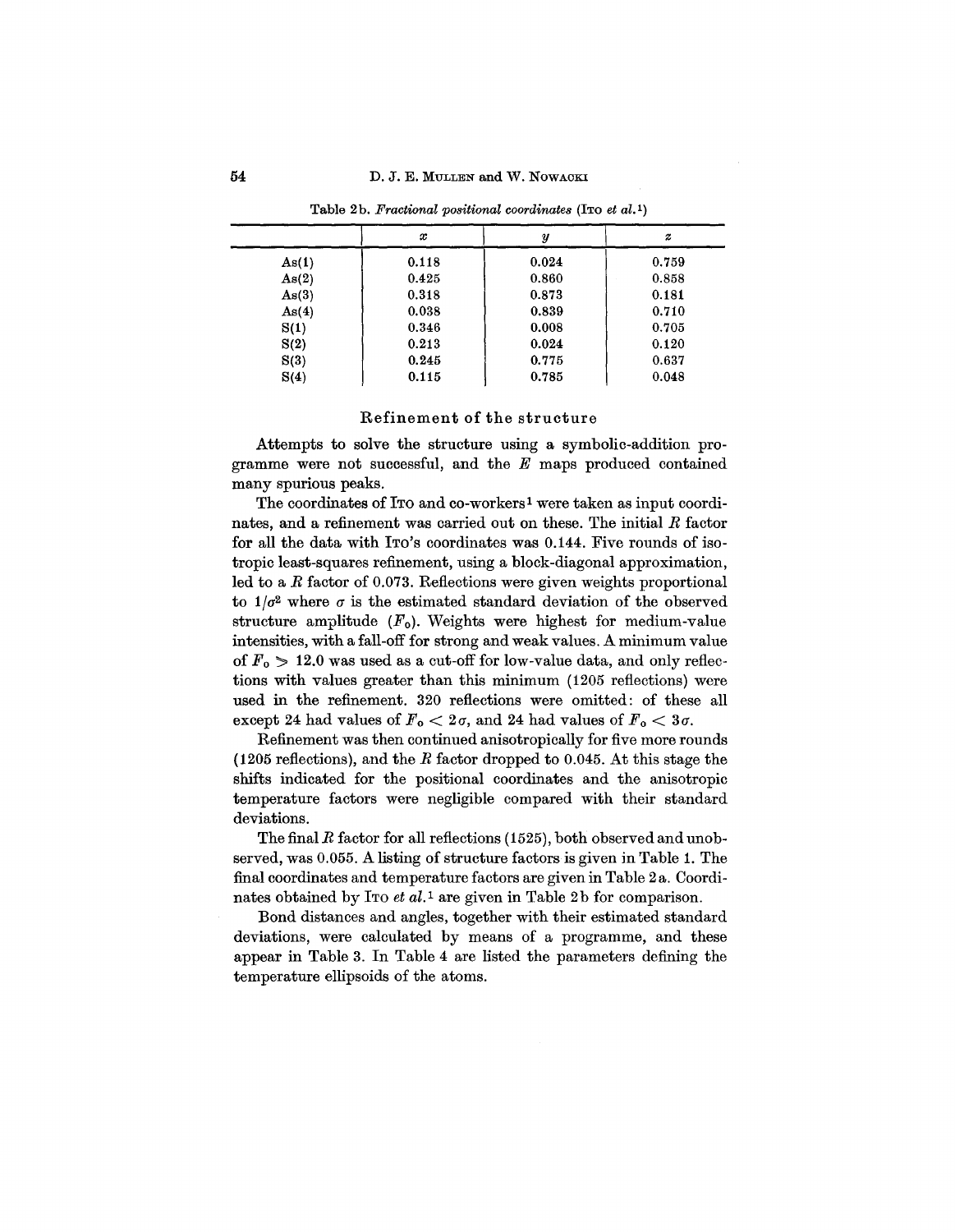Table 2b. *Fractional positional coordinates* (Ito *et al.*[1])

| | $x$ | $y$ | $z$ |
|---|---|---|---|
| As(1) | 0.118 | 0.024 | 0.759 |
| As(2) | 0.425 | 0.860 | 0.858 |
| As(3) | 0.318 | 0.873 | 0.181 |
| As(4) | 0.038 | 0.839 | 0.710 |
| S(1) | 0.346 | 0.008 | 0.705 |
| S(2) | 0.213 | 0.024 | 0.120 |
| S(3) | 0.245 | 0.775 | 0.637 |
| S(4) | 0.115 | 0.785 | 0.048 |

## Refinement of the structure

Attempts to solve the structure using a symbolic-addition programme were not successful, and the $E$ maps produced contained many spurious peaks.

The coordinates of Ito and co-workers[1] were taken as input coordinates, and a refinement was carried out on these. The initial $R$ factor for all the data with Ito's coordinates was 0.144. Five rounds of isotropic least-squares refinement, using a block-diagonal approximation, led to a $R$ factor of 0.073. Reflections were given weights proportional to $1/\sigma^2$ where $\sigma$ is the estimated standard deviation of the observed structure amplitude ($F_o$). Weights were highest for medium-value intensities, with a fall-off for strong and weak values. A minimum value of $F_o > 12.0$ was used as a cut-off for low-value data, and only reflections with values greater than this minimum (1205 reflections) were used in the refinement. 320 reflections were omitted: of these all except 24 had values of $F_o < 2\sigma$, and 24 had values of $F_o < 3\sigma$.

Refinement was then continued anisotropically for five more rounds (1205 reflections), and the $R$ factor dropped to 0.045. At this stage the shifts indicated for the positional coordinates and the anisotropic temperature factors were negligible compared with their standard deviations.

The final $R$ factor for all reflections (1525), both observed and unobserved, was 0.055. A listing of structure factors is given in Table 1. The final coordinates and temperature factors are given in Table 2a. Coordinates obtained by Ito *et al.*[1] are given in Table 2b for comparison.

Bond distances and angles, together with their estimated standard deviations, were calculated by means of a programme, and these appear in Table 3. In Table 4 are listed the parameters defining the temperature ellipsoids of the atoms.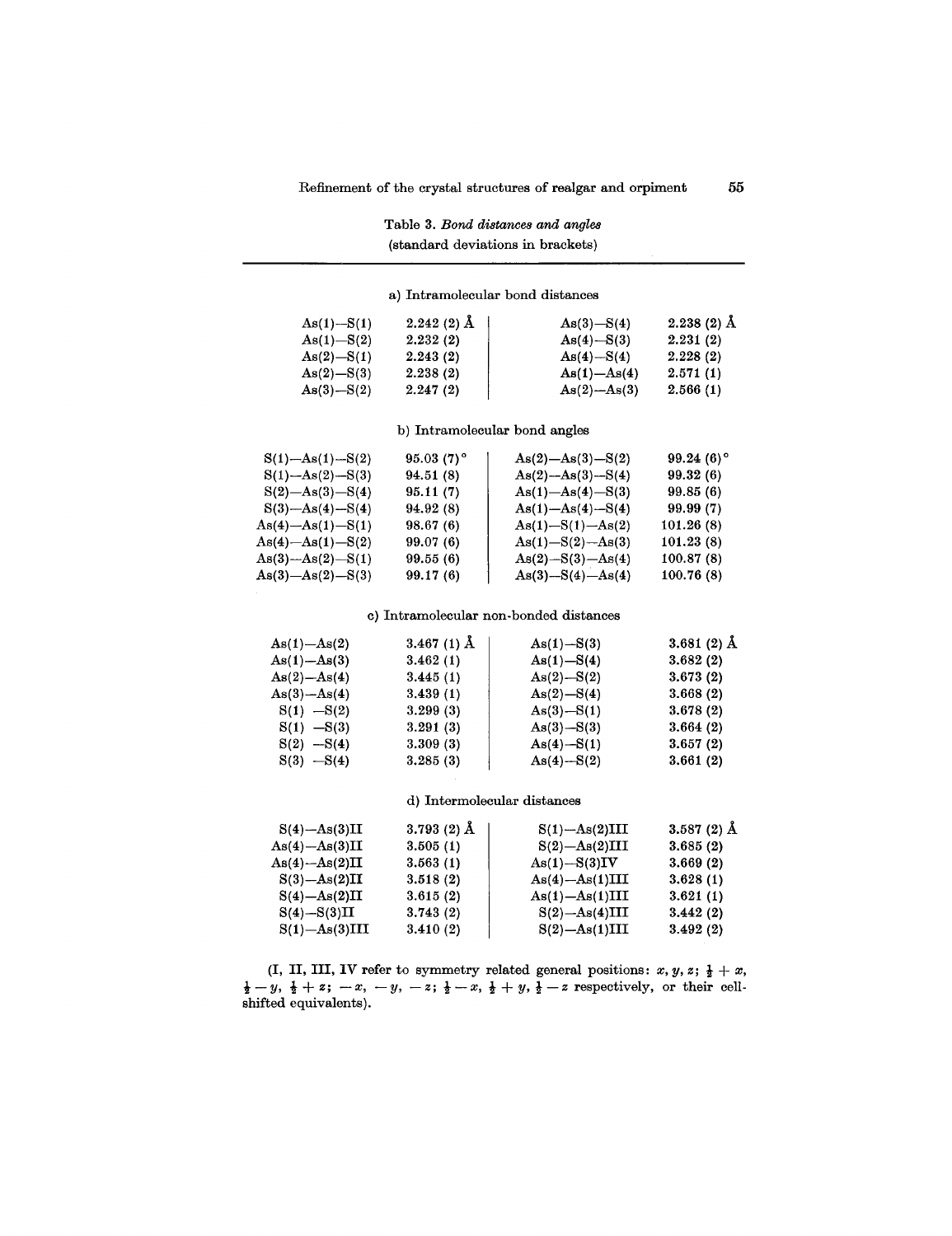Table 3. *Bond distances and angles*
(standard deviations in brackets)

a) Intramolecular bond distances

| | | | |
|---|---|---|---|
| As(1)—S(1) | 2.242 (2) Å | As(3)—S(4) | 2.238 (2) Å |
| As(1)—S(2) | 2.232 (2) | As(4)—S(3) | 2.231 (2) |
| As(2)—S(1) | 2.243 (2) | As(4)—S(4) | 2.228 (2) |
| As(2)—S(3) | 2.238 (2) | As(1)—As(4) | 2.571 (1) |
| As(3)—S(2) | 2.247 (2) | As(2)—As(3) | 2.566 (1) |

b) Intramolecular bond angles

| | | | |
|---|---|---|---|
| S(1)—As(1)—S(2) | 95.03 (7)° | As(2)—As(3)—S(2) | 99.24 (6)° |
| S(1)—As(2)—S(3) | 94.51 (8) | As(2)—As(3)—S(4) | 99.32 (6) |
| S(2)—As(3)—S(4) | 95.11 (7) | As(1)—As(4)—S(3) | 99.85 (6) |
| S(3)—As(4)—S(4) | 94.92 (8) | As(1)—As(4)—S(4) | 99.99 (7) |
| As(4)—As(1)—S(1) | 98.67 (6) | As(1)—S(1)—As(2) | 101.26 (8) |
| As(4)—As(1)—S(2) | 99.07 (6) | As(1)—S(2)—As(3) | 101.23 (8) |
| As(3)—As(2)—S(1) | 99.55 (6) | As(2)—S(3)—As(4) | 100.87 (8) |
| As(3)—As(2)—S(3) | 99.17 (6) | As(3)—S(4)—As(4) | 100.76 (8) |

c) Intramolecular non-bonded distances

| | | | |
|---|---|---|---|
| As(1)—As(2) | 3.467 (1) Å | As(1)—S(3) | 3.681 (2) Å |
| As(1)—As(3) | 3.462 (1) | As(1)—S(4) | 3.682 (2) |
| As(2)—As(4) | 3.445 (1) | As(2)—S(2) | 3.673 (2) |
| As(3)—As(4) | 3.439 (1) | As(2)—S(4) | 3.668 (2) |
| S(1) —S(2) | 3.299 (3) | As(3)—S(1) | 3.678 (2) |
| S(1) —S(3) | 3.291 (3) | As(3)—S(3) | 3.664 (2) |
| S(2) —S(4) | 3.309 (3) | As(4)—S(1) | 3.657 (2) |
| S(3) —S(4) | 3.285 (3) | As(4)—S(2) | 3.661 (2) |

d) Intermolecular distances

| | | | |
|---|---|---|---|
| S(4)—As(3)II | 3.793 (2) Å | S(1)—As(2)III | 3.587 (2) Å |
| As(4)—As(3)II | 3.505 (1) | S(2)—As(2)III | 3.685 (2) |
| As(4)—As(2)II | 3.563 (1) | As(1)—S(3)IV | 3.669 (2) |
| S(3)—As(2)II | 3.518 (2) | As(4)—As(1)III | 3.628 (1) |
| S(4)—As(2)II | 3.615 (2) | As(1)—As(1)III | 3.621 (1) |
| S(4)—S(3)II | 3.743 (2) | S(2)—As(4)III | 3.442 (2) |
| S(1)—As(3)III | 3.410 (2) | S(2)—As(1)III | 3.492 (2) |

(I, II, III, IV refer to symmetry related general positions: $x, y, z$; $\frac{1}{2} + x$, $\frac{1}{2} - y$, $\frac{1}{2} + z$; $-x, -y, -z$; $\frac{1}{2} - x$, $\frac{1}{2} + y$, $\frac{1}{2} - z$ respectively, or their cell-shifted equivalents).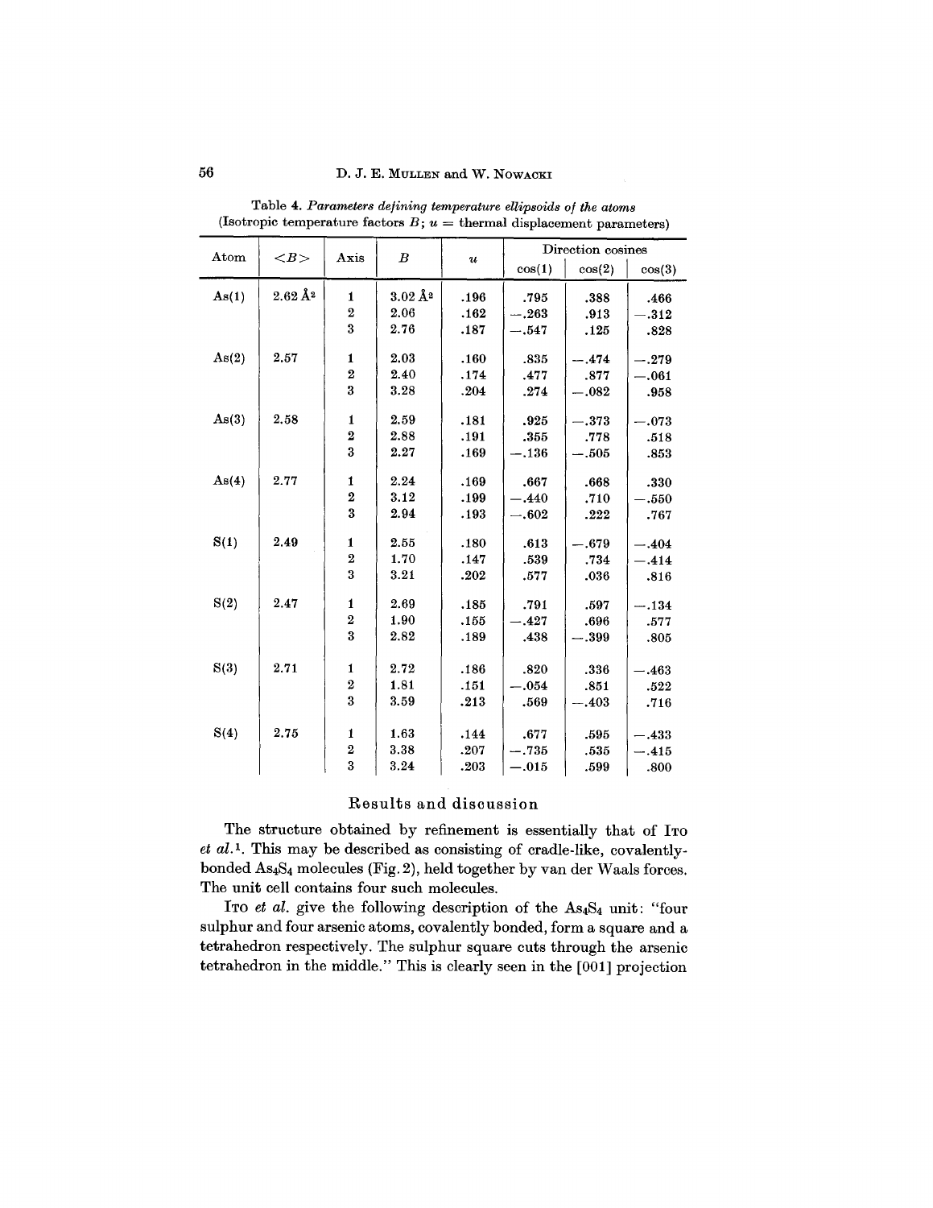Table 4. *Parameters defining temperature ellipsoids of the atoms* (Isotropic temperature factors $B$; $u$ = thermal displacement parameters)

| Atom | $<B>$ | Axis | $B$ | $u$ | Direction cosines | | |
|---|---|---|---|---|---|---|---|
| | | | | | cos(1) | cos(2) | cos(3) |
| As(1) | 2.62 Å² | 1 | 3.02 Å² | .196 | .795 | .388 | .466 |
| | | 2 | 2.06 | .162 | −.263 | .913 | −.312 |
| | | 3 | 2.76 | .187 | −.547 | .125 | .828 |
| As(2) | 2.57 | 1 | 2.03 | .160 | .835 | −.474 | −.279 |
| | | 2 | 2.40 | .174 | .477 | .877 | −.061 |
| | | 3 | 3.28 | .204 | .274 | −.082 | .958 |
| As(3) | 2.58 | 1 | 2.59 | .181 | .925 | −.373 | −.073 |
| | | 2 | 2.88 | .191 | .355 | .778 | .518 |
| | | 3 | 2.27 | .169 | −.136 | −.505 | .853 |
| As(4) | 2.77 | 1 | 2.24 | .169 | .667 | .668 | .330 |
| | | 2 | 3.12 | .199 | −.440 | .710 | −.550 |
| | | 3 | 2.94 | .193 | −.602 | .222 | .767 |
| S(1) | 2.49 | 1 | 2.55 | .180 | .613 | −.679 | −.404 |
| | | 2 | 1.70 | .147 | .539 | .734 | −.414 |
| | | 3 | 3.21 | .202 | .577 | .036 | .816 |
| S(2) | 2.47 | 1 | 2.69 | .185 | .791 | .597 | −.134 |
| | | 2 | 1.90 | .155 | −.427 | .696 | .577 |
| | | 3 | 2.82 | .189 | .438 | −.399 | .805 |
| S(3) | 2.71 | 1 | 2.72 | .186 | .820 | .336 | −.463 |
| | | 2 | 1.81 | .151 | −.054 | .851 | .522 |
| | | 3 | 3.59 | .213 | .569 | −.403 | .716 |
| S(4) | 2.75 | 1 | 1.63 | .144 | .677 | .595 | −.433 |
| | | 2 | 3.38 | .207 | −.735 | .535 | −.415 |
| | | 3 | 3.24 | .203 | −.015 | .599 | .800 |

## Results and discussion

The structure obtained by refinement is essentially that of ITO *et al.*[1]. This may be described as consisting of cradle-like, covalently-bonded $As_4S_4$ molecules (Fig. 2), held together by van der Waals forces. The unit cell contains four such molecules.

ITO *et al.* give the following description of the $As_4S_4$ unit: "four sulphur and four arsenic atoms, covalently bonded, form a square and a tetrahedron respectively. The sulphur square cuts through the arsenic tetrahedron in the middle." This is clearly seen in the [001] projection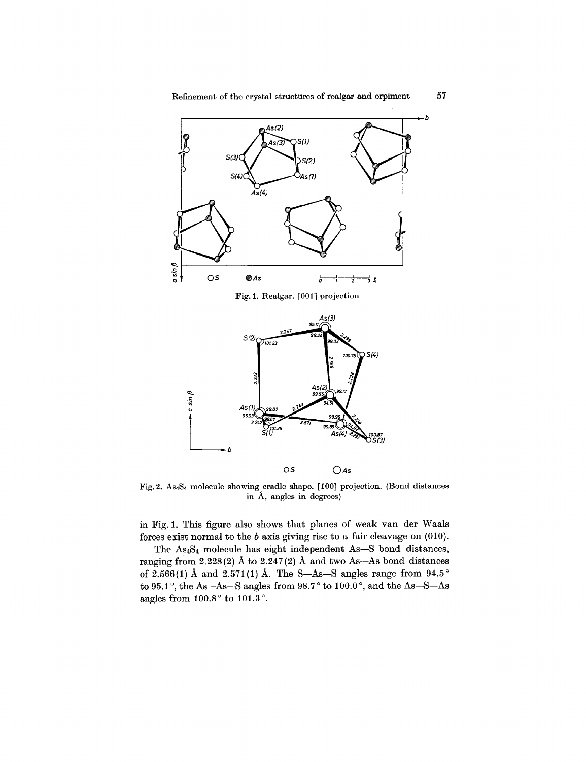Fig. 1. Realgar. [001] projection

Fig. 2. $As_4S_4$ molecule showing cradle shape. [100] projection. (Bond distances in Å, angles in degrees)

in Fig. 1. This figure also shows that planes of weak van der Waals forces exist normal to the $b$ axis giving rise to a fair cleavage on (010).

The $As_4S_4$ molecule has eight independent As—S bond distances, ranging from 2.228(2) Å to 2.247(2) Å and two As—As bond distances of 2.566(1) Å and 2.571(1) Å. The S—As—S angles range from 94.5° to 95.1°, the As—As—S angles from 98.7° to 100.0°, and the As—S—As angles from 100.8° to 101.3°.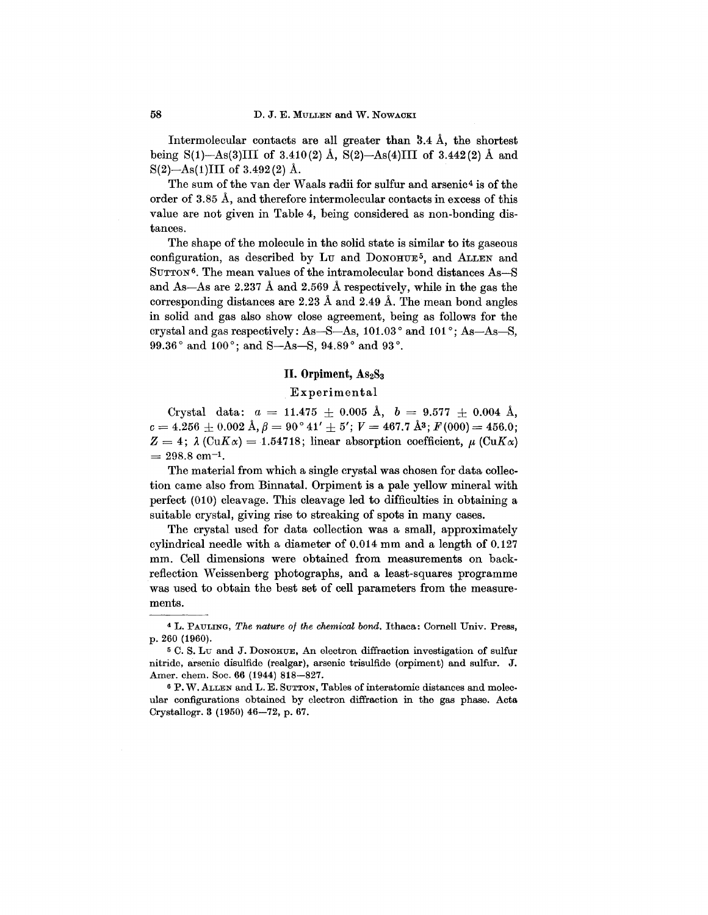Intermolecular contacts are all greater than 3.4 Å, the shortest being S(1)—As(3)III of 3.410(2) Å, S(2)—As(4)III of 3.442(2) Å and S(2)—As(1)III of 3.492(2) Å.

The sum of the van der Waals radii for sulfur and arsenic[4] is of the order of 3.85 Å, and therefore intermolecular contacts in excess of this value are not given in Table 4, being considered as non-bonding distances.

The shape of the molecule in the solid state is similar to its gaseous configuration, as described by LU and DONOHUE[5], and ALLEN and SUTTON[6]. The mean values of the intramolecular bond distances As—S and As—As are 2.237 Å and 2.569 Å respectively, while in the gas the corresponding distances are 2.23 Å and 2.49 Å. The mean bond angles in solid and gas also show close agreement, being as follows for the crystal and gas respectively: As—S—As, 101.03° and 101°; As—As—S, 99.36° and 100°; and S—As—S, 94.89° and 93°.

## II. Orpiment, $As_2S_3$

### Experimental

Crystal data: $a = 11.475 \pm 0.005$ Å, $b = 9.577 \pm 0.004$ Å, $c = 4.256 \pm 0.002$ Å, $\beta = 90°41' \pm 5'$; $V = 467.7$ Å$^3$; $F(000) = 456.0$; $Z = 4$; $\lambda$ (Cu$K\alpha$) = 1.54718; linear absorption coefficient, $\mu$ (Cu$K\alpha$) = 298.8 cm$^{-1}$.

The material from which a single crystal was chosen for data collection came also from Binnatal. Orpiment is a pale yellow mineral with perfect (010) cleavage. This cleavage led to difficulties in obtaining a suitable crystal, giving rise to streaking of spots in many cases.

The crystal used for data collection was a small, approximately cylindrical needle with a diameter of 0.014 mm and a length of 0.127 mm. Cell dimensions were obtained from measurements on back-reflection Weissenberg photographs, and a least-squares programme was used to obtain the best set of cell parameters from the measurements.

---

[4] L. PAULING, *The nature of the chemical bond*. Ithaca: Cornell Univ. Press, p. 260 (1960).

[5] C. S. LU and J. DONOHUE, An electron diffraction investigation of sulfur nitride, arsenic disulfide (realgar), arsenic trisulfide (orpiment) and sulfur. J. Amer. chem. Soc. 66 (1944) 818—827.

[6] P. W. ALLEN and L. E. SUTTON, Tables of interatomic distances and molecular configurations obtained by electron diffraction in the gas phase. Acta Crystallogr. 3 (1950) 46—72, p. 67.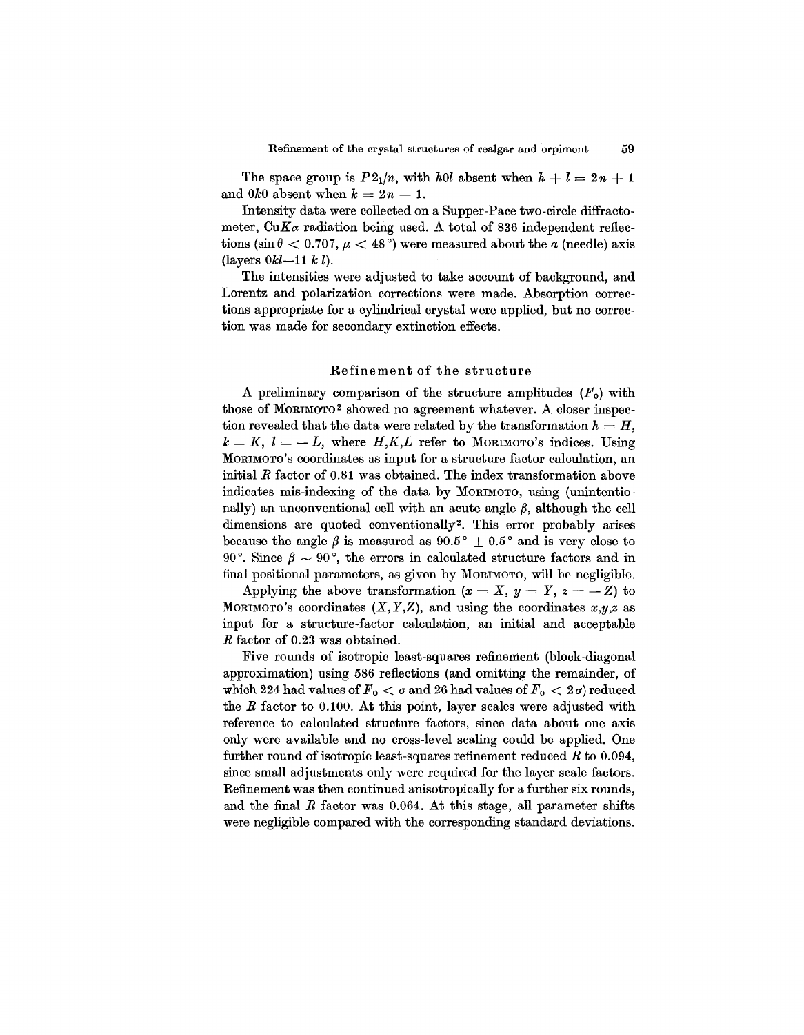The space group is $P2_1/n$, with $h0l$ absent when $h + l = 2n + 1$ and $0k0$ absent when $k = 2n + 1$.

Intensity data were collected on a Supper-Pace two-circle diffractometer, $CuK\alpha$ radiation being used. A total of 836 independent reflections ($\sin\theta < 0.707$, $\mu < 48°$) were measured about the $a$ (needle) axis (layers $0kl$—$11\,k\,l$).

The intensities were adjusted to take account of background, and Lorentz and polarization corrections were made. Absorption corrections appropriate for a cylindrical crystal were applied, but no correction was made for secondary extinction effects.

## Refinement of the structure

A preliminary comparison of the structure amplitudes ($F_o$) with those of MORIMOTO[2] showed no agreement whatever. A closer inspection revealed that the data were related by the transformation $h = H$, $k = K$, $l = -L$, where $H,K,L$ refer to MORIMOTO's indices. Using MORIMOTO's coordinates as input for a structure-factor calculation, an initial $R$ factor of 0.81 was obtained. The index transformation above indicates mis-indexing of the data by MORIMOTO, using (unintentionally) an unconventional cell with an acute angle $\beta$, although the cell dimensions are quoted conventionally[2]. This error probably arises because the angle $\beta$ is measured as $90.5° \pm 0.5°$ and is very close to $90°$. Since $\beta \sim 90°$, the errors in calculated structure factors and in final positional parameters, as given by MORIMOTO, will be negligible.

Applying the above transformation ($x = X$, $y = Y$, $z = -Z$) to MORIMOTO's coordinates ($X,Y,Z$), and using the coordinates $x,y,z$ as input for a structure-factor calculation, an initial and acceptable $R$ factor of 0.23 was obtained.

Five rounds of isotropic least-squares refinement (block-diagonal approximation) using 586 reflections (and omitting the remainder, of which 224 had values of $F_o < \sigma$ and 26 had values of $F_o < 2\sigma$) reduced the $R$ factor to 0.100. At this point, layer scales were adjusted with reference to calculated structure factors, since data about one axis only were available and no cross-level scaling could be applied. One further round of isotropic least-squares refinement reduced $R$ to 0.094, since small adjustments only were required for the layer scale factors. Refinement was then continued anisotropically for a further six rounds, and the final $R$ factor was 0.064. At this stage, all parameter shifts were negligible compared with the corresponding standard deviations.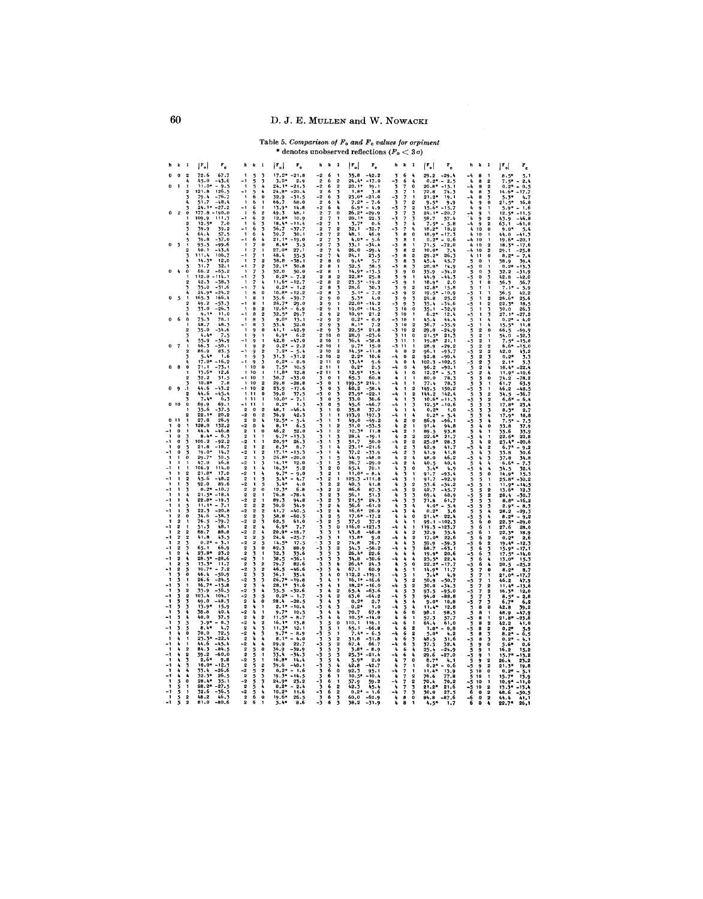Table 5. *Comparison of $F_o$ and $F_c$ values for orpiment*
\* denotes unobserved reflections ($F_o < 3\sigma$)

| h | k | l | $\|F_o\|$ | $F_c$ |
|---|---|---|---|---|
| 0 | 0 | 2 | 72.6 | 67.7 |
| 0 | 0 | 4 | 45.0 | -43.6 |
| 0 | 1 | 1 | 11.0* | -9.5 |
| 0 | 1 | 2 | 121.8 | 126.5 |
| 0 | 1 | 3 | 79.4 | -76.7 |
| 0 | 1 | 4 | 51.7 | -48.4 |
| 0 | 1 | 5 | 24.1* | -27.2 |
| 0 | 2 | 0 | 177.8 | -190.0 |
| 0 | 2 | 1 | 100.9 | 111.3 |
| 0 | 2 | 2 | 12.5* | 7.0 |
| 0 | 2 | 3 | 39.9 | 39.2 |
| 0 | 2 | 4 | 64.4 | 57.5 |
| 0 | 2 | 5 | 39.8 | -37.0 |
| 0 | 3 | 1 | 95.5 | -99.6 |
| 0 | 3 | 2 | 40.1 | -43.6 |
| 0 | 3 | 3 | 111.4 | 106.7 |
| 0 | 3 | 4 | 14.3* | 12.0 |
| 0 | 3 | 5 | 31.7 | 32.1 |
| 0 | 4 | 0 | 66.2 | -65.2 |
| 0 | 4 | 1 | 112.0 | -114.3 |
| 0 | 4 | 2 | 42.3 | -38.3 |
| 0 | 4 | 3 | 35.0 | -31.6 |
| 0 | 4 | 4 | 24.9* | -24.2 |
| 0 | 5 | 1 | 165.3 | 166.4 |
| 0 | 5 | 2 | 49.2 | -53.3 |
| 0 | 5 | 3 | 33.0 | -26.3 |
| 0 | 5 | 4 | 9.1* | 11.0 |
| 0 | 6 | 0 | 75.3 | 78.1 |
| 0 | 6 | 1 | 48.7 | 48.3 |
| 0 | 6 | 2 | 35.0 | -34.6 |
| 0 | 6 | 3 | 4.4* | 7.5 |
| 0 | 6 | 4 | 55.9 | -54.9 |
| 0 | 7 | 1 | 46.3 | -50.1 |
| 0 | 7 | 2 | 86.9 | 83.5 |
| 0 | 7 | 3 | 5.4* | 1.6 |
| 0 | 7 | 4 | 17.0* | -16.2 |
| 0 | 8 | 0 | 71.1 | -73.1 |
| 0 | 8 | 1 | 13.6* | 12.6 |
| 0 | 8 | 2 | 32.2 | 31.5 |
| 0 | 8 | 3 | 10.8* | 7.8 |
| 0 | 9 | 1 | 44.6 | -43.2 |
| 0 | 9 | 2 | 44.6 | -45.4 |
| 0 | 9 | 3 | 7.4* | 6.3 |
| 0 | 10 | 0 | 69.9 | 69.1 |
| 0 | 10 | 1 | 35.6 | -37.5 |
| 0 | 10 | 2 | 22.1* | 20.2 |
| 0 | 11 | 1 | 27.8 | 26.9 |
| 1 | 0 | 1 | 128.0 | 132.2 |
| -1 | 0 | 1 | 44.4 | -46.8 |
| 1 | 0 | 3 | 8.4* | -6.3 |
| -1 | 0 | 3 | 106.2 | -92.2 |
| 1 | 0 | 5 | 21.8 | -18.7 |
| -1 | 0 | 5 | 19.0* | 14.7 |
| 1 | 1 | 0 | 29.7* | 30.5 |
| 1 | 1 | 1 | 47.0 | 46.8 |
| -1 | 1 | 1 | 106.9 | 114.0 |
| 1 | 1 | 2 | 21.8* | 17.0 |
| -1 | 1 | 2 | 45.6 | -48.2 |
| 1 | 1 | 3 | 92.0 | 89.6 |
| -1 | 1 | 3 | 0.2* | -10.7 |
| 1 | 1 | 4 | 21.5* | -18.4 |
| -1 | 1 | 4 | 22.8* | -19.3 |
| 1 | 1 | 5 | 11.1* | -7.1 |
| -1 | 1 | 5 | 22.3 | -20.8 |
| 1 | 2 | 0 | 34.6 | -38.3 |
| 1 | 2 | 1 | 76.5 | -79.7 |
| -1 | 2 | 1 | 51.3 | 48.1 |
| 1 | 2 | 2 | 88.7 | 88.8 |
| -1 | 2 | 2 | 41.8 | 43.5 |
| 1 | 2 | 3 | 0.2* | -3.1 |
| -1 | 2 | 3 | 65.1 | 66.9 |
| 1 | 2 | 4 | 23.8* | 23.2 |
| -1 | 2 | 4 | 28.5* | -28.6 |
| 1 | 2 | 5 | 13.3* | 11.7 |
| -1 | 2 | 5 | 10.7* | -7.2 |
| 1 | 3 | 0 | 46.4 | -50.9 |
| 1 | 3 | 1 | 26.6 | -24.5 |
| -1 | 3 | 1 | 16.7* | -15.8 |
| 1 | 3 | 2 | 33.9 | -36.5 |
| -1 | 3 | 2 | 103.4 | 104.1 |
| 1 | 3 | 3 | 40.0 | -48.3 |
| -1 | 3 | 3 | 13.9* | 15.9 |
| 1 | 3 | 4 | 38.8 | 40.4 |
| -1 | 3 | 4 | 40.0 | 37.5 |
| 1 | 3 | 5 | 3.9* | -8.3 |
| -1 | 3 | 5 | 8.4* | 4.7 |
| 1 | 4 | 0 | 70.0 | 72.5 |
| 1 | 4 | 1 | 23.3* | -22.4 |
| -1 | 4 | 1 | 44.6 | -45.4 |
| 1 | 4 | 2 | 84.3 | -84.5 |
| -1 | 4 | 2 | 59.2 | -60.0 |
| 1 | 4 | 3 | 2.6* | 9.8 |
| -1 | 4 | 3 | 10.0* | -12.3 |
| 1 | 4 | 4 | 33.4 | -26.6 |
| -1 | 4 | 4 | 32.3* | 26.5 |
| 1 | 5 | 0 | 28.4* | 35.1 |
| 1 | 5 | 1 | 28.2* | -27.5 |
| -1 | 5 | 1 | 32.6 | -36.5 |
| 1 | 5 | 2 | 48.2 | 46.3 |
| -1 | 5 | 2 | 81.0 | -80.6 |
| 1 | 5 | 3 | 17.2* | -21.8 |
| -1 | 5 | 3 | 3.0* | 2.9 |
| 1 | 5 | 4 | 24.1* | -21.3 |
| -1 | 5 | 4 | 24.8* | -20.4 |
| 1 | 6 | 0 | 32.9 | -31.5 |
| 1 | 6 | 1 | 66.7 | 68.0 |
| -1 | 6 | 1 | 13.9* | 14.8 |
| 1 | 6 | 2 | 49.3 | 48.1 |
| -1 | 6 | 2 | 12.8* | 10.9 |
| 1 | 6 | 3 | 18.4* | -11.4 |
| -1 | 6 | 3 | 36.7 | -37.7 |
| 1 | 6 | 4 | 39.7 | 30.1 |
| -1 | 6 | 4 | 21.1* | -19.0 |
| 1 | 7 | 0 | 8.4* | 3.5 |
| 1 | 7 | 1 | 27.0* | 27.1 |
| -1 | 7 | 1 | 48.4 | 55.5 |
| 1 | 7 | 2 | 38.8 | -38.1 |
| -1 | 7 | 2 | 32.1* | 30.8 |
| 1 | 7 | 3 | 52.0 | 50.0 |
| -1 | 7 | 3 | 0.2* | -7.2 |
| 1 | 7 | 4 | 11.6* | -12.7 |
| -1 | 7 | 4 | 0.2* | -1.2 |
| 1 | 8 | 0 | 10.8* | -12.2 |
| 1 | 8 | 1 | 35.6 | -39.7 |
| -1 | 8 | 1 | 26.7* | 29.0 |
| 1 | 8 | 2 | 12.6* | -6.9 |
| -1 | 8 | 2 | 32.5* | 29.7 |
| 1 | 8 | 3 | 9.0* | 13.1 |
| -1 | 8 | 3 | 53.4 | 52.0 |
| 1 | 9 | 0 | 41.1 | -42.9 |
| 1 | 9 | 1 | 6.9* | 6.2 |
| -1 | 9 | 1 | 42.8 | -47.0 |
| 1 | 9 | 2 | 0.2* | -2.2 |
| -1 | 9 | 2 | 7.2* | -5.4 |
| 1 | 9 | 3 | 31.3 | -31.2 |
| -1 | 9 | 3 | 0.2* | -0.9 |
| 1 | 10 | 0 | 7.5* | 10.5 |
| 1 | 10 | 1 | 11.8* | 12.8 |
| -1 | 10 | 1 | 30.7 | -33.0 |
| 1 | 10 | 2 | 29.8 | -28.8 |
| -1 | 10 | 2 | 23.9 | -17.6 |
| 1 | 11 | 0 | 39.0 | 37.5 |
| 1 | 11 | 1 | 10.0* | -7.1 |
| -1 | 11 | 1 | 0.2* | 1.3 |
| 2 | 0 | 2 | 48.1 | -46.4 |
| -2 | 0 | 2 | 36.9 | 42.3 |
| 2 | 0 | 4 | 12.5* | -5.4 |
| -2 | 0 | 4 | 8.1* | -6.5 |
| 2 | 1 | 0 | 46.2 | 52.0 |
| 2 | 1 | 1 | 9.7* | -13.3 |
| -2 | 1 | 1 | 20.9* | 26.3 |
| 2 | 1 | 2 | 8.3* | 8.7 |
| -2 | 1 | 2 | 17.1* | -15.3 |
| 2 | 1 | 3 | 26.8* | -20.0 |
| -2 | 1 | 3 | 14.1* | 12.0 |
| 2 | 1 | 4 | 16.3* | 5.8 |
| -2 | 1 | 4 | 9.7* | -9.0 |
| 2 | 1 | 5 | 5.4* | -4.7 |
| -2 | 1 | 5 | 3.4* | 4.0 |
| 2 | 2 | 0 | 12.3* | 6.8 |
| 2 | 2 | 1 | 76.8 | -78.4 |
| -2 | 2 | 1 | 89.3 | 94.8 |
| 2 | 2 | 2 | 30.0 | 34.9 |
| -2 | 2 | 2 | 41.7 | -40.3 |
| 2 | 2 | 3 | 58.8 | -60.3 |
| -2 | 2 | 3 | 62.5 | 61.0 |
| 2 | 2 | 4 | 6.9* | 7.7 |
| -2 | 2 | 4 | 20.9* | -18.7 |
| 2 | 2 | 5 | 24.4 | -25.7 |
| -2 | 2 | 5 | 14.5* | 17.5 |
| 2 | 3 | 0 | 82.3 | 88.9 |
| 2 | 3 | 1 | 32.3 | 33.6 |
| -2 | 3 | 1 | 38.5 | -36.1 |
| 2 | 3 | 2 | 79.7 | 82.6 |
| -2 | 3 | 2 | 46.5 | -46.6 |
| 2 | 3 | 3 | 36.1 | 35.4 |
| -2 | 3 | 3 | 26.7* | -19.8 |
| 2 | 3 | 4 | 28.1* | 31.6 |
| -2 | 3 | 4 | 35.5 | -32.6 |
| 2 | 3 | 5 | 0.2* | -1.7 |
| -2 | 3 | 5 | 28.4 | -28.5 |
| 2 | 4 | 0 | 2.1* | -10.4 |
| 2 | 4 | 1 | 9.7* | 10.5 |
| -2 | 4 | 1 | 11.5* | -8.7 |
| 2 | 4 | 2 | 16.1* | 13.8 |
| -2 | 4 | 2 | 11.3* | 12.1 |
| 2 | 4 | 3 | 9.7* | -8.9 |
| -2 | 4 | 3 | 8.1* | -4.0 |
| 2 | 4 | 4 | 29.9 | 22.7 |
| -2 | 4 | 4 | 36.9 | -38.9 |
| 2 | 5 | 0 | 33.4 | -34.3 |
| 2 | 5 | 1 | 16.8* | 14.4 |
| -2 | 5 | 1 | 39.6 | -40.1 |
| 2 | 5 | 2 | 0.2* | -1.6 |
| -2 | 5 | 2 | 19.3* | -14.5 |
| 2 | 5 | 3 | 24.9* | 23.2 |
| -2 | 5 | 3 | 0.2* | -2.4 |
| 2 | 5 | 4 | 10.2* | 11.6 |
| 2 | 6 | 0 | 19.6* | 26.5 |
| 2 | 6 | 1 | 5.4* | 8.6 |
| -2 | 6 | 1 | 35.8 | -42.2 |
| 2 | 6 | 2 | 24.4* | -17.0 |
| -2 | 6 | 2 | 20.1* | 19.1 |
| 2 | 6 | 3 | 1.8* | 3.8 |
| -2 | 6 | 3 | 23.0* | -21.0 |
| 2 | 6 | 4 | 7.2* | -7.6 |
| -2 | 6 | 4 | 6.9* | -4.9 |
| 2 | 7 | 0 | 26.2* | -29.9 |
| 2 | 7 | 1 | 20.1* | 22.3 |
| -2 | 7 | 1 | 3.7* | 0.6 |
| 2 | 7 | 2 | 32.1 | -32.7 |
| -2 | 7 | 2 | 48.1 | 46.9 |
| 2 | 7 | 3 | 4.0* | -5.6 |
| -2 | 7 | 3 | 33.1 | -34.4 |
| 2 | 7 | 4 | 26.0 | -29.4 |
| -2 | 7 | 4 | 24.1 | 23.5 |
| 2 | 8 | 0 | 9.4* | 5.7 |
| 2 | 8 | 1 | 32.5 | 38.5 |
| -2 | 8 | 1 | 14.9* | -13.5 |
| 2 | 8 | 2 | 22.8* | 25.8 |
| -2 | 8 | 2 | 23.3* | -19.2 |
| 2 | 8 | 3 | 28.6 | 30.3 |
| -2 | 8 | 3 | 5.1* | -7.2 |
| 2 | 9 | 0 | 5.3* | 4.0 |
| 2 | 9 | 1 | 22.0* | -14.2 |
| -2 | 9 | 1 | 19.0* | -14.7 |
| 2 | 9 | 2 | 10.9* | 21.2 |
| -2 | 9 | 2 | 0.2* | -0.9 |
| 2 | 9 | 3 | 9.8* | 7.2 |
| -2 | 9 | 3 | 22.5* | 21.8 |
| 2 | 10 | 0 | 28.9 | -23.6 |
| 2 | 10 | 1 | 36.4 | -38.8 |
| -2 | 10 | 1 | 9.7* | 15.0 |
| 2 | 10 | 2 | 14.5* | -11.2 |
| -2 | 10 | 2 | 2.2* | 10.6 |
| 2 | 11 | 0 | 13.4* | 9.6 |
| 2 | 11 | 1 | 0.2* | 2.5 |
| -2 | 11 | 1 | 12.9* | 15.4 |
| 3 | 0 | 1 | 65.3 | 60.8 |
| -3 | 0 | 1 | 199.5 | 214.1 |
| 3 | 0 | 3 | 60.2 | -58.4 |
| -3 | 0 | 3 | 23.9* | -22.1 |
| 3 | 0 | 5 | 33.0 | 36.6 |
| -3 | 0 | 5 | 45.6 | -46.7 |
| 3 | 1 | 0 | 38.8 | 37.0 |
| 3 | 1 | 1 | 193.9 | 197.3 |
| -3 | 1 | 1 | 49.0 | -49.2 |
| 3 | 1 | 2 | 54.0 | -55.5 |
| -3 | 1 | 2 | 12.3* | 11.8 |
| 3 | 1 | 3 | 28.4 | -19.1 |
| -3 | 1 | 3 | 51.7 | 50.0 |
| 3 | 1 | 4 | 23.1* | -21.6 |
| -3 | 1 | 4 | 37.2 | -35.9 |
| 3 | 1 | 5 | 44.9 | -48.0 |
| -3 | 1 | 5 | 26.7 | -29.0 |
| 3 | 2 | 0 | 65.4 | 70.1 |
| 3 | 2 | 1 | 11.0* | -8.4 |
| -3 | 2 | 1 | 105.3 | -111.8 |
| 3 | 2 | 2 | 40.5 | 41.8 |
| -3 | 2 | 2 | 86.6 | 87.3 |
| 3 | 2 | 3 | 56.1 | 51.3 |
| -3 | 2 | 3 | 21.5* | 24.3 |
| 3 | 2 | 4 | 56.6 | -61.0 |
| -3 | 2 | 4 | 16.0 | 26.9 |
| 3 | 2 | 5 | 17.6* | -17.2 |
| -3 | 2 | 5 | 37.9 | 37.9 |
| 3 | 3 | 0 | 116.0 | -121.3 |
| 3 | 3 | 1 | 43.8 | -46.8 |
| -3 | 3 | 1 | 13.8* | 9.0 |
| 3 | 3 | 2 | 74.8 | 76.7 |
| -3 | 3 | 2 | 54.3 | -56.2 |
| 3 | 3 | 3 | 26.4* | 22.6 |
| -3 | 3 | 3 | 34.8 | -30.6 |
| 3 | 3 | 4 | 26.4* | 24.3 |
| -3 | 3 | 4 | 67.1 | 60.9 |
| 3 | 4 | 0 | 112.2 | -119.1 |
| 3 | 4 | 1 | 16.1* | -16.6 |
| -3 | 4 | 1 | 18.2* | -16.0 |
| 3 | 4 | 2 | 63.4 | -63.6 |
| -3 | 4 | 2 | 63.6 | -64.2 |
| 3 | 4 | 3 | 0.2* | 2.7 |
| -3 | 4 | 3 | 0.2* | 1.0 |
| 3 | 4 | 4 | 70.7 | 67.9 |
| -3 | 4 | 4 | 10.5* | -14.0 |
| 3 | 5 | 0 | 110.1 | 116.1 |
| 3 | 5 | 1 | 65.1 | -66.8 |
| -3 | 5 | 1 | 7.4* | -6.5 |
| 3 | 5 | 2 | 31.8 | -31.8 |
| -3 | 5 | 2 | 67.4 | 66.7 |
| 3 | 5 | 3 | 3.8* | -8.9 |
| -3 | 5 | 3 | 25.3* | -21.4 |
| 3 | 5 | 4 | 5.9* | 2.0 |
| -3 | 5 | 4 | 42.8 | -42.7 |
| 3 | 6 | 0 | 92.3 | 95.1 |
| 3 | 6 | 1 | 10.5* | -10.4 |
| -3 | 6 | 1 | 57.9 | 59.2 |
| 3 | 6 | 2 | 42.3 | 45.4 |
| -3 | 6 | 2 | 0.2* | -1.6 |
| 3 | 6 | 3 | 60.0 | -62.9 |
| -3 | 6 | 3 | 38.2 | -31.9 |
| 3 | 6 | 4 | 29.2 | -29.4 |
| -3 | 6 | 4 | 0.2* | -2.5 |
| 3 | 7 | 0 | 20.8* | -15.1 |
| 3 | 7 | 1 | 72.8 | 74.3 |
| -3 | 7 | 1 | 21.2* | 19.1 |
| 3 | 7 | 2 | 9.5* | 9.9 |
| -3 | 7 | 2 | 15.6* | -15.7 |
| 3 | 7 | 3 | 24.1* | -20.7 |
| -3 | 7 | 3 | 58.7 | 57.4 |
| 3 | 7 | 4 | 7.5* | -5.8 |
| -3 | 7 | 4 | 18.2* | 18.2 |
| 3 | 8 | 0 | 18.9* | -17.3 |
| 3 | 8 | 1 | 0.2* | -0.6 |
| -3 | 8 | 1 | 71.5 | -72.0 |
| 3 | 8 | 2 | 10.0* | 7.4 |
| -3 | 8 | 2 | 29.2* | 26.3 |
| 3 | 8 | 3 | 45.4 | 45.7 |
| -3 | 8 | 3 | 20.0* | 14.9 |
| 3 | 9 | 0 | 35.9 | -34.2 |
| 3 | 9 | 1 | 44.9 | -44.3 |
| -3 | 9 | 1 | 18.9* | 2.0 |
| 3 | 9 | 2 | 12.8* | 15.8 |
| -3 | 9 | 2 | 19.5* | -10.9 |
| 3 | 9 | 3 | 24.8 | 25.2 |
| -3 | 9 | 3 | 35.4 | -34.6 |
| 3 | 10 | 0 | 35.1 | -32.9 |
| 3 | 10 | 1 | 6.2* | 12.4 |
| -3 | 10 | 1 | 45.4 | 44.4 |
| 3 | 10 | 2 | 36.7 | -35.9 |
| -3 | 10 | 2 | 29.0 | -24.9 |
| 3 | 11 | 0 | 21.5* | 21.3 |
| 3 | 11 | 1 | 19.8* | 21.1 |
| -3 | 11 | 1 | 28.9 | -29.2 |
| 4 | 0 | 0 | 96.1 | -93.7 |
| 4 | 0 | 2 | 92.8 | -90.4 |
| -4 | 0 | 2 | 102.3 | -102.5 |
| 4 | 0 | 4 | 96.2 | -90.1 |
| -4 | 0 | 4 | 12.2* | -5.3 |
| 4 | 1 | 0 | 80.0 | 78.3 |
| 4 | 1 | 1 | 77.4 | 78.3 |
| -4 | 1 | 1 | 149.5 | 150.2 |
| 4 | 1 | 2 | 144.2 | 142.4 |
| -4 | 1 | 2 | 10.6* | -11.3 |
| 4 | 1 | 3 | 12.5* | -10.6 |
| -4 | 1 | 3 | 0.2* | 1.0 |
| 4 | 1 | 4 | 0.2* | -5.4 |
| -4 | 1 | 4 | 86.9 | -96.1 |
| 4 | 2 | 0 | 91.4 | 94.8 |
| 4 | 2 | 1 | 89.5 | 93.8 |
| -4 | 2 | 1 | 22.6* | 21.7 |
| 4 | 2 | 2 | 25.2* | 28.3 |
| -4 | 2 | 2 | 42.9 | 41.7 |
| 4 | 2 | 3 | 41.9 | 41.8 |
| -4 | 2 | 3 | 48.0 | 46.2 |
| 4 | 2 | 4 | 40.5 | 40.4 |
| -4 | 2 | 4 | 3.4* | 4.9 |
| 4 | 3 | 0 | 91.7 | -93.4 |
| 4 | 3 | 1 | 91.7 | -92.9 |
| -4 | 3 | 1 | 53.6 | -54.2 |
| 4 | 3 | 2 | 42.7 | -45.7 |
| -4 | 3 | 2 | 69.4 | 68.9 |
| 4 | 3 | 3 | 71.8 | 61.7 |
| -4 | 3 | 3 | 4.0* | -5.4 |
| 4 | 3 | 4 | 0.2* | 3.6 |
| -4 | 3 | 4 | 21.4* | 22.4 |
| 4 | 4 | 0 | 99.1 | -102.3 |
| 4 | 4 | 1 | 119.3 | -123.7 |
| -4 | 4 | 1 | 32.9 | 35.4 |
| 4 | 4 | 2 | 17.0* | 22.6 |
| -4 | 4 | 2 | 59.9 | -59.3 |
| 4 | 4 | 3 | 68.7 | -63.1 |
| -4 | 4 | 3 | 19.9* | 20.6 |
| 4 | 4 | 4 | 25.5* | 22.4 |
| -4 | 4 | 4 | 22.2* | -17.7 |
| 4 | 5 | 0 | 14.9* | 11.7 |
| 4 | 5 | 1 | 3.4* | 4.9 |
| -4 | 5 | 1 | 50.9 | -50.7 |
| 4 | 5 | 2 | 30.0 | -34.3 |
| -4 | 5 | 2 | 93.5 | -95.0 |
| 4 | 5 | 3 | 94.0 | -88.8 |
| -4 | 5 | 3 | 9.0* | 10.8 |
| 4 | 5 | 4 | 11.4* | 12.8 |
| 4 | 6 | 0 | 98.1 | 98.5 |
| 4 | 6 | 1 | 57.3 | 57.7 |
| -4 | 6 | 1 | 64.4 | 61.0 |
| 4 | 6 | 2 | 3.8* | -0.8 |
| -4 | 6 | 2 | 5.0* | 4.2 |
| 4 | 6 | 3 | 48.5 | 51.6 |
| -4 | 6 | 3 | 37.3 | 32.4 |
| 4 | 6 | 4 | 25.4 | -24.9 |
| -4 | 6 | 4 | 29.6 | -27.0 |
| 4 | 7 | 0 | 8.7* | 4.1 |
| 4 | 7 | 1 | 0.2* | -0.6 |
| -4 | 7 | 1 | 11.4* | 13.9 |
| 4 | 7 | 2 | 76.6 | 77.8 |
| -4 | 7 | 2 | 70.4 | 70.2 |
| 4 | 7 | 3 | 21.2* | 21.6 |
| -4 | 7 | 3 | 30.0 | 27.5 |
| 4 | 8 | 0 | 84.8 | -87.6 |
| 4 | 8 | 1 | 4.5* | 1.7 |
| -4 | 8 | 1 | 8.5* | 5.1 |
| 4 | 8 | 2 | 7.5* | -2.4 |
| -4 | 8 | 2 | 0.2* | -0.5 |
| 4 | 8 | 3 | 14.6* | -17.7 |
| -4 | 8 | 3 | 5.3* | 4.7 |
| 4 | 9 | 0 | 21.5* | 16.8 |
| 4 | 9 | 1 | 5.9* | -1.6 |
| -4 | 9 | 1 | 12.5* | -11.5 |
| 4 | 9 | 2 | 43.9 | -46.8 |
| -4 | 9 | 2 | 63.1 | -61.0 |
| 4 | 10 | 0 | 9.0* | 5.4 |
| 4 | 10 | 1 | 44.0 | -41.3 |
| -4 | 10 | 1 | 19.6* | -20.1 |
| 4 | 10 | 2 | 18.3* | -17.6 |
| -4 | 10 | 2 | 29.1 | -25.8 |
| 4 | 11 | 0 | 8.2* | -7.4 |
| 5 | 0 | 1 | 38.9 | 39.4 |
| -5 | 0 | 1 | 0.2* | -13.3 |
| 5 | 0 | 3 | 32.2 | -31.9 |
| -5 | 0 | 3 | 42.8 | -42.0 |
| 5 | 0 | 5 | 36.3 | 36.7 |
| 5 | 1 | 0 | 7.1* | -5.9 |
| 5 | 1 | 1 | 36.5 | 42.2 |
| -5 | 1 | 1 | 26.6* | 25.6 |
| 5 | 1 | 2 | 22.3* | 18.5 |
| -5 | 1 | 2 | 30.0 | 26.3 |
| 5 | 1 | 3 | 27.1* | -27.2 |
| -5 | 1 | 3 | 0.2* | -4.0 |
| 5 | 1 | 4 | 15.5* | 11.8 |
| 5 | 2 | 0 | 66.5 | -69.9 |
| 5 | 2 | 1 | 54.0 | -52.3 |
| -5 | 2 | 1 | 7.5* | -15.0 |
| 5 | 2 | 2 | 6.6* | -15.0 |
| -5 | 2 | 2 | 42.0 | 43.2 |
| 5 | 2 | 3 | 0.2* | 3.3 |
| -5 | 2 | 3 | 2.1* | 3.3 |
| 5 | 2 | 4 | 18.4* | -22.4 |
| -5 | 2 | 4 | 11.9* | -10.6 |
| 5 | 3 | 0 | 74.2 | -78.2 |
| 5 | 3 | 1 | 61.7 | 63.9 |
| -5 | 3 | 1 | 46.2 | -48.5 |
| 5 | 3 | 2 | 34.5 | -36.7 |
| -5 | 3 | 2 | 6.6* | -6.4 |
| 5 | 3 | 3 | 17.8* | 23.4 |
| -5 | 3 | 3 | 8.3* | 2.7 |
| 5 | 3 | 4 | 17.9* | 18.8 |
| -5 | 3 | 4 | 7.5* | -7.5 |
| 5 | 4 | 0 | 33.8 | 37.9 |
| 5 | 4 | 1 | 35.6 | 33.9 |
| -5 | 4 | 1 | 22.6* | 22.8 |
| 5 | 4 | 2 | 23.4* | -20.6 |
| -5 | 4 | 2 | 6.7* | -9.2 |
| 5 | 4 | 3 | 33.8 | 30.6 |
| -5 | 4 | 3 | 37.8 | 34.8 |
| 5 | 4 | 4 | 6.6* | -7.3 |
| -5 | 4 | 4 | 34.5 | 32.4 |
| 5 | 5 | 0 | 14.9* | 15.3 |
| 5 | 5 | 1 | 25.8* | -30.2 |
| -5 | 5 | 1 | 11.9* | -14.5 |
| 5 | 5 | 2 | 13.6* | 12.3 |
| -5 | 5 | 2 | 28.4 | -30.7 |
| 5 | 5 | 3 | 8.8* | -16.2 |
| -5 | 5 | 3 | 2.9* | -8.3 |
| 5 | 5 | 4 | 28.2 | -29.3 |
| -5 | 5 | 4 | 8.2* | -9.2 |
| 5 | 6 | 0 | 22.3* | -29.0 |
| 5 | 6 | 1 | 27.6 | 28.0 |
| -5 | 6 | 1 | 22.3* | 18.9 |
| 5 | 6 | 2 | 0.2* | 2.6 |
| -5 | 6 | 2 | 19.4* | -12.3 |
| 5 | 6 | 3 | 15.9* | -17.1 |
| -5 | 6 | 3 | 17.5* | -14.0 |
| 5 | 6 | 4 | 13.0* | 15.3 |
| -5 | 6 | 4 | 20.5 | -25.2 |
| 5 | 7 | 0 | 8.2* | 8.7 |
| 5 | 7 | 1 | 21.0* | -17.7 |
| -5 | 7 | 1 | 46.2 | 47.9 |
| 5 | 7 | 2 | 11.4* | -13.6 |
| -5 | 7 | 2 | 16.3* | 12.0 |
| 5 | 7 | 3 | 8.5* | -2.8 |
| -5 | 7 | 3 | 6.7* | 6.2 |
| 5 | 8 | 0 | 42.8 | 39.2 |
| 5 | 8 | 1 | 48.9 | -47.9 |
| -5 | 8 | 1 | 21.8* | -23.6 |
| 5 | 8 | 2 | 42.2 | 41.0 |
| -5 | 8 | 2 | 0.2* | 3.9 |
| 5 | 8 | 3 | 8.2* | -6.5 |
| -5 | 8 | 3 | 0.2* | -4.1 |
| 5 | 9 | 0 | 5.6* | 0.6 |
| 5 | 9 | 1 | 16.2 | 15.2 |
| -5 | 9 | 1 | 15.7* | -15.2 |
| 5 | 9 | 2 | 26.4 | 23.2 |
| -5 | 9 | 2 | 21.3* | 19.8 |
| 5 | 10 | 0 | 0.2* | -5.1 |
| 5 | 10 | 1 | 15.7* | 13.9 |
| -5 | 10 | 1 | 10.9* | -11.0 |
| -5 | 10 | 2 | 13.3* | -13.4 |
| 6 | 0 | 0 | 48.6 | -50.5 |
| 6 | 0 | 2 | 44.4 | 41.1 |
| 6 | 0 | 4 | 22.7* | 26.1 |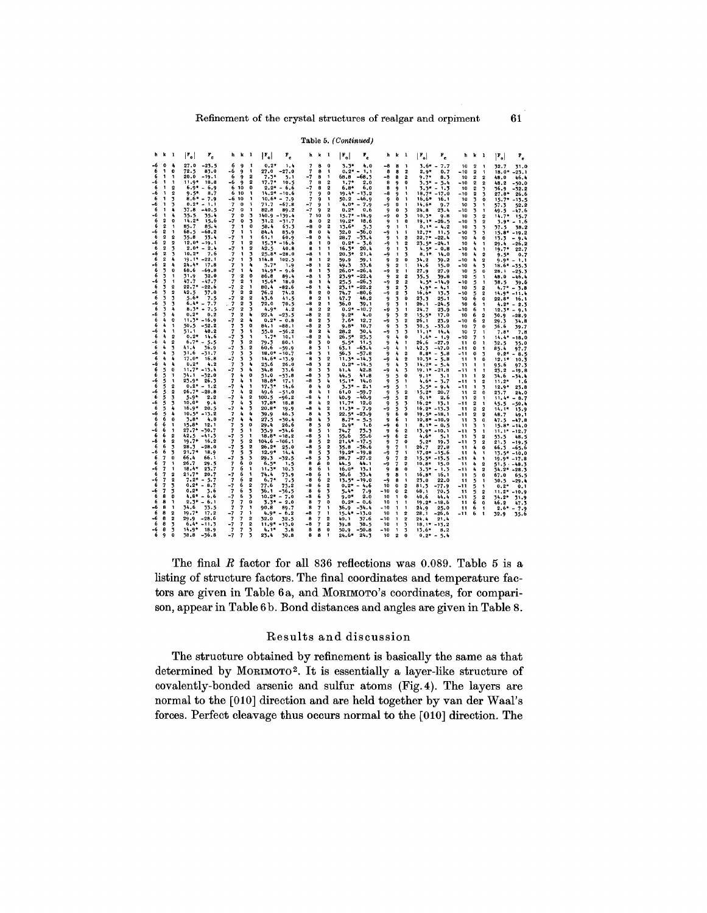Table 5. *(Continued)*

| h | k | l | $\lvert F_o \rvert$ | $F_c$ |
|---|---|---|---|---|
| -6 | 0 | 4 | 27.0 | -23.5 |
| 6 | 1 | 0 | 72.5 | 83.0 |
| 6 | 1 | 1 | 20.0 | -19.1 |
| -6 | 1 | 1 | 11.9* | 18.8 |
| 6 | 1 | 2 | 6.9* | 6.9 |
| -6 | 1 | 2 | 9.5* | 8.7 |
| 6 | 1 | 3 | 8.6* | -7.9 |
| -6 | 1 | 3 | 0.2* | -1.1 |
| 6 | 1 | 4 | 37.8 | -40.5 |
| -6 | 1 | 4 | 35.5 | 35.4 |
| 6 | 2 | 0 | 14.2* | 15.6 |
| 6 | 2 | 1 | 85.7 | 85.4 |
| -6 | 2 | 1 | 68.5 | -68.2 |
| 6 | 2 | 2 | 35.8 | 33.4 |
| -6 | 2 | 2 | 12.0* | -19.1 |
| 6 | 2 | 3 | 2.0* | -2.4 |
| -6 | 2 | 3 | 10.2* | 7.6 |
| 6 | 2 | 4 | 19.1* | -22.1 |
| -6 | 2 | 4 | 24.4* | 17.8 |
| 6 | 3 | 0 | 68.6 | -69.8 |
| 6 | 3 | 1 | 31.9 | 32.0 |
| -6 | 3 | 1 | 47.7 | -47.7 |
| 6 | 3 | 2 | 22.7* | -22.6 |
| -6 | 3 | 2 | 42.5 | 37.0 |
| 6 | 3 | 3 | 5.6* | 7.5 |
| -6 | 3 | 3 | 6.4* | -7.7 |
| 6 | 3 | 4 | 8.3* | -7.5 |
| -6 | 3 | 4 | 0.2* | 0.2 |
| 6 | 4 | 0 | 11.3* | -16.9 |
| 6 | 4 | 1 | 50.5 | -52.2 |
| -6 | 4 | 1 | 51.1 | 48.2 |
| 6 | 4 | 2 | 0.2* | 14.6 |
| -6 | 4 | 2 | 6.7* | -5.5 |
| 6 | 4 | 3 | 41.4 | 36.9 |
| -6 | 4 | 3 | 31.6 | -31.7 |
| 6 | 4 | 4 | 17.0* | 16.8 |
| -6 | 4 | 4 | 0.2* | 4.2 |
| 6 | 5 | 0 | 11.7* | -13.4 |
| 6 | 5 | 1 | 34.1 | -32.0 |
| -6 | 5 | 1 | 25.9* | 26.3 |
| 6 | 5 | 2 | 0.2* | -1.2 |
| -6 | 5 | 2 | 26.7* | -28.8 |
| 6 | 5 | 3 | 5.9* | 2.2 |
| -6 | 5 | 3 | 10.0* | 9.4 |
| 6 | 5 | 4 | 16.9* | 20.5 |
| -6 | 5 | 4 | 10.5* | -13.2 |
| 6 | 6 | 0 | 3.8* | 4.0 |
| 6 | 6 | 1 | 15.8* | 12.1 |
| -6 | 6 | 1 | 27.7* | -30.7 |
| 6 | 6 | 2 | 42.5 | -41.3 |
| -6 | 6 | 2 | 19.7* | 16.2 |
| 6 | 6 | 3 | 28.3 | -28.0 |
| -6 | 6 | 3 | 21.7* | 18.9 |
| 6 | 7 | 0 | 66.4 | 66.1 |
| 6 | 7 | 1 | 26.7 | 29.5 |
| -6 | 7 | 1 | 18.4* | 23.7 |
| 6 | 7 | 2 | 21.7* | 20.7 |
| -6 | 7 | 2 | 7.2* | -5.7 |
| 6 | 7 | 3 | 0.2* | -8.7 |
| -6 | 7 | 3 | 0.2* | 3.6 |
| 6 | 8 | 0 | 4.8* | -6.6 |
| 6 | 8 | 1 | 2.3* | -6.1 |
| -6 | 8 | 1 | 34.6 | 33.5 |
| 6 | 8 | 2 | 19.7* | 17.2 |
| -6 | 8 | 2 | 29.9 | -28.6 |
| 6 | 8 | 3 | 6.4* | -11.3 |
| -6 | 8 | 3 | 14.9* | 18.9 |
| 6 | 9 | 0 | 38.8 | -36.8 |
| 6 | 9 | 1 | 0.2* | 1.4 |
| -6 | 9 | 1 | 27.0 | -27.0 |
| 6 | 9 | 2 | 7.3* | 5.1 |
| -6 | 9 | 2 | 17.7* | 10.5 |
| 6 | 10 | 0 | 2.2* | -6.6 |
| 6 | 10 | 1 | 14.2* | -10.6 |
| -6 | 10 | 1 | 10.6* | -7.9 |
| 7 | 0 | 1 | 71.7 | -67.8 |
| -7 | 0 | 1 | 82.8 | 89.2 |
| 7 | 0 | 3 | 140.9 | -139.4 |
| -7 | 0 | 3 | 31.2 | -31.7 |
| 7 | 1 | 0 | 58.4 | 63.3 |
| 7 | 1 | 1 | 84.4 | 83.9 |
| -7 | 1 | 1 | 61.1 | 60.9 |
| 7 | 1 | 2 | 15.3* | -16.6 |
| -7 | 1 | 2 | 42.5 | 40.8 |
| 7 | 1 | 3 | 25.8* | -28.0 |
| -7 | 1 | 3 | 114.8 | 102.5 |
| 7 | 1 | 4 | 5.7* | 1.9 |
| -7 | 1 | 4 | 14.9* | -9.6 |
| 7 | 2 | 0 | 86.8 | 89.4 |
| 7 | 2 | 1 | 15.6* | 18.0 |
| -7 | 2 | 1 | 80.4 | -82.6 |
| 7 | 2 | 2 | 76.2 | 74.2 |
| -7 | 2 | 2 | 43.6 | 41.5 |
| 7 | 2 | 3 | 72.0 | 70.5 |
| -7 | 2 | 3 | 4.9* | 4.2 |
| 7 | 2 | 4 | 22.4 | -23.5 |
| -7 | 2 | 4 | 0.2* | -0.8 |
| 7 | 3 | 0 | 84.1 | -88.1 |
| 7 | 3 | 1 | 55.8 | -56.2 |
| -7 | 3 | 1 | 1.7* | 10.1 |
| 7 | 3 | 2 | 79.3 | 80.1 |
| -7 | 3 | 2 | 60.6 | -59.9 |
| 7 | 3 | 3 | 18.0* | -10.7 |
| -7 | 3 | 3 | 14.6* | -13.9 |
| 7 | 3 | 4 | 25.6 | 26.0 |
| -7 | 3 | 4 | 34.8 | 33.6 |
| 7 | 4 | 0 | 51.0 | -53.8 |
| 7 | 4 | 1 | 18.8* | 17.1 |
| -7 | 4 | 1 | 17.3* | 14.6 |
| 7 | 4 | 2 | 49.6 | -51.0 |
| -7 | 4 | 2 | 100.5 | -96.2 |
| 7 | 4 | 3 | 17.8* | 18.8 |
| -7 | 4 | 3 | 20.8* | 19.9 |
| 7 | 4 | 4 | 39.9 | 46.3 |
| -7 | 4 | 4 | 27.5 | -30.4 |
| 7 | 5 | 0 | 29.4 | 26.6 |
| 7 | 5 | 1 | 35.9 | -34.6 |
| -7 | 5 | 1 | 18.8* | -18.2 |
| 7 | 5 | 2 | 104.6 | -106.1 |
| -7 | 5 | 2 | 26.2* | 25.0 |
| 7 | 5 | 3 | 12.9* | 14.4 |
| -7 | 5 | 3 | 29.3 | -32.5 |
| 7 | 6 | 0 | 6.5* | 1.5 |
| 7 | 6 | 1 | 11.3* | 10.3 |
| -7 | 6 | 1 | 74.4 | 73.9 |
| 7 | 6 | 2 | 6.7* | 7.5 |
| -7 | 6 | 2 | 77.6 | 73.2 |
| 7 | 6 | 3 | 36.1 | -36.5 |
| -7 | 6 | 3 | 10.2* | -7.0 |
| 7 | 7 | 0 | 3.3* | -2.0 |
| 7 | 7 | 1 | 90.8 | 89.7 |
| -7 | 7 | 1 | 4.9* | -6.2 |
| 7 | 7 | 2 | 32.0 | 32.5 |
| -7 | 7 | 2 | 11.9* | -13.0 |
| 7 | 7 | 3 | 4.1* | 3.8 |
| -7 | 7 | 3 | 23.4 | 30.8 |
| 7 | 8 | 0 | 3.3* | 4.0 |
| 7 | 8 | 1 | 0.2* | -1.1 |
| -7 | 8 | 1 | 68.8 | -68.3 |
| 7 | 8 | 2 | 1.7* | 2.0 |
| -7 | 8 | 2 | 6.8* | 6.0 |
| 7 | 9 | 0 | 19.4* | -13.2 |
| 7 | 9 | 1 | 50.2 | -46.9 |
| -7 | 9 | 1 | 4.0* | -7.9 |
| -7 | 9 | 2 | 0.2* | 0.6 |
| 7 | 10 | 0 | 15.7* | -14.9 |
| 8 | 0 | 2 | 19.2* | 18.6 |
| -8 | 0 | 2 | 13.6* | 5.3 |
| 8 | 0 | 4 | 32.0 | -36.0 |
| -8 | 0 | 4 | 28.7 | -33.4 |
| 8 | 1 | 0 | 0.2* | -3.6 |
| 8 | 1 | 1 | 16.3* | 20.4 |
| -8 | 1 | 1 | 20.3* | 21.4 |
| 8 | 1 | 2 | 59.9 | 59.1 |
| -8 | 1 | 2 | 49.3 | 53.6 |
| 8 | 1 | 3 | 26.0* | -26.4 |
| -8 | 1 | 3 | 23.9* | -22.4 |
| 8 | 1 | 4 | 25.5 | -26.3 |
| -8 | 1 | 4 | 23.1* | -22.2 |
| 8 | 2 | 0 | 74.7 | -80.6 |
| 8 | 2 | 1 | 47.7 | 46.2 |
| -8 | 2 | 1 | 36.0 | 39.1 |
| 8 | 2 | 2 | 0.2* | -10.7 |
| -8 | 2 | 2 | 9.9* | 4.0 |
| 8 | 2 | 3 | 7.6* | 12.7 |
| -8 | 2 | 3 | 9.8* | 10.7 |
| 8 | 2 | 4 | 28.2 | 30.4 |
| -8 | 2 | 4 | 26.5* | 25.3 |
| 8 | 3 | 0 | 5.5* | 11.5 |
| 8 | 3 | 1 | 63.1 | -63.4 |
| -8 | 3 | 1 | 56.3 | -57.8 |
| 8 | 3 | 2 | 11.3* | -14.3 |
| -8 | 3 | 2 | 0.2* | -14.5 |
| 8 | 3 | 3 | 41.4 | 42.8 |
| -8 | 3 | 3 | 44.5 | 41.8 |
| 8 | 3 | 4 | 15.1* | 14.0 |
| 8 | 4 | 0 | 3.3* | -2.1 |
| 8 | 4 | 1 | 61.0 | -59.7 |
| -8 | 4 | 1 | 40.9 | -40.9 |
| 8 | 4 | 2 | 11.7* | 12.0 |
| -8 | 4 | 2 | 11.3* | -7.9 |
| 8 | 4 | 3 | 22.5* | -23.9 |
| -8 | 4 | 3 | 8.7* | -5.5 |
| 8 | 5 | 0 | 2.9* | 1.6 |
| 8 | 5 | 1 | 74.7 | 73.3 |
| -8 | 5 | 1 | 55.6 | 55.6 |
| 8 | 5 | 2 | 21.4* | -17.5 |
| -8 | 5 | 2 | 35.8 | -36.6 |
| 8 | 5 | 3 | 19.2* | -19.8 |
| -8 | 5 | 3 | 28.7 | -27.2 |
| 8 | 6 | 0 | 44.5 | 44.1 |
| 8 | 6 | 1 | 16.0* | 13.1 |
| -8 | 6 | 1 | 36.6 | 33.4 |
| 8 | 6 | 2 | 13.5* | -19.0 |
| -8 | 6 | 2 | 0.2* | -4.6 |
| 8 | 6 | 3 | 5.4* | 7.9 |
| -8 | 6 | 3 | 9.0* | 2.0 |
| 8 | 7 | 0 | 0.2* | -0.6 |
| 8 | 7 | 1 | 36.9 | -34.4 |
| -8 | 7 | 1 | 15.4* | -13.0 |
| 8 | 7 | 2 | 40.3 | 37.6 |
| -8 | 7 | 2 | 39.8 | 38.5 |
| 8 | 8 | 0 | 30.9 | -30.8 |
| 8 | 8 | 1 | 24.6* | 24.3 |
| -8 | 8 | 1 | 3.6* | -7.7 |
| 8 | 8 | 2 | 2.9* | 0.7 |
| -8 | 8 | 2 | 9.7* | 8.3 |
| 8 | 9 | 0 | 3.3* | -5.4 |
| 8 | 9 | 1 | 3.3* | -1.3 |
| -8 | 9 | 1 | 18.7* | -17.0 |
| 9 | 0 | 1 | 16.6* | 16.1 |
| -9 | 0 | 1 | 14.6* | 9.7 |
| 9 | 0 | 3 | 24.8 | 23.4 |
| -9 | 0 | 3 | 10.3* | 9.8 |
| 9 | 1 | 0 | 19.1* | -26.5 |
| 9 | 1 | 1 | 0.1* | -4.2 |
| -9 | 1 | 1 | 12.7* | 11.5 |
| 9 | 1 | 2 | 22.7* | -22.4 |
| -9 | 1 | 2 | 23.5* | -24.1 |
| 9 | 1 | 3 | 4.5* | -0.8 |
| -9 | 1 | 3 | 8.1* | 14.0 |
| 9 | 2 | 0 | 34.2 | 39.2 |
| 9 | 2 | 1 | 14.6 | 15.0 |
| -9 | 2 | 1 | 27.9 | 27.9 |
| 9 | 2 | 2 | 35.5 | 39.8 |
| -9 | 2 | 2 | 4.5* | -14.9 |
| 9 | 2 | 3 | 4.9* | 4.1 |
| -9 | 2 | 3 | 16.6* | 13.3 |
| 9 | 3 | 0 | 23.3 | 25.1 |
| 9 | 3 | 1 | 26.1 | -24.5 |
| -9 | 3 | 1 | 24.7 | 23.9 |
| 9 | 3 | 2 | 15.5* | 17.0 |
| -9 | 3 | 2 | 26.1 | 23.9 |
| 9 | 3 | 3 | 30.5 | -33.0 |
| -9 | 3 | 3 | 11.1* | 14.4 |
| 9 | 4 | 0 | 1.6* | -1.9 |
| 9 | 4 | 1 | 26.6 | -27.9 |
| -9 | 4 | 1 | 42.3 | -47.0 |
| 9 | 4 | 2 | 8.8* | -5.8 |
| -9 | 4 | 2 | 10.3* | -5.8 |
| 9 | 4 | 3 | 14.2* | -5.4 |
| -9 | 4 | 3 | 19.1* | -21.8 |
| 9 | 5 | 0 | 9.1* | 3.1 |
| 9 | 5 | 1 | 4.6* | -3.7 |
| -9 | 5 | 1 | 5.5* | -9.4 |
| 9 | 5 | 2 | 15.2* | 20.7 |
| -9 | 5 | 2 | 0.1* | 2.6 |
| 9 | 5 | 3 | 16.2* | 13.1 |
| -9 | 5 | 3 | 16.2* | -13.3 |
| 9 | 6 | 0 | 19.5* | -18.1 |
| 9 | 6 | 1 | 10.8* | -10.9 |
| -9 | 6 | 1 | 8.1* | -0.5 |
| 9 | 6 | 2 | 13.9* | -10.1 |
| -9 | 6 | 2 | 4.6* | 5.1 |
| 9 | 7 | 0 | 5.2* | 19.3 |
| 9 | 7 | 1 | 26.7 | 27.8 |
| -9 | 7 | 1 | 17.0* | -15.6 |
| 9 | 7 | 2 | 15.5* | -15.5 |
| -9 | 7 | 2 | 10.8* | 15.0 |
| 9 | 8 | 0 | 3.3* | -1.3 |
| 9 | 8 | 1 | 16.8* | 16.1 |
| -9 | 8 | 1 | 23.0 | 22.0 |
| 10 | 0 | 2 | 81.3 | -77.9 |
| -10 | 0 | 2 | 68.1 | 70.5 |
| 10 | 1 | 0 | 40.6 | 44.4 |
| 10 | 1 | 1 | 19.2* | -18.6 |
| -10 | 1 | 1 | 24.9 | 25.0 |
| 10 | 1 | 2 | 28.1 | -26.6 |
| -10 | 1 | 2 | 24.4 | 21.4 |
| 10 | 1 | 3 | 18.1* | -13.2 |
| -10 | 1 | 3 | 13.6* | 8.2 |
| 10 | 2 | 0 | 0.2* | -5.4 |
| 10 | 2 | 1 | 32.7 | 31.0 |
| -10 | 2 | 1 | 18.0* | -23.1 |
| 10 | 2 | 2 | 48.0 | 46.4 |
| -10 | 2 | 2 | 48.2 | -50.0 |
| 10 | 2 | 3 | 36.9 | -32.2 |
| -10 | 2 | 3 | 27.8* | 26.6 |
| 10 | 3 | 0 | 15.7* | -13.5 |
| 10 | 3 | 1 | 57.3 | 52.2 |
| -10 | 3 | 1 | 49.5 | -47.6 |
| 10 | 3 | 2 | 14.7* | 15.7 |
| -10 | 3 | 2 | 3.9* | -1.6 |
| 10 | 3 | 3 | 37.5 | 38.2 |
| -10 | 3 | 3 | 15.8* | -19.2 |
| 10 | 4 | 0 | 13.3 | -9.4 |
| 10 | 4 | 1 | 29.4 | -26.2 |
| -10 | 4 | 1 | 19.7* | 22.7 |
| 10 | 4 | 2 | 9.5* | 0.7 |
| -10 | 4 | 2 | 9.9* | -1.1 |
| -10 | 4 | 3 | 18.6* | -35.3 |
| 10 | 5 | 0 | 28.1 | -25.3 |
| 10 | 5 | 1 | 48.0 | -46.4 |
| -10 | 5 | 1 | 38.5 | 39.6 |
| 10 | 5 | 2 | 4.7* | -3.8 |
| -10 | 5 | 2 | 14.9* | -11.4 |
| 10 | 6 | 0 | 22.8* | 16.1 |
| 10 | 6 | 1 | 4.8* | -2.3 |
| -10 | 6 | 1 | 12.3* | -9.1 |
| 10 | 6 | 2 | 30.9 | -28.9 |
| -10 | 6 | 2 | 29.3 | 34.8 |
| 10 | 7 | 0 | 36.6 | 39.7 |
| 10 | 7 | 1 | 7.8* | 7.8 |
| -10 | 7 | 1 | 14.4* | -18.0 |
| 11 | 0 | 1 | 32.5 | 35.0 |
| -11 | 0 | 1 | 85.4 | 97.7 |
| -11 | 0 | 3 | 0.2* | -8.5 |
| 11 | 1 | 0 | 12.1* | 10.3 |
| 11 | 1 | 1 | 95.6 | 97.3 |
| -11 | 1 | 1 | 23.2 | -19.8 |
| 11 | 1 | 2 | 34.6 | -34.4 |
| -11 | 1 | 2 | 11.2* | 1.6 |
| -11 | 1 | 3 | 12.9* | 23.8 |
| 11 | 2 | 0 | 23.7 | 24.0 |
| 11 | 2 | 1 | 11.4* | -8.7 |
| -11 | 2 | 1 | 45.5 | -50.4 |
| 11 | 2 | 2 | 14.1* | 13.9 |
| -11 | 2 | 2 | 48.7 | 49.1 |
| 11 | 3 | 0 | 47.5 | -47.8 |
| 11 | 3 | 1 | 15.8* | -14.0 |
| -11 | 3 | 1 | 11.1* | -12.7 |
| 11 | 3 | 2 | 53.5 | 48.5 |
| -11 | 3 | 2 | 21.3 | -19.5 |
| 11 | 4 | 0 | 66.3 | -65.6 |
| 11 | 4 | 1 | 13.5* | -10.0 |
| -11 | 4 | 1 | 19.9* | -17.8 |
| 11 | 4 | 2 | 51.5 | -48.3 |
| -11 | 4 | 2 | 34.2* | -28.3 |
| 11 | 5 | 0 | 67.0 | 65.5 |
| 11 | 5 | 1 | 30.5 | -29.4 |
| -11 | 5 | 1 | 0.2* | 0.1 |
| 11 | 5 | 2 | 11.2* | -10.9 |
| -11 | 5 | 2 | 34.2* | 31.9 |
| 11 | 6 | 0 | 46.2 | 47.3 |
| 11 | 6 | 1 | 2.6* | -7.9 |
| -11 | 6 | 1 | 32.9 | 35.6 |

The final $R$ factor for all 836 reflections was 0.089. Table 5 is a listing of structure factors. The final coordinates and temperature factors are given in Table 6a, and MORIMOTO's coordinates, for comparison, appear in Table 6b. Bond distances and angles are given in Table 8.

## Results and discussion

The structure obtained by refinement is basically the same as that determined by MORIMOTO[2]. It is essentially a layer-like structure of covalently-bonded arsenic and sulfur atoms (Fig. 4). The layers are normal to the [010] direction and are held together by van der Waal's forces. Perfect cleavage thus occurs normal to the [010] direction. The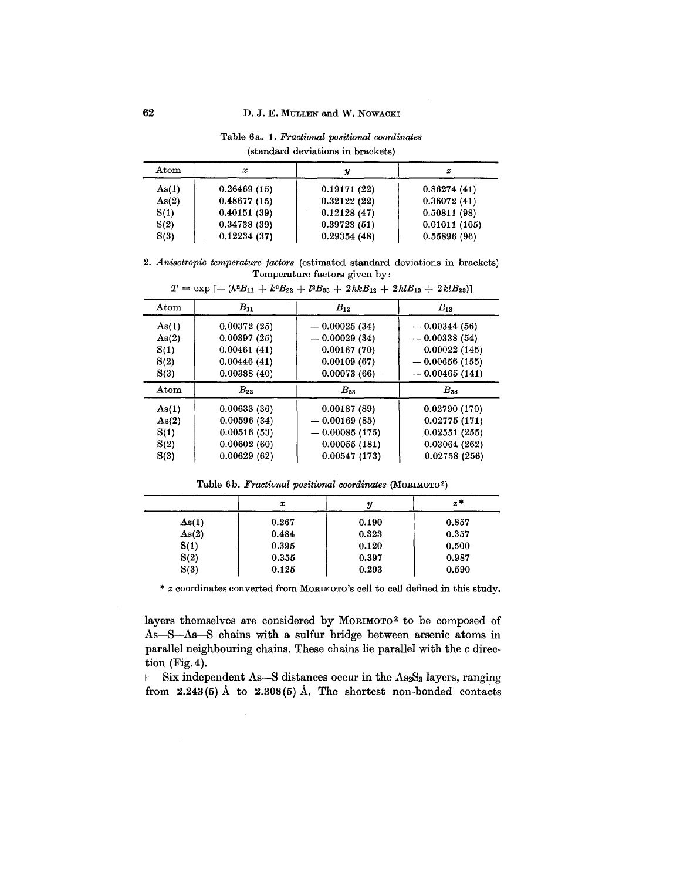Table 6a. 1. *Fractional positional coordinates* (standard deviations in brackets)

| Atom | $x$ | $y$ | $z$ |
|---|---|---|---|
| As(1) | 0.26469 (15) | 0.19171 (22) | 0.86274 (41) |
| As(2) | 0.48677 (15) | 0.32122 (22) | 0.36072 (41) |
| S(1) | 0.40151 (39) | 0.12128 (47) | 0.50811 (98) |
| S(2) | 0.34738 (39) | 0.39723 (51) | 0.01011 (105) |
| S(3) | 0.12234 (37) | 0.29354 (48) | 0.55896 (96) |

2. *Anisotropic temperature factors* (estimated standard deviations in brackets) Temperature factors given by:

$$T = \exp\left[-\left(h^2B_{11} + k^2B_{22} + l^2B_{33} + 2hkB_{12} + 2hlB_{13} + 2klB_{23}\right)\right]$$

| Atom | $B_{11}$ | $B_{12}$ | $B_{13}$ |
|---|---|---|---|
| As(1) | 0.00372 (25) | − 0.00025 (34) | − 0.00344 (56) |
| As(2) | 0.00397 (25) | − 0.00029 (34) | − 0.00338 (54) |
| S(1) | 0.00461 (41) | 0.00167 (70) | 0.00022 (145) |
| S(2) | 0.00446 (41) | 0.00109 (67) | − 0.00656 (155) |
| S(3) | 0.00388 (40) | 0.00073 (66) | − 0.00465 (141) |
| **Atom** | **$B_{22}$** | **$B_{23}$** | **$B_{33}$** |
| As(1) | 0.00633 (36) | 0.00187 (89) | 0.02790 (170) |
| As(2) | 0.00596 (34) | − 0.00169 (85) | 0.02775 (171) |
| S(1) | 0.00516 (53) | − 0.00085 (175) | 0.02551 (255) |
| S(2) | 0.00602 (60) | 0.00055 (181) | 0.03064 (262) |
| S(3) | 0.00629 (62) | 0.00547 (173) | 0.02758 (256) |

Table 6b. *Fractional positional coordinates* (MORIMOTO[2])

| | $x$ | $y$ | $z$* |
|---|---|---|---|
| As(1) | 0.267 | 0.190 | 0.857 |
| As(2) | 0.484 | 0.323 | 0.357 |
| S(1) | 0.395 | 0.120 | 0.500 |
| S(2) | 0.355 | 0.397 | 0.987 |
| S(3) | 0.125 | 0.293 | 0.590 |

\* $z$ coordinates converted from MORIMOTO's cell to cell defined in this study.

layers themselves are considered by MORIMOTO[2] to be composed of As—S—As—S chains with a sulfur bridge between arsenic atoms in parallel neighbouring chains. These chains lie parallel with the $c$ direction (Fig. 4).

Six independent As—S distances occur in the $As_2S_3$ layers, ranging from 2.243(5) Å to 2.308(5) Å. The shortest non-bonded contacts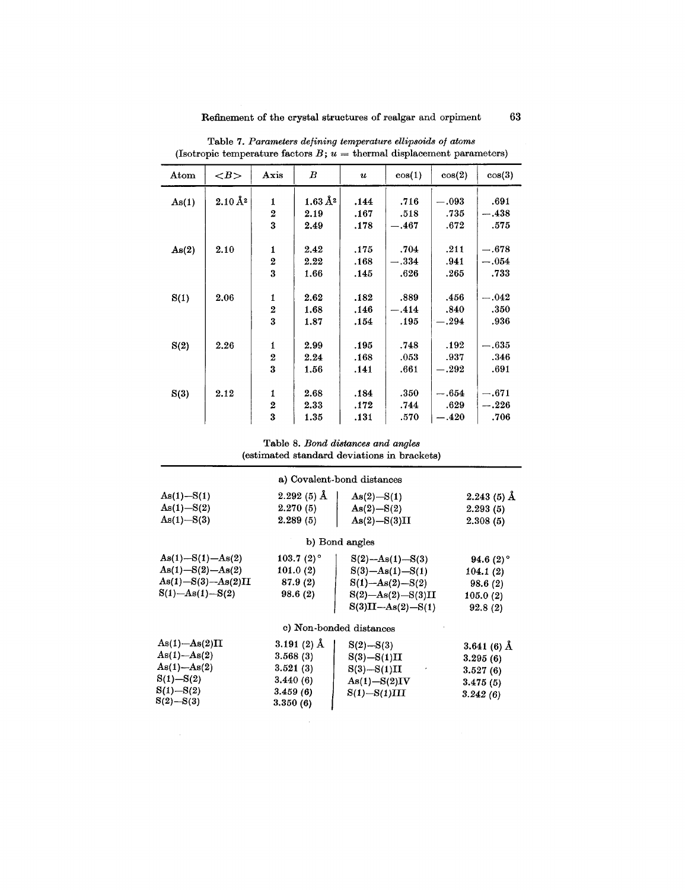Table 7. *Parameters defining temperature ellipsoids of atoms*
(Isotropic temperature factors $B$; $u$ = thermal displacement parameters)

| Atom | $<B>$ | Axis | $B$ | $u$ | cos(1) | cos(2) | cos(3) |
|---|---|---|---|---|---|---|---|
| As(1) | 2.10 Å² | 1 | 1.63 Å² | .144 | .716 | −.093 | .691 |
| | | 2 | 2.19 | .167 | .518 | .735 | −.438 |
| | | 3 | 2.49 | .178 | −.467 | .672 | .575 |
| As(2) | 2.10 | 1 | 2.42 | .175 | .704 | .211 | −.678 |
| | | 2 | 2.22 | .168 | −.334 | .941 | −.054 |
| | | 3 | 1.66 | .145 | .626 | .265 | .733 |
| S(1) | 2.06 | 1 | 2.62 | .182 | .889 | .456 | −.042 |
| | | 2 | 1.68 | .146 | −.414 | .840 | .350 |
| | | 3 | 1.87 | .154 | .195 | −.294 | .936 |
| S(2) | 2.26 | 1 | 2.99 | .195 | .748 | .192 | −.635 |
| | | 2 | 2.24 | .168 | .053 | .937 | .346 |
| | | 3 | 1.56 | .141 | .661 | −.292 | .691 |
| S(3) | 2.12 | 1 | 2.68 | .184 | .350 | −.654 | −.671 |
| | | 2 | 2.33 | .172 | .744 | .629 | −.226 |
| | | 3 | 1.35 | .131 | .570 | −.420 | .706 |

Table 8. *Bond distances and angles*
(estimated standard deviations in brackets)

a) Covalent-bond distances

| | | | |
|---|---|---|---|
| As(1)—S(1) | 2.292 (5) Å | As(2)—S(1) | 2.243 (5) Å |
| As(1)—S(2) | 2.270 (5) | As(2)—S(2) | 2.293 (5) |
| As(1)—S(3) | 2.289 (5) | As(2)—S(3)II | 2.308 (5) |

b) Bond angles

| | | | |
|---|---|---|---|
| As(1)—S(1)—As(2) | 103.7 (2)° | S(2)—As(1)—S(3) | 94.6 (2)° |
| As(1)—S(2)—As(2) | 101.0 (2) | S(3)—As(1)—S(1) | 104.1 (2) |
| As(1)—S(3)—As(2)II | 87.9 (2) | S(1)—As(2)—S(2) | 98.6 (2) |
| S(1)—As(1)—S(2) | 98.6 (2) | S(2)—As(2)—S(3)II | 105.0 (2) |
| | | S(3)II—As(2)—S(1) | 92.8 (2) |

c) Non-bonded distances

| | | | |
|---|---|---|---|
| As(1)—As(2)II | 3.191 (2) Å | S(2)—S(3) | 3.641 (6) Å |
| As(1)—As(2) | 3.568 (3) | S(3)—S(1)II | 3.295 (6) |
| As(1)—As(2) | 3.521 (3) | S(3)—S(1)II | 3.527 (6) |
| S(1)—S(2) | 3.440 (6) | As(1)—S(2)IV | 3.475 (5) |
| S(1)—S(2) | 3.459 (6) | S(1)—S(1)III | 3.242 (6) |
| S(2)—S(3) | 3.350 (6) | | |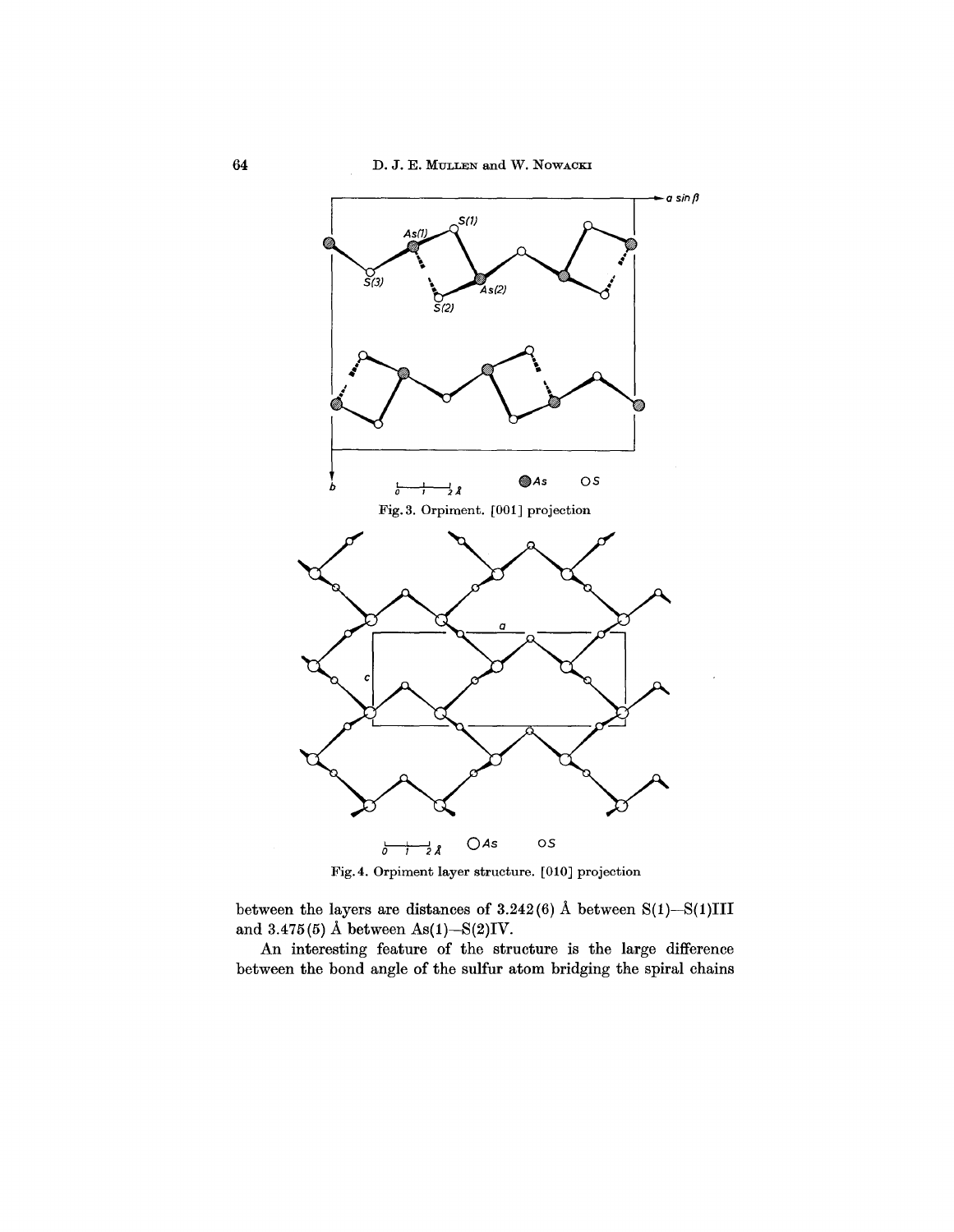Fig. 3. Orpiment. [001] projection

Fig. 4. Orpiment layer structure. [010] projection

between the layers are distances of 3.242(6) Å between S(1)—S(1)III and 3.475(5) Å between As(1)—S(2)IV.

An interesting feature of the structure is the large difference between the bond angle of the sulfur atom bridging the spiral chains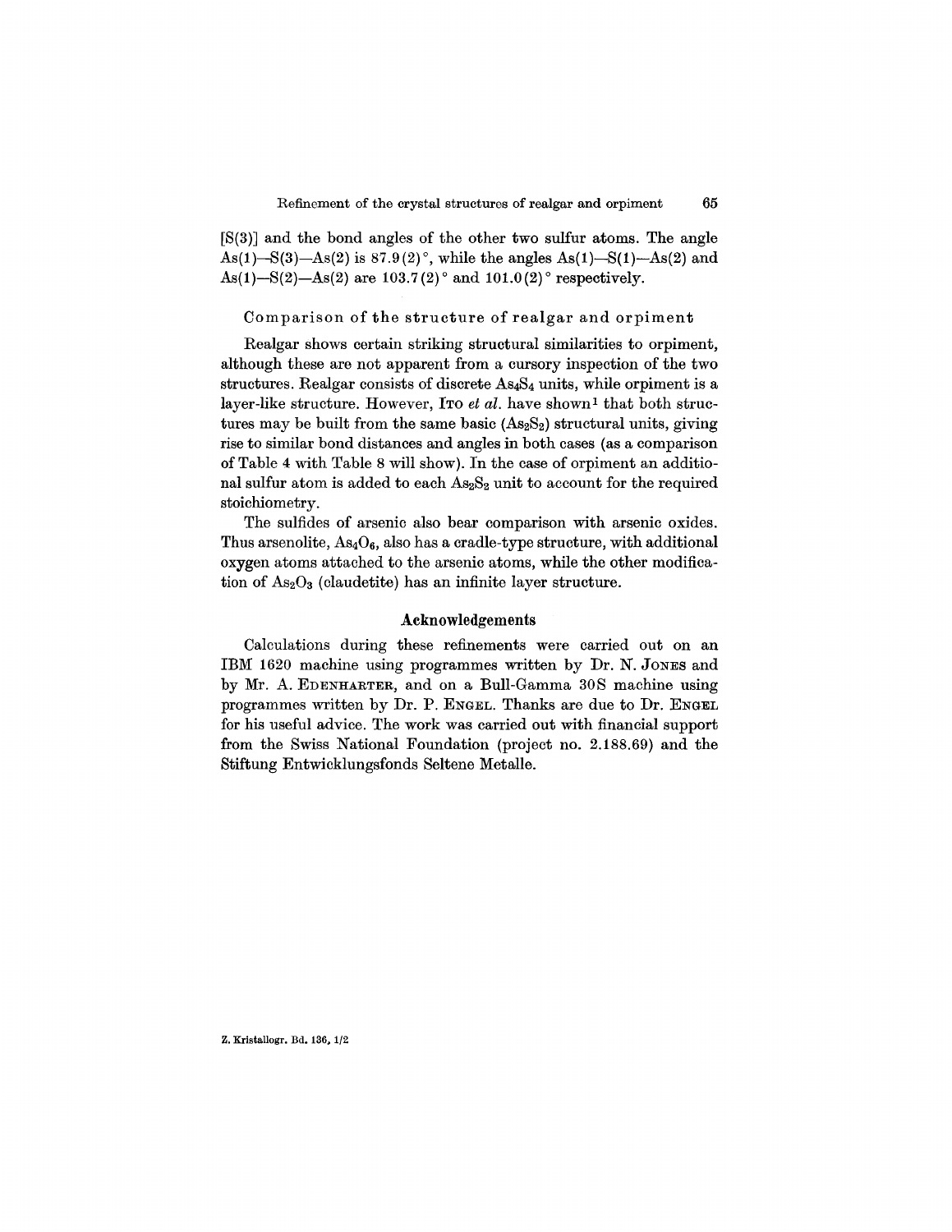[S(3)] and the bond angles of the other two sulfur atoms. The angle As(1)—S(3)—As(2) is 87.9(2)°, while the angles As(1)—S(1)—As(2) and As(1)—S(2)—As(2) are 103.7(2)° and 101.0(2)° respectively.

## Comparison of the structure of realgar and orpiment

Realgar shows certain striking structural similarities to orpiment, although these are not apparent from a cursory inspection of the two structures. Realgar consists of discrete $As_4S_4$ units, while orpiment is a layer-like structure. However, ITO *et al.* have shown[1] that both structures may be built from the same basic ($As_2S_2$) structural units, giving rise to similar bond distances and angles in both cases (as a comparison of Table 4 with Table 8 will show). In the case of orpiment an additional sulfur atom is added to each $As_2S_2$ unit to account for the required stoichiometry.

The sulfides of arsenic also bear comparison with arsenic oxides. Thus arsenolite, $As_4O_6$, also has a cradle-type structure, with additional oxygen atoms attached to the arsenic atoms, while the other modification of $As_2O_3$ (claudetite) has an infinite layer structure.

## Acknowledgements

Calculations during these refinements were carried out on an IBM 1620 machine using programmes written by Dr. N. JONES and by Mr. A. EDENHARTER, and on a Bull-Gamma 30S machine using programmes written by Dr. P. ENGEL. Thanks are due to Dr. ENGEL for his useful advice. The work was carried out with financial support from the Swiss National Foundation (project no. 2.188.69) and the Stiftung Entwicklungsfonds Seltene Metalle.